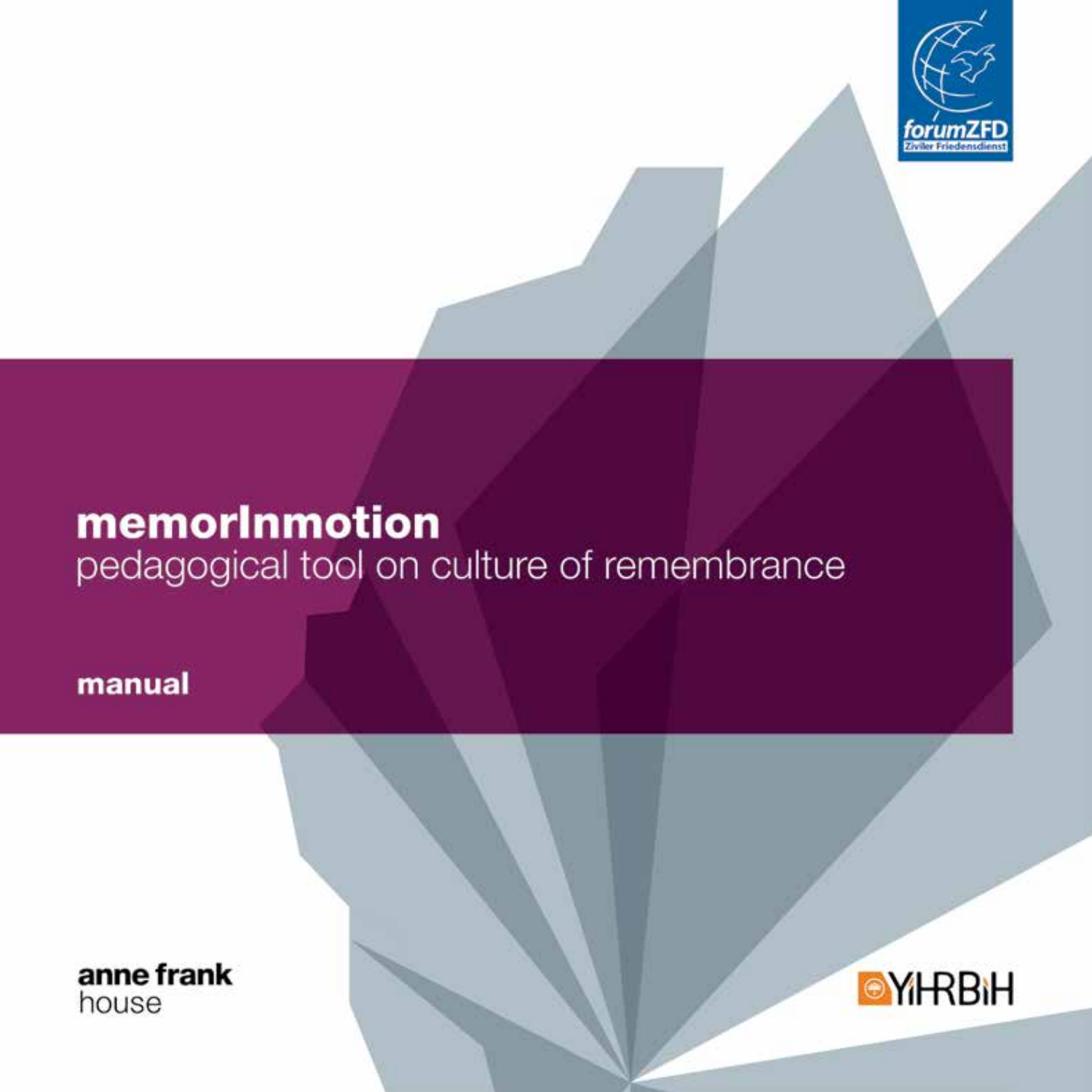# memorInmotion

pedagogical tool on culture of remembrance

**manual**

forumZFD
Ziviler Friedensdienst

anne frank
house

YIHRBIH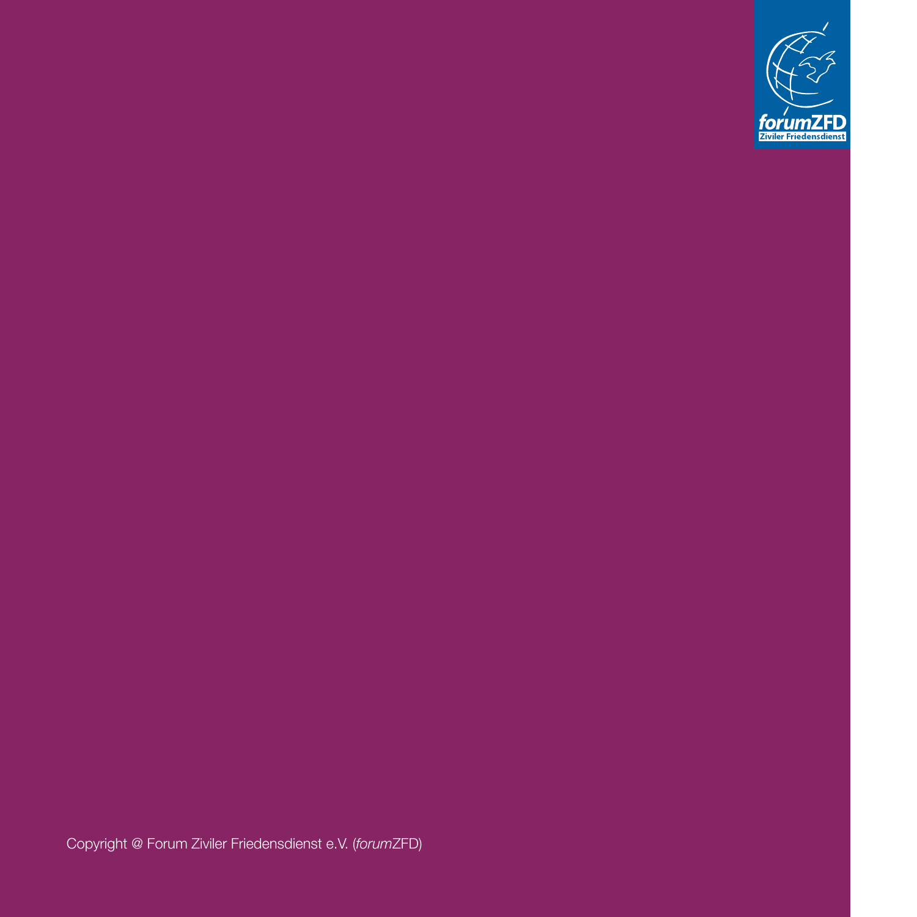forumZFD
Ziviler Friedensdienst

Copyright @ Forum Ziviler Friedensdienst e.V. (*forum*ZFD)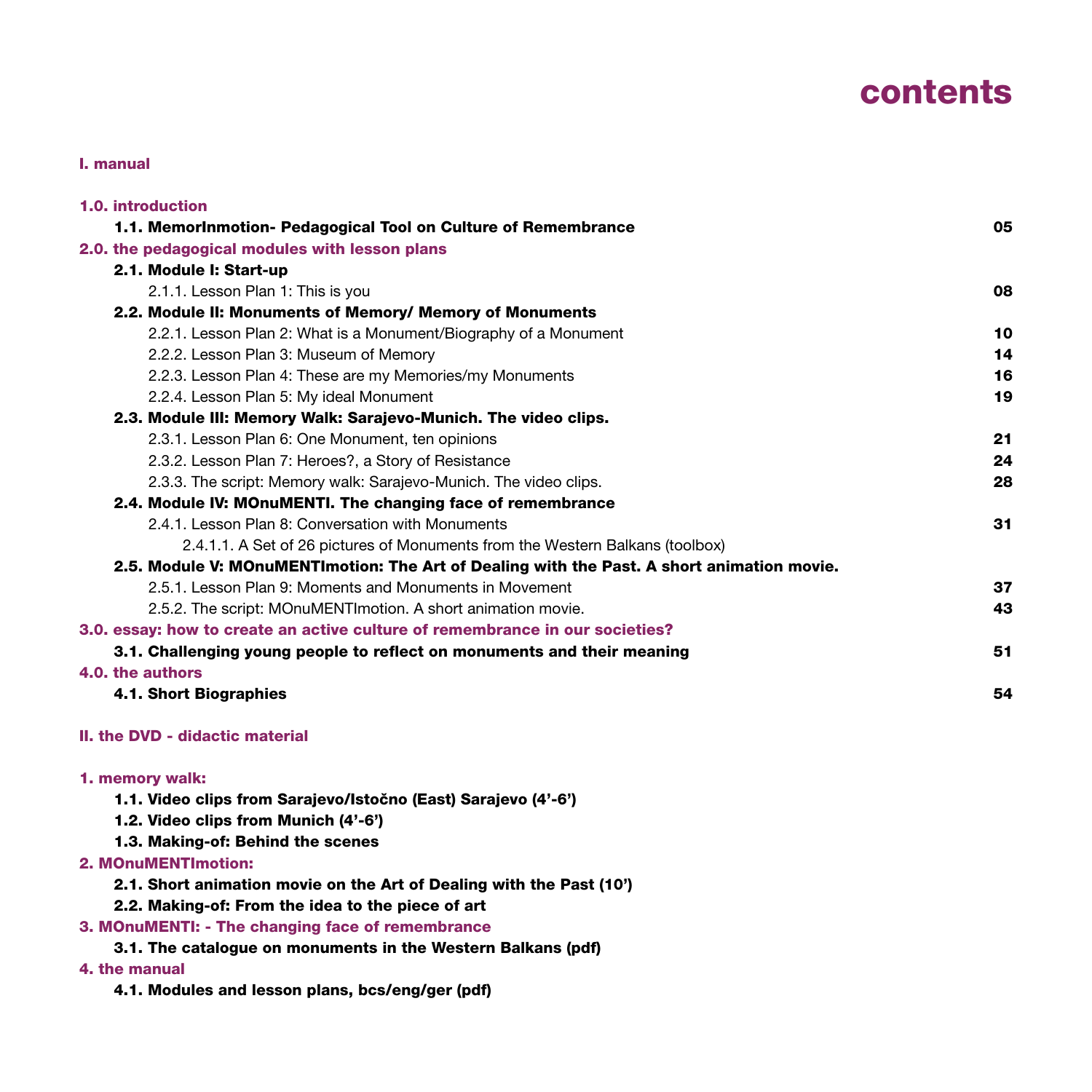# contents

## I. manual

| | |
|---|---|
| **1.0. introduction** | |
| **1.1. MemorInmotion- Pedagogical Tool on Culture of Remembrance** | **05** |
| **2.0. the pedagogical modules with lesson plans** | |
| **2.1. Module I: Start-up** | |
| 2.1.1. Lesson Plan 1: This is you | **08** |
| **2.2. Module II: Monuments of Memory/ Memory of Monuments** | |
| 2.2.1. Lesson Plan 2: What is a Monument/Biography of a Monument | **10** |
| 2.2.2. Lesson Plan 3: Museum of Memory | **14** |
| 2.2.3. Lesson Plan 4: These are my Memories/my Monuments | **16** |
| 2.2.4. Lesson Plan 5: My ideal Monument | **19** |
| **2.3. Module III: Memory Walk: Sarajevo-Munich. The video clips.** | |
| 2.3.1. Lesson Plan 6: One Monument, ten opinions | **21** |
| 2.3.2. Lesson Plan 7: Heroes?, a Story of Resistance | **24** |
| 2.3.3. The script: Memory walk: Sarajevo-Munich. The video clips. | **28** |
| **2.4. Module IV: MOnuMENTI. The changing face of remembrance** | |
| 2.4.1. Lesson Plan 8: Conversation with Monuments | **31** |
| 2.4.1.1. A Set of 26 pictures of Monuments from the Western Balkans (toolbox) | |
| **2.5. Module V: MOnuMENTImotion: The Art of Dealing with the Past. A short animation movie.** | |
| 2.5.1. Lesson Plan 9: Moments and Monuments in Movement | **37** |
| 2.5.2. The script: MOnuMENTImotion. A short animation movie. | **43** |
| **3.0. essay: how to create an active culture of remembrance in our societies?** | |
| **3.1. Challenging young people to reflect on monuments and their meaning** | **51** |
| **4.0. the authors** | |
| **4.1. Short Biographies** | **54** |

## II. the DVD - didactic material

**1. memory walk:**
- **1.1. Video clips from Sarajevo/Istočno (East) Sarajevo (4'-6')**
- **1.2. Video clips from Munich (4'-6')**
- **1.3. Making-of: Behind the scenes**

**2. MOnuMENTImotion:**
- **2.1. Short animation movie on the Art of Dealing with the Past (10')**
- **2.2. Making-of: From the idea to the piece of art**

**3. MOnuMENTI: - The changing face of remembrance**
- **3.1. The catalogue on monuments in the Western Balkans (pdf)**

**4. the manual**
- **4.1. Modules and lesson plans, bcs/eng/ger (pdf)**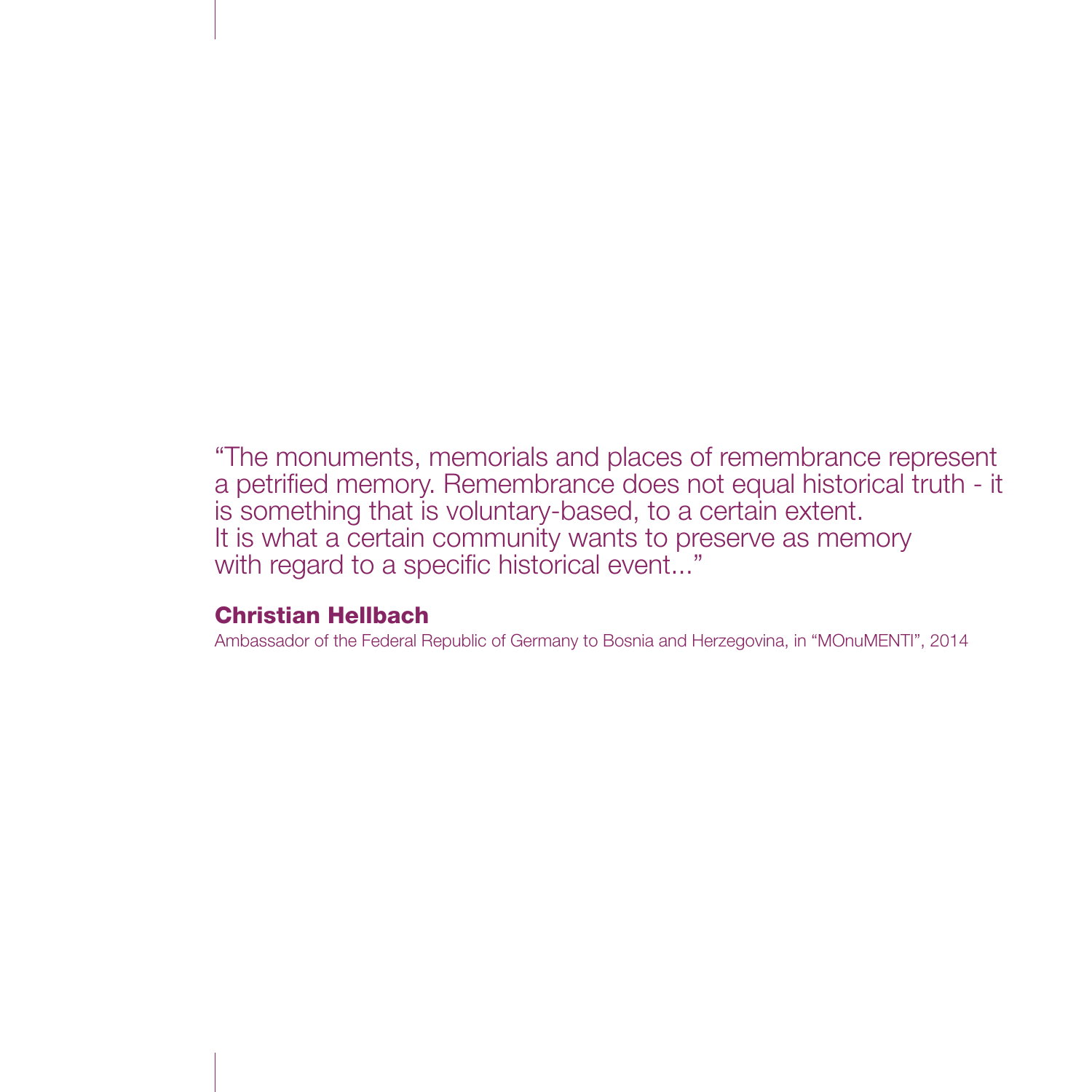"The monuments, memorials and places of remembrance represent a petrified memory. Remembrance does not equal historical truth - it is something that is voluntary-based, to a certain extent. It is what a certain community wants to preserve as memory with regard to a specific historical event..."

**Christian Hellbach**

Ambassador of the Federal Republic of Germany to Bosnia and Herzegovina, in "MOnuMENTI", 2014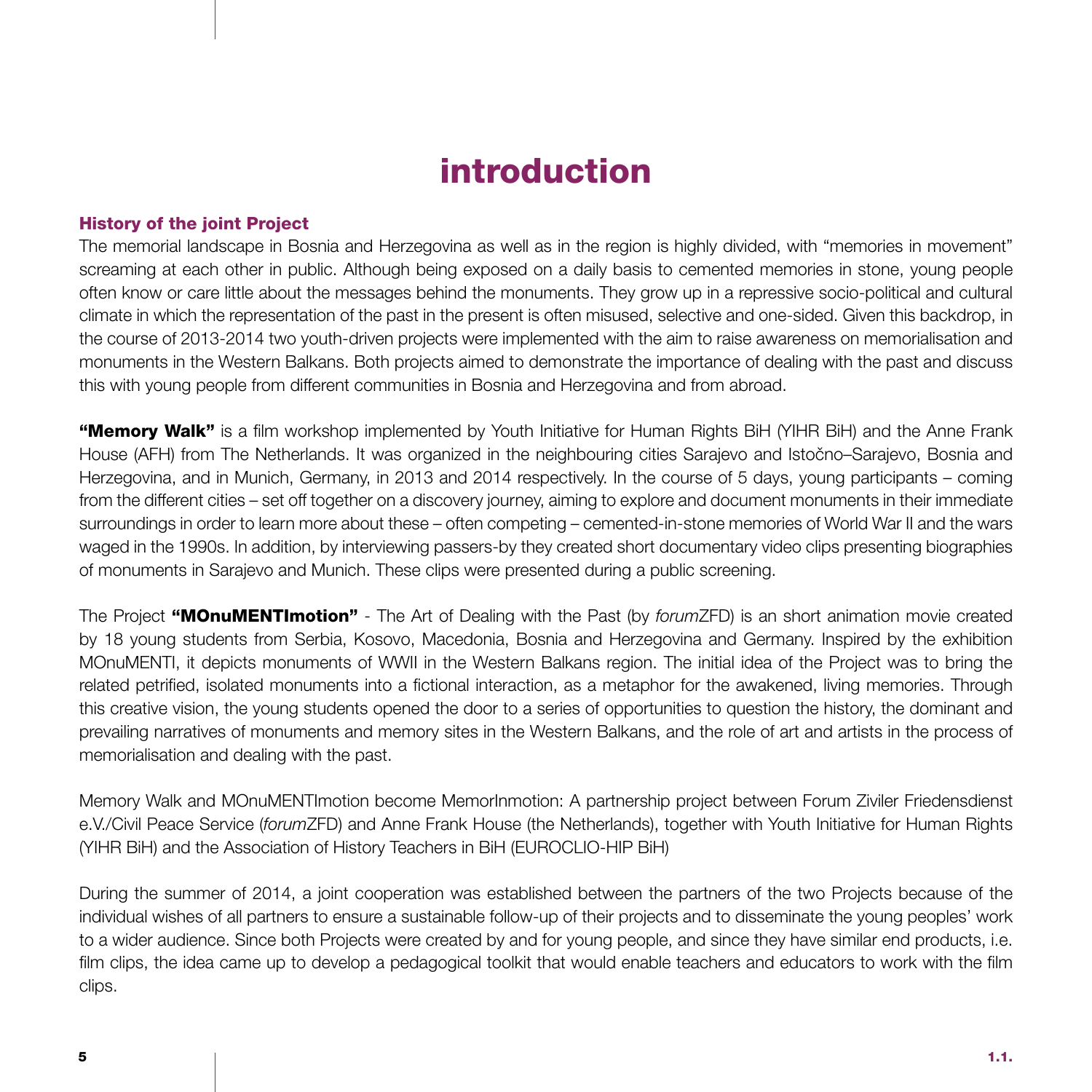# introduction

### History of the joint Project

The memorial landscape in Bosnia and Herzegovina as well as in the region is highly divided, with "memories in movement" screaming at each other in public. Although being exposed on a daily basis to cemented memories in stone, young people often know or care little about the messages behind the monuments. They grow up in a repressive socio-political and cultural climate in which the representation of the past in the present is often misused, selective and one-sided. Given this backdrop, in the course of 2013-2014 two youth-driven projects were implemented with the aim to raise awareness on memorialisation and monuments in the Western Balkans. Both projects aimed to demonstrate the importance of dealing with the past and discuss this with young people from different communities in Bosnia and Herzegovina and from abroad.

**"Memory Walk"** is a film workshop implemented by Youth Initiative for Human Rights BiH (YIHR BiH) and the Anne Frank House (AFH) from The Netherlands. It was organized in the neighbouring cities Sarajevo and Istočno–Sarajevo, Bosnia and Herzegovina, and in Munich, Germany, in 2013 and 2014 respectively. In the course of 5 days, young participants – coming from the different cities – set off together on a discovery journey, aiming to explore and document monuments in their immediate surroundings in order to learn more about these – often competing – cemented-in-stone memories of World War II and the wars waged in the 1990s. In addition, by interviewing passers-by they created short documentary video clips presenting biographies of monuments in Sarajevo and Munich. These clips were presented during a public screening.

The Project **"MOnuMENTImotion"** - The Art of Dealing with the Past (by *forum*ZFD) is an short animation movie created by 18 young students from Serbia, Kosovo, Macedonia, Bosnia and Herzegovina and Germany. Inspired by the exhibition MOnuMENTI, it depicts monuments of WWII in the Western Balkans region. The initial idea of the Project was to bring the related petrified, isolated monuments into a fictional interaction, as a metaphor for the awakened, living memories. Through this creative vision, the young students opened the door to a series of opportunities to question the history, the dominant and prevailing narratives of monuments and memory sites in the Western Balkans, and the role of art and artists in the process of memorialisation and dealing with the past.

Memory Walk and MOnuMENTImotion become MemorInmotion: A partnership project between Forum Ziviler Friedensdienst e.V./Civil Peace Service (*forum*ZFD) and Anne Frank House (the Netherlands), together with Youth Initiative for Human Rights (YIHR BiH) and the Association of History Teachers in BiH (EUROCLIO-HIP BiH)

During the summer of 2014, a joint cooperation was established between the partners of the two Projects because of the individual wishes of all partners to ensure a sustainable follow-up of their projects and to disseminate the young peoples' work to a wider audience. Since both Projects were created by and for young people, and since they have similar end products, i.e. film clips, the idea came up to develop a pedagogical toolkit that would enable teachers and educators to work with the film clips.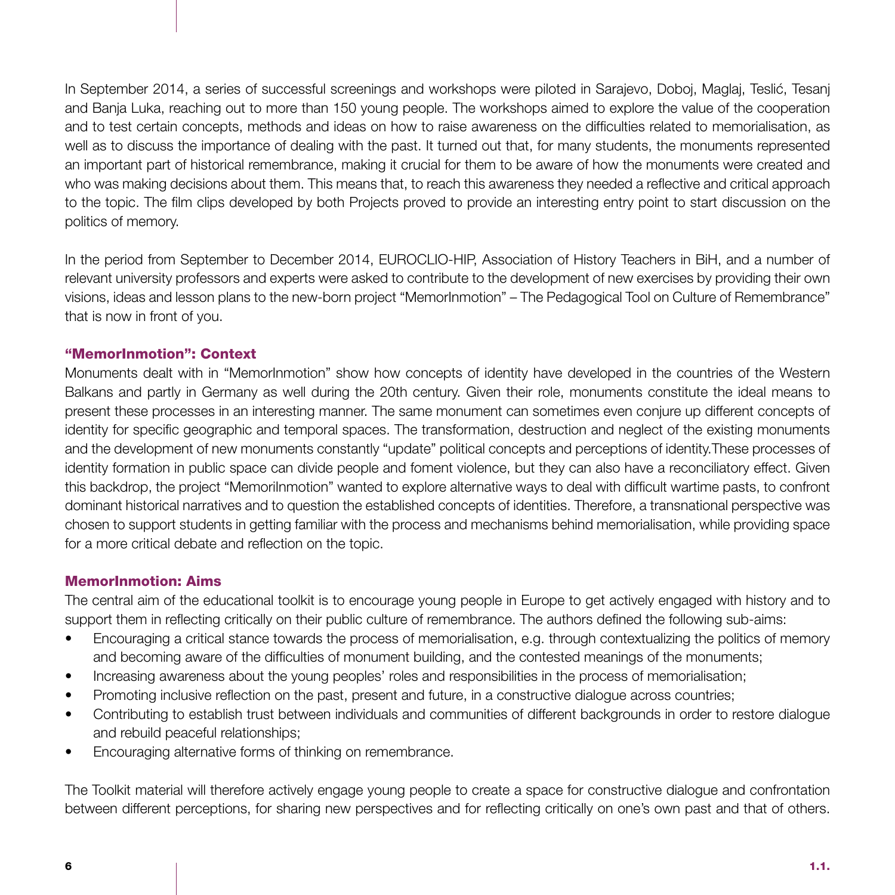In September 2014, a series of successful screenings and workshops were piloted in Sarajevo, Doboj, Maglaj, Teslić, Tesanj and Banja Luka, reaching out to more than 150 young people. The workshops aimed to explore the value of the cooperation and to test certain concepts, methods and ideas on how to raise awareness on the difficulties related to memorialisation, as well as to discuss the importance of dealing with the past. It turned out that, for many students, the monuments represented an important part of historical remembrance, making it crucial for them to be aware of how the monuments were created and who was making decisions about them. This means that, to reach this awareness they needed a reflective and critical approach to the topic. The film clips developed by both Projects proved to provide an interesting entry point to start discussion on the politics of memory.

In the period from September to December 2014, EUROCLIO-HIP, Association of History Teachers in BiH, and a number of relevant university professors and experts were asked to contribute to the development of new exercises by providing their own visions, ideas and lesson plans to the new-born project "MemorInmotion" – The Pedagogical Tool on Culture of Remembrance" that is now in front of you.

### "MemorInmotion": Context

Monuments dealt with in "MemorInmotion" show how concepts of identity have developed in the countries of the Western Balkans and partly in Germany as well during the 20th century. Given their role, monuments constitute the ideal means to present these processes in an interesting manner. The same monument can sometimes even conjure up different concepts of identity for specific geographic and temporal spaces. The transformation, destruction and neglect of the existing monuments and the development of new monuments constantly "update" political concepts and perceptions of identity.These processes of identity formation in public space can divide people and foment violence, but they can also have a reconciliatory effect. Given this backdrop, the project "MemoriInmotion" wanted to explore alternative ways to deal with difficult wartime pasts, to confront dominant historical narratives and to question the established concepts of identities. Therefore, a transnational perspective was chosen to support students in getting familiar with the process and mechanisms behind memorialisation, while providing space for a more critical debate and reflection on the topic.

### MemorInmotion: Aims

The central aim of the educational toolkit is to encourage young people in Europe to get actively engaged with history and to support them in reflecting critically on their public culture of remembrance. The authors defined the following sub-aims:

- Encouraging a critical stance towards the process of memorialisation, e.g. through contextualizing the politics of memory and becoming aware of the difficulties of monument building, and the contested meanings of the monuments;
- Increasing awareness about the young peoples' roles and responsibilities in the process of memorialisation;
- Promoting inclusive reflection on the past, present and future, in a constructive dialogue across countries;
- Contributing to establish trust between individuals and communities of different backgrounds in order to restore dialogue and rebuild peaceful relationships;
- Encouraging alternative forms of thinking on remembrance.

The Toolkit material will therefore actively engage young people to create a space for constructive dialogue and confrontation between different perceptions, for sharing new perspectives and for reflecting critically on one's own past and that of others.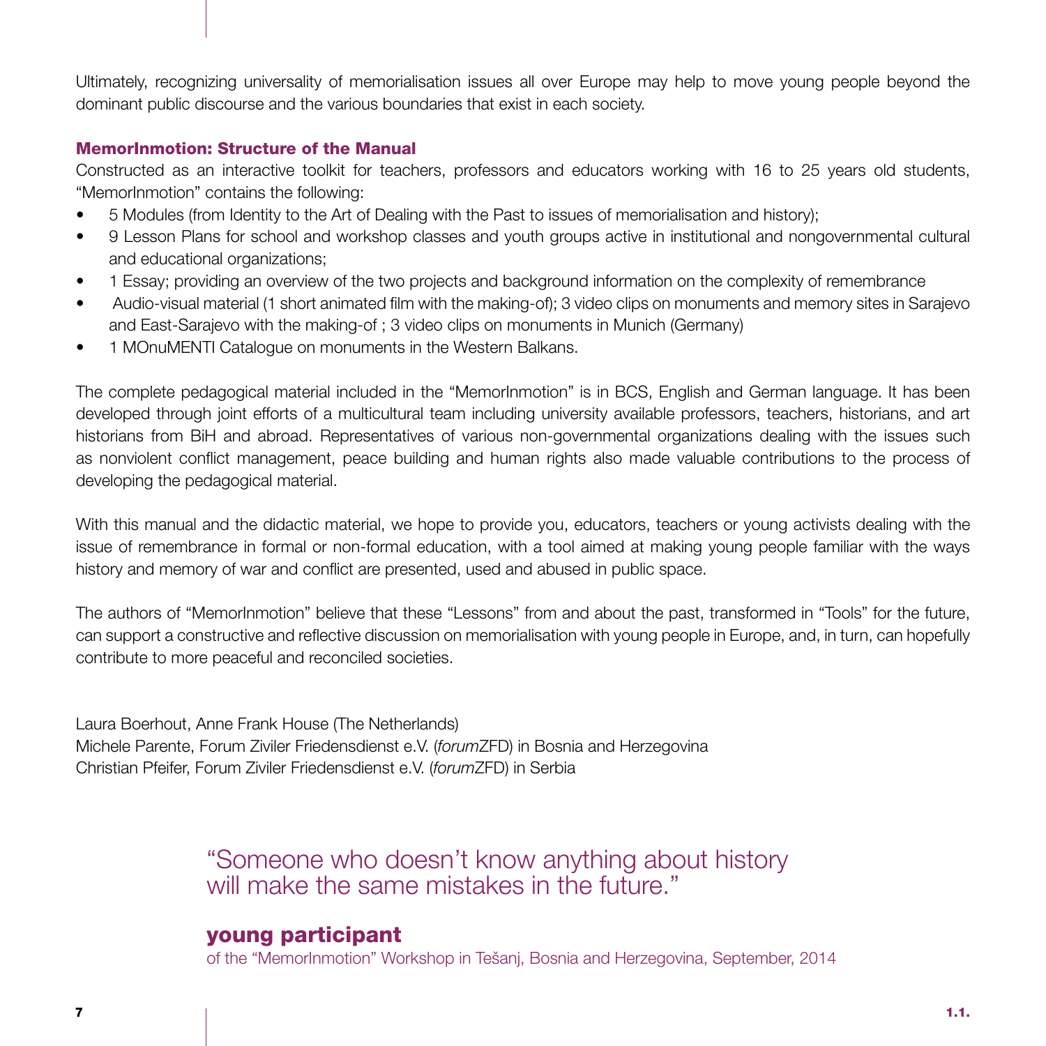Ultimately, recognizing universality of memorialisation issues all over Europe may help to move young people beyond the dominant public discourse and the various boundaries that exist in each society.

## MemorInmotion: Structure of the Manual

Constructed as an interactive toolkit for teachers, professors and educators working with 16 to 25 years old students, "MemorInmotion" contains the following:

- 5 Modules (from Identity to the Art of Dealing with the Past to issues of memorialisation and history);
- 9 Lesson Plans for school and workshop classes and youth groups active in institutional and nongovernmental cultural and educational organizations;
- 1 Essay; providing an overview of the two projects and background information on the complexity of remembrance
- Audio-visual material (1 short animated film with the making-of); 3 video clips on monuments and memory sites in Sarajevo and East-Sarajevo with the making-of ; 3 video clips on monuments in Munich (Germany)
- 1 MOnuMENTI Catalogue on monuments in the Western Balkans.

The complete pedagogical material included in the "MemorInmotion" is in BCS, English and German language. It has been developed through joint efforts of a multicultural team including university available professors, teachers, historians, and art historians from BiH and abroad. Representatives of various non-governmental organizations dealing with the issues such as nonviolent conflict management, peace building and human rights also made valuable contributions to the process of developing the pedagogical material.

With this manual and the didactic material, we hope to provide you, educators, teachers or young activists dealing with the issue of remembrance in formal or non-formal education, with a tool aimed at making young people familiar with the ways history and memory of war and conflict are presented, used and abused in public space.

The authors of "MemorInmotion" believe that these "Lessons" from and about the past, transformed in "Tools" for the future, can support a constructive and reflective discussion on memorialisation with young people in Europe, and, in turn, can hopefully contribute to more peaceful and reconciled societies.

Laura Boerhout, Anne Frank House (The Netherlands)
Michele Parente, Forum Ziviler Friedensdienst e.V. (*forum*ZFD) in Bosnia and Herzegovina
Christian Pfeifer, Forum Ziviler Friedensdienst e.V. (*forum*ZFD) in Serbia

"Someone who doesn't know anything about history will make the same mistakes in the future."

**young participant**
of the "MemorInmotion" Workshop in Tešanj, Bosnia and Herzegovina, September, 2014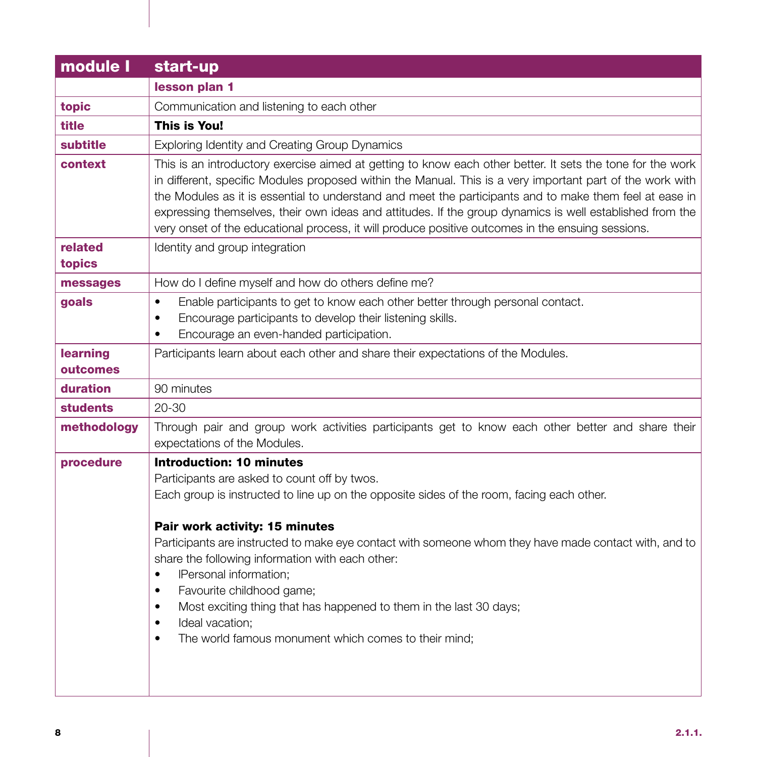| module I | start-up |
|---|---|
| | **lesson plan 1** |
| **topic** | Communication and listening to each other |
| **title** | **This is You!** |
| **subtitle** | Exploring Identity and Creating Group Dynamics |
| **context** | This is an introductory exercise aimed at getting to know each other better. It sets the tone for the work in different, specific Modules proposed within the Manual. This is a very important part of the work with the Modules as it is essential to understand and meet the participants and to make them feel at ease in expressing themselves, their own ideas and attitudes. If the group dynamics is well established from the very onset of the educational process, it will produce positive outcomes in the ensuing sessions. |
| **related topics** | Identity and group integration |
| **messages** | How do I define myself and how do others define me? |
| **goals** | • Enable participants to get to know each other better through personal contact.<br>• Encourage participants to develop their listening skills.<br>• Encourage an even-handed participation. |
| **learning outcomes** | Participants learn about each other and share their expectations of the Modules. |
| **duration** | 90 minutes |
| **students** | 20-30 |
| **methodology** | Through pair and group work activities participants get to know each other better and share their expectations of the Modules. |
| **procedure** | **Introduction: 10 minutes**<br>Participants are asked to count off by twos.<br>Each group is instructed to line up on the opposite sides of the room, facing each other.<br><br>**Pair work activity: 15 minutes**<br>Participants are instructed to make eye contact with someone whom they have made contact with, and to share the following information with each other:<br>• lPersonal information;<br>• Favourite childhood game;<br>• Most exciting thing that has happened to them in the last 30 days;<br>• Ideal vacation;<br>• The world famous monument which comes to their mind; |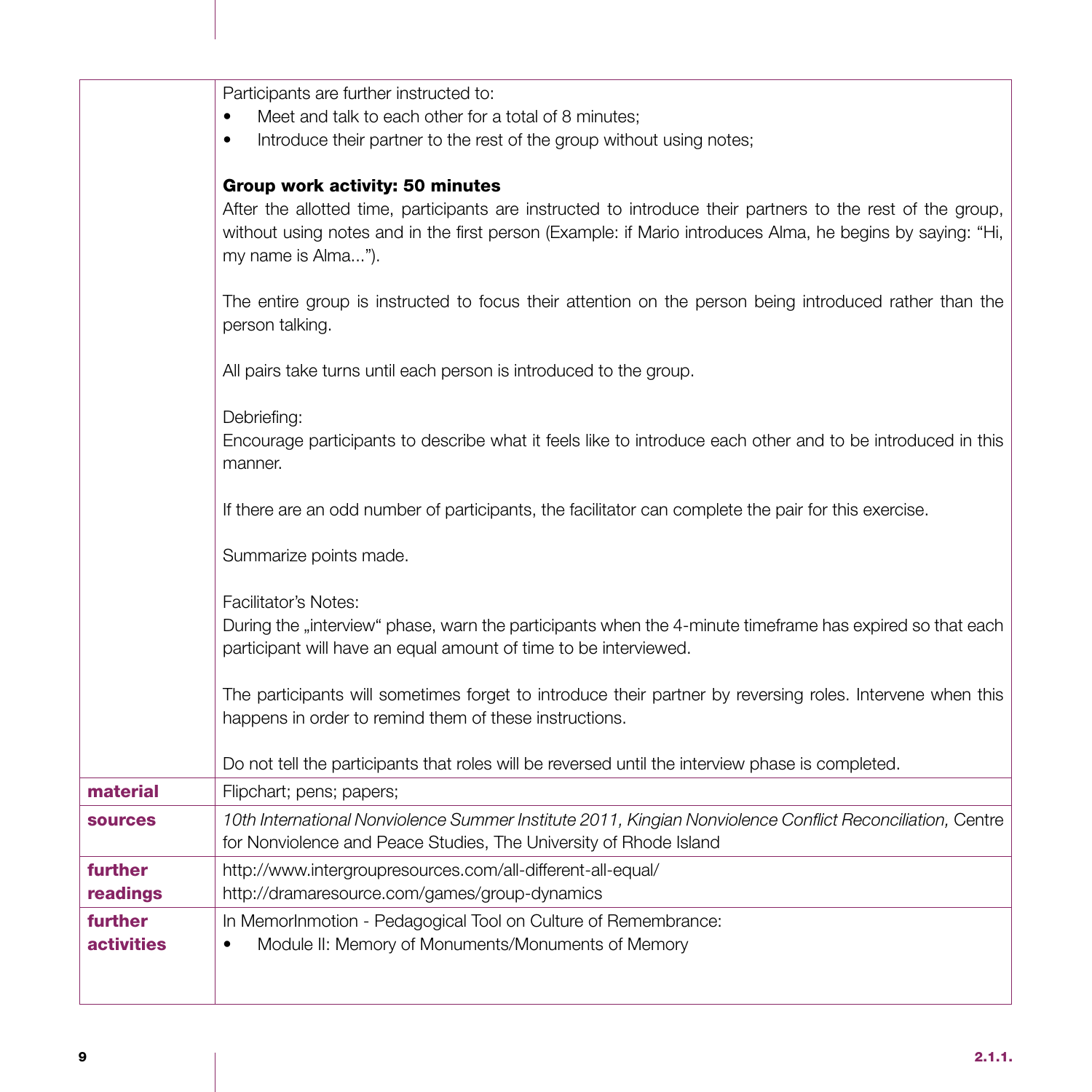| | |
|---|---|
| | Participants are further instructed to:<br>• Meet and talk to each other for a total of 8 minutes;<br>• Introduce their partner to the rest of the group without using notes;<br><br>**Group work activity: 50 minutes**<br>After the allotted time, participants are instructed to introduce their partners to the rest of the group, without using notes and in the first person (Example: if Mario introduces Alma, he begins by saying: "Hi, my name is Alma...").<br><br>The entire group is instructed to focus their attention on the person being introduced rather than the person talking.<br><br>All pairs take turns until each person is introduced to the group.<br><br>Debriefing:<br>Encourage participants to describe what it feels like to introduce each other and to be introduced in this manner.<br><br>If there are an odd number of participants, the facilitator can complete the pair for this exercise.<br><br>Summarize points made.<br><br>Facilitator's Notes:<br>During the „interview" phase, warn the participants when the 4-minute timeframe has expired so that each participant will have an equal amount of time to be interviewed.<br><br>The participants will sometimes forget to introduce their partner by reversing roles. Intervene when this happens in order to remind them of these instructions.<br><br>Do not tell the participants that roles will be reversed until the interview phase is completed. |
| **material** | Flipchart; pens; papers; |
| **sources** | *10th International Nonviolence Summer Institute 2011, Kingian Nonviolence Conflict Reconciliation,* Centre for Nonviolence and Peace Studies, The University of Rhode Island |
| **further readings** | http://www.intergroupresources.com/all-different-all-equal/<br>http://dramaresource.com/games/group-dynamics |
| **further activities** | In MemorInmotion - Pedagogical Tool on Culture of Remembrance:<br>• Module II: Memory of Monuments/Monuments of Memory |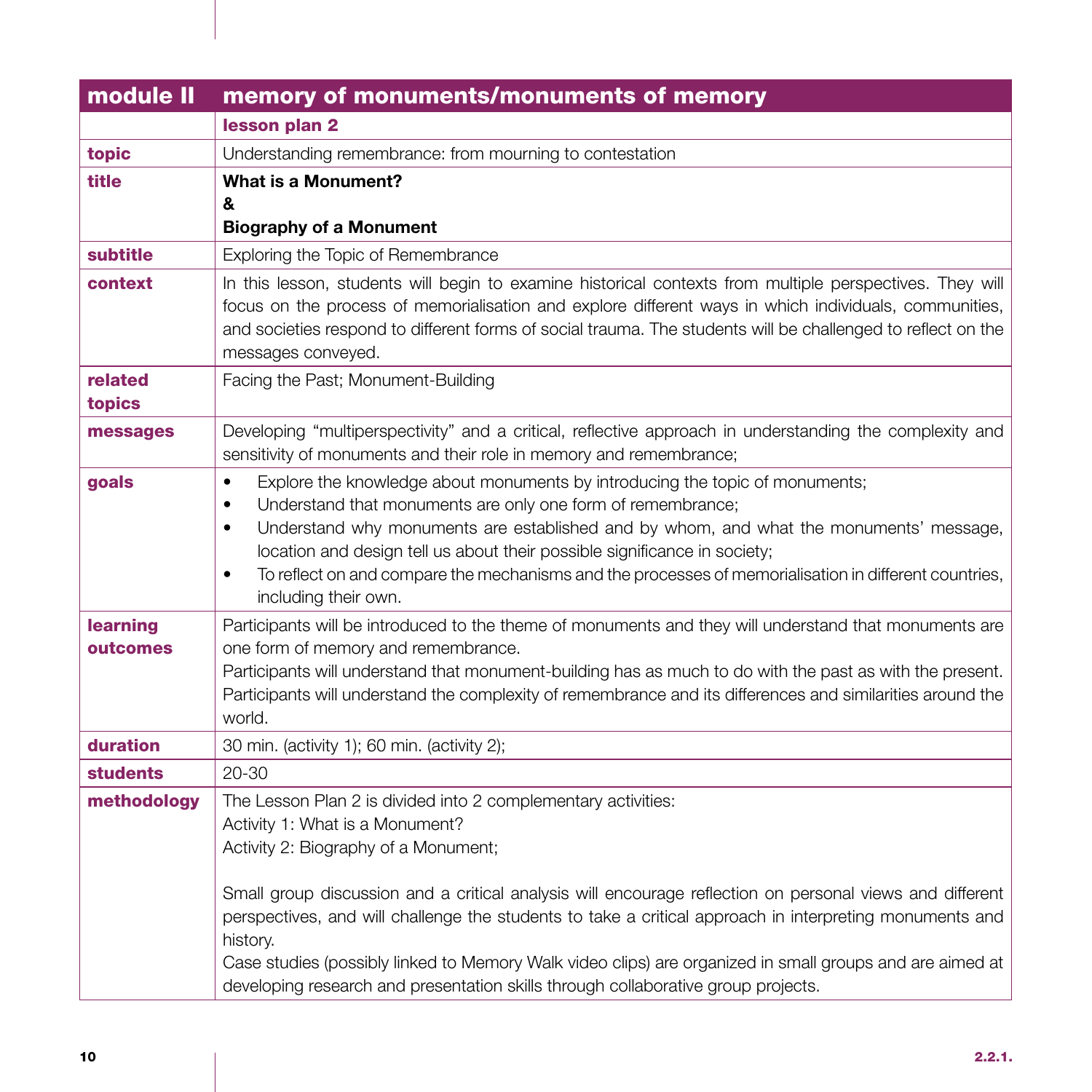| module II | memory of monuments/monuments of memory |
|---|---|
| | **lesson plan 2** |
| **topic** | Understanding remembrance: from mourning to contestation |
| **title** | **What is a Monument?**<br>**&**<br>**Biography of a Monument** |
| **subtitle** | Exploring the Topic of Remembrance |
| **context** | In this lesson, students will begin to examine historical contexts from multiple perspectives. They will focus on the process of memorialisation and explore different ways in which individuals, communities, and societies respond to different forms of social trauma. The students will be challenged to reflect on the messages conveyed. |
| **related topics** | Facing the Past; Monument-Building |
| **messages** | Developing "multiperspectivity" and a critical, reflective approach in understanding the complexity and sensitivity of monuments and their role in memory and remembrance; |
| **goals** | • Explore the knowledge about monuments by introducing the topic of monuments;<br>• Understand that monuments are only one form of remembrance;<br>• Understand why monuments are established and by whom, and what the monuments' message, location and design tell us about their possible significance in society;<br>• To reflect on and compare the mechanisms and the processes of memorialisation in different countries, including their own. |
| **learning outcomes** | Participants will be introduced to the theme of monuments and they will understand that monuments are one form of memory and remembrance.<br>Participants will understand that monument-building has as much to do with the past as with the present.<br>Participants will understand the complexity of remembrance and its differences and similarities around the world. |
| **duration** | 30 min. (activity 1); 60 min. (activity 2); |
| **students** | 20-30 |
| **methodology** | The Lesson Plan 2 is divided into 2 complementary activities:<br>Activity 1: What is a Monument?<br>Activity 2: Biography of a Monument;<br><br>Small group discussion and a critical analysis will encourage reflection on personal views and different perspectives, and will challenge the students to take a critical approach in interpreting monuments and history.<br>Case studies (possibly linked to Memory Walk video clips) are organized in small groups and are aimed at developing research and presentation skills through collaborative group projects. |

2.2.1.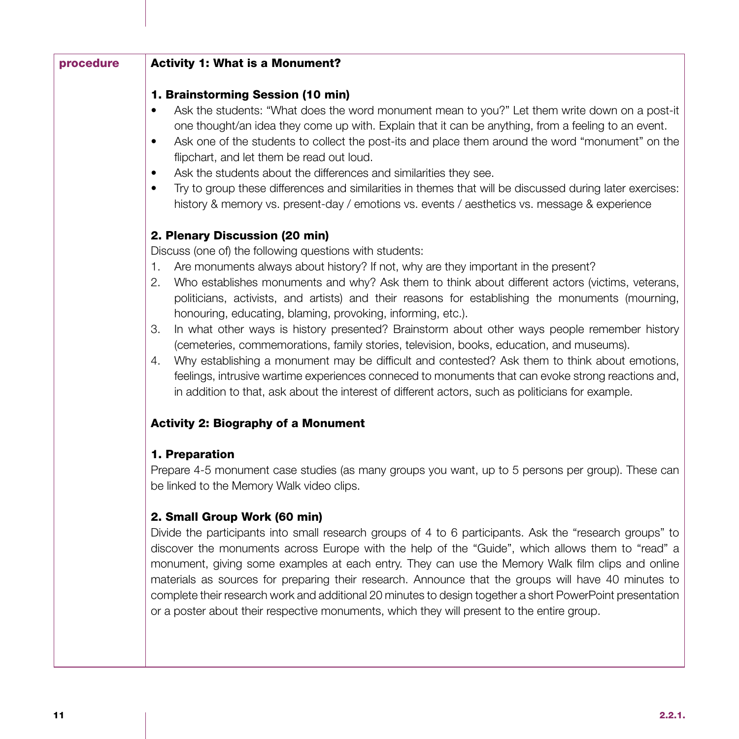**procedure**

### Activity 1: What is a Monument?

#### 1. Brainstorming Session (10 min)

- Ask the students: "What does the word monument mean to you?" Let them write down on a post-it one thought/an idea they come up with. Explain that it can be anything, from a feeling to an event.
- Ask one of the students to collect the post-its and place them around the word "monument" on the flipchart, and let them be read out loud.
- Ask the students about the differences and similarities they see.
- Try to group these differences and similarities in themes that will be discussed during later exercises: history & memory vs. present-day / emotions vs. events / aesthetics vs. message & experience

#### 2. Plenary Discussion (20 min)

Discuss (one of) the following questions with students:

1. Are monuments always about history? If not, why are they important in the present?
2. Who establishes monuments and why? Ask them to think about different actors (victims, veterans, politicians, activists, and artists) and their reasons for establishing the monuments (mourning, honouring, educating, blaming, provoking, informing, etc.).
3. In what other ways is history presented? Brainstorm about other ways people remember history (cemeteries, commemorations, family stories, television, books, education, and museums).
4. Why establishing a monument may be difficult and contested? Ask them to think about emotions, feelings, intrusive wartime experiences conneced to monuments that can evoke strong reactions and, in addition to that, ask about the interest of different actors, such as politicians for example.

### Activity 2: Biography of a Monument

#### 1. Preparation

Prepare 4-5 monument case studies (as many groups you want, up to 5 persons per group). These can be linked to the Memory Walk video clips.

#### 2. Small Group Work (60 min)

Divide the participants into small research groups of 4 to 6 participants. Ask the "research groups" to discover the monuments across Europe with the help of the "Guide", which allows them to "read" a monument, giving some examples at each entry. They can use the Memory Walk film clips and online materials as sources for preparing their research. Announce that the groups will have 40 minutes to complete their research work and additional 20 minutes to design together a short PowerPoint presentation or a poster about their respective monuments, which they will present to the entire group.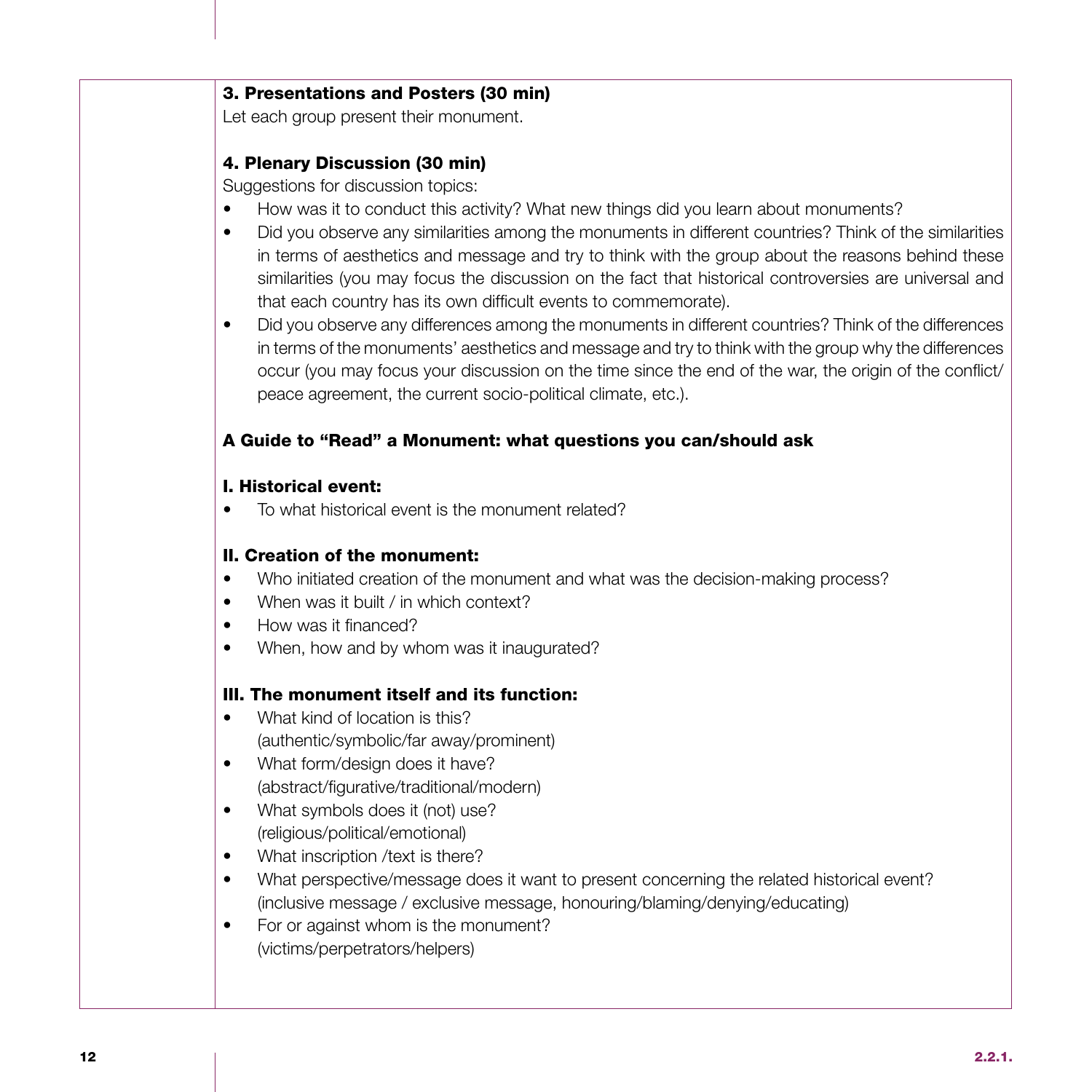**3. Presentations and Posters (30 min)**

Let each group present their monument.

**4. Plenary Discussion (30 min)**

Suggestions for discussion topics:

- How was it to conduct this activity? What new things did you learn about monuments?
- Did you observe any similarities among the monuments in different countries? Think of the similarities in terms of aesthetics and message and try to think with the group about the reasons behind these similarities (you may focus the discussion on the fact that historical controversies are universal and that each country has its own difficult events to commemorate).
- Did you observe any differences among the monuments in different countries? Think of the differences in terms of the monuments' aesthetics and message and try to think with the group why the differences occur (you may focus your discussion on the time since the end of the war, the origin of the conflict/peace agreement, the current socio-political climate, etc.).

**A Guide to "Read" a Monument: what questions you can/should ask**

**I. Historical event:**

- To what historical event is the monument related?

**II. Creation of the monument:**

- Who initiated creation of the monument and what was the decision-making process?
- When was it built / in which context?
- How was it financed?
- When, how and by whom was it inaugurated?

**III. The monument itself and its function:**

- What kind of location is this?
  (authentic/symbolic/far away/prominent)
- What form/design does it have?
  (abstract/figurative/traditional/modern)
- What symbols does it (not) use?
  (religious/political/emotional)
- What inscription /text is there?
- What perspective/message does it want to present concerning the related historical event?
  (inclusive message / exclusive message, honouring/blaming/denying/educating)
- For or against whom is the monument?
  (victims/perpetrators/helpers)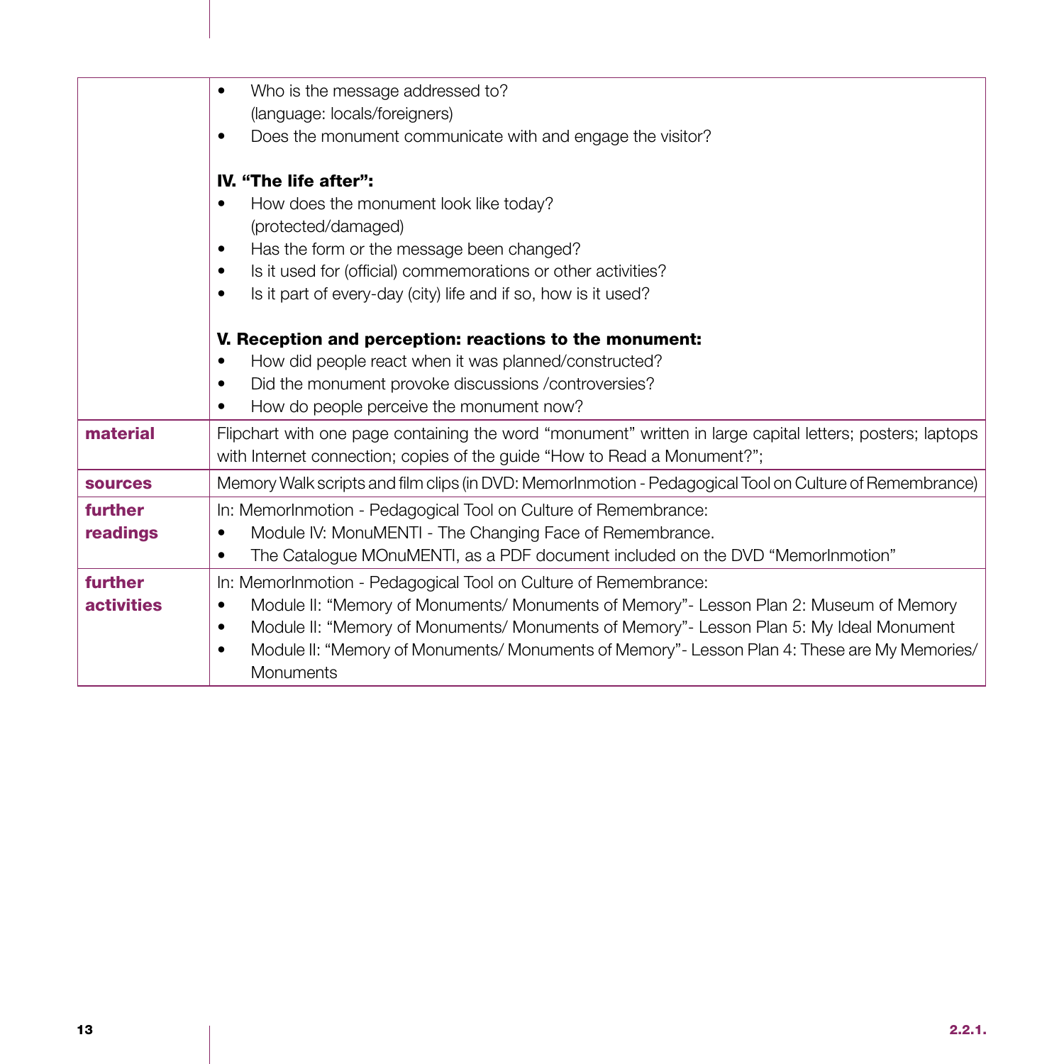| | |
|---|---|
| | • Who is the message addressed to? (language: locals/foreigners)<br>• Does the monument communicate with and engage the visitor?<br><br>**IV. "The life after":**<br>• How does the monument look like today? (protected/damaged)<br>• Has the form or the message been changed?<br>• Is it used for (official) commemorations or other activities?<br>• Is it part of every-day (city) life and if so, how is it used?<br><br>**V. Reception and perception: reactions to the monument:**<br>• How did people react when it was planned/constructed?<br>• Did the monument provoke discussions /controversies?<br>• How do people perceive the monument now? |
| **material** | Flipchart with one page containing the word "monument" written in large capital letters; posters; laptops with Internet connection; copies of the guide "How to Read a Monument?"; |
| **sources** | Memory Walk scripts and film clips (in DVD: MemorInmotion - Pedagogical Tool on Culture of Remembrance) |
| **further readings** | In: MemorInmotion - Pedagogical Tool on Culture of Remembrance:<br>• Module IV: MonuMENTI - The Changing Face of Remembrance.<br>• The Catalogue MOnuMENTI, as a PDF document included on the DVD "MemorInmotion" |
| **further activities** | In: MemorInmotion - Pedagogical Tool on Culture of Remembrance:<br>• Module II: "Memory of Monuments/ Monuments of Memory"- Lesson Plan 2: Museum of Memory<br>• Module II: "Memory of Monuments/ Monuments of Memory"- Lesson Plan 5: My Ideal Monument<br>• Module II: "Memory of Monuments/ Monuments of Memory"- Lesson Plan 4: These are My Memories/ Monuments |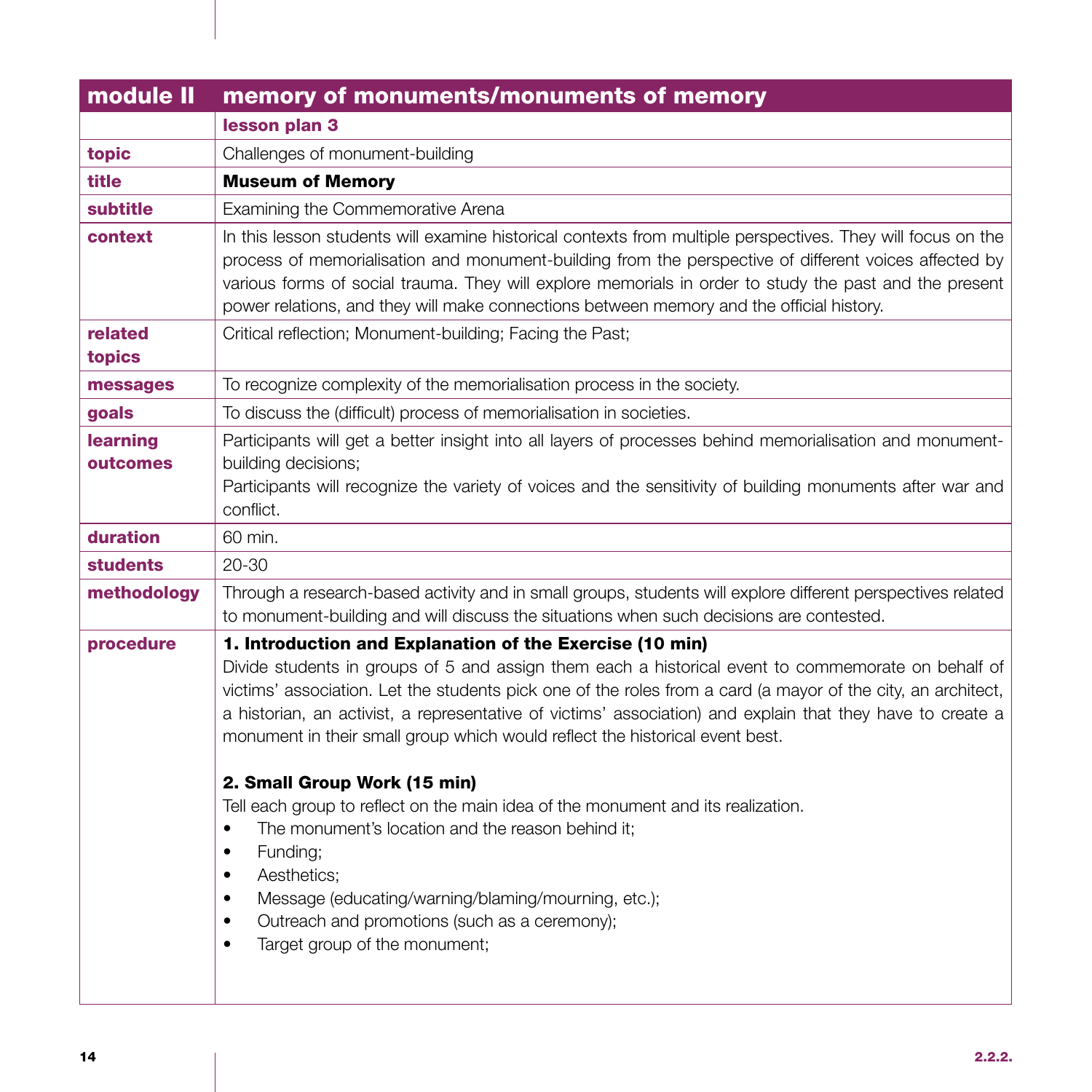| module II | memory of monuments/monuments of memory |
|---|---|
| | **lesson plan 3** |
| **topic** | Challenges of monument-building |
| **title** | **Museum of Memory** |
| **subtitle** | Examining the Commemorative Arena |
| **context** | In this lesson students will examine historical contexts from multiple perspectives. They will focus on the process of memorialisation and monument-building from the perspective of different voices affected by various forms of social trauma. They will explore memorials in order to study the past and the present power relations, and they will make connections between memory and the official history. |
| **related topics** | Critical reflection; Monument-building; Facing the Past; |
| **messages** | To recognize complexity of the memorialisation process in the society. |
| **goals** | To discuss the (difficult) process of memorialisation in societies. |
| **learning outcomes** | Participants will get a better insight into all layers of processes behind memorialisation and monument-building decisions;<br>Participants will recognize the variety of voices and the sensitivity of building monuments after war and conflict. |
| **duration** | 60 min. |
| **students** | 20-30 |
| **methodology** | Through a research-based activity and in small groups, students will explore different perspectives related to monument-building and will discuss the situations when such decisions are contested. |
| **procedure** | **1. Introduction and Explanation of the Exercise (10 min)**<br>Divide students in groups of 5 and assign them each a historical event to commemorate on behalf of victims' association. Let the students pick one of the roles from a card (a mayor of the city, an architect, a historian, an activist, a representative of victims' association) and explain that they have to create a monument in their small group which would reflect the historical event best.<br><br>**2. Small Group Work (15 min)**<br>Tell each group to reflect on the main idea of the monument and its realization.<br>• The monument's location and the reason behind it;<br>• Funding;<br>• Aesthetics;<br>• Message (educating/warning/blaming/mourning, etc.);<br>• Outreach and promotions (such as a ceremony);<br>• Target group of the monument; |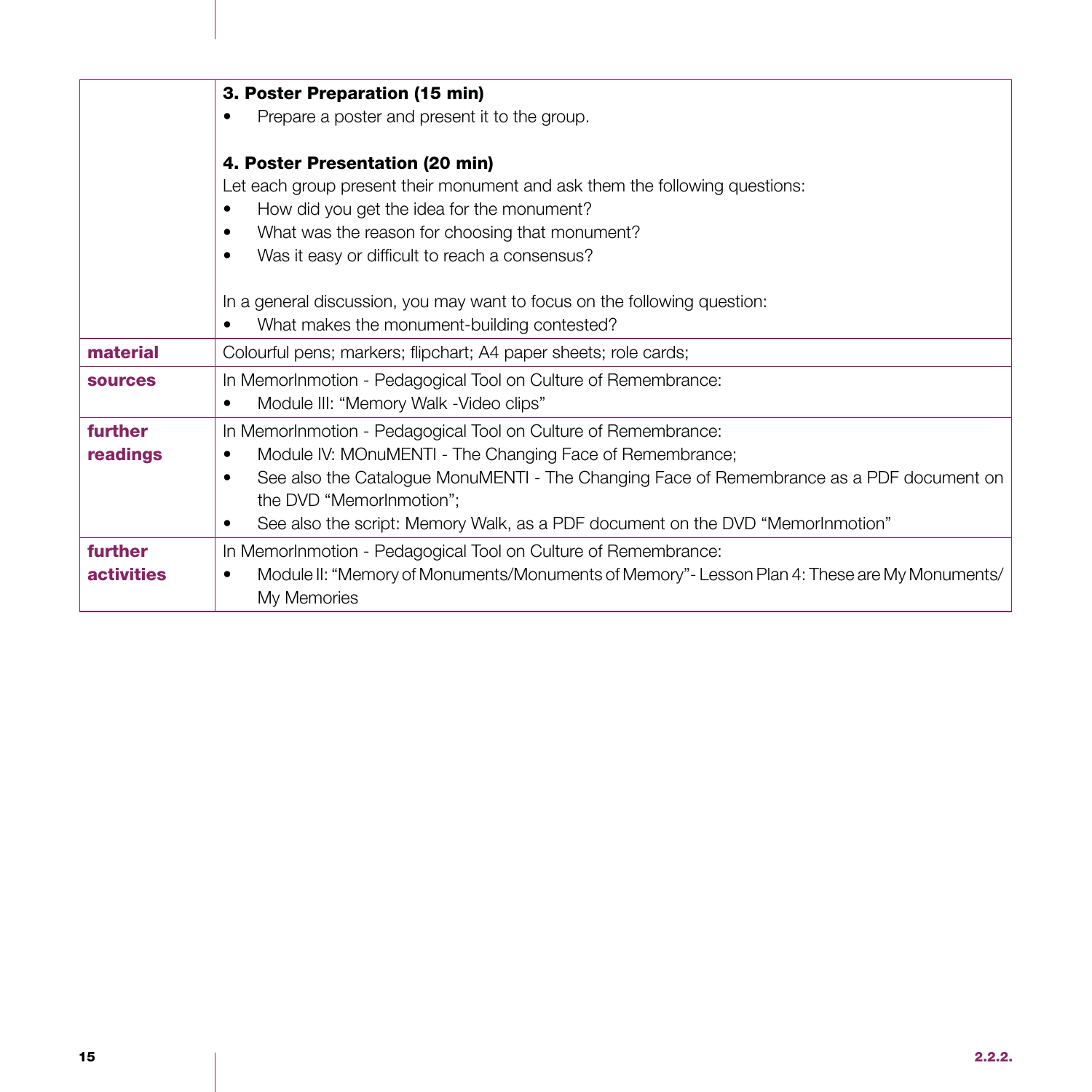| | |
|---|---|
| | **3. Poster Preparation (15 min)**<br>• Prepare a poster and present it to the group.<br><br>**4. Poster Presentation (20 min)**<br>Let each group present their monument and ask them the following questions:<br>• How did you get the idea for the monument?<br>• What was the reason for choosing that monument?<br>• Was it easy or difficult to reach a consensus?<br><br>In a general discussion, you may want to focus on the following question:<br>• What makes the monument-building contested? |
| **material** | Colourful pens; markers; flipchart; A4 paper sheets; role cards; |
| **sources** | In MemorInmotion - Pedagogical Tool on Culture of Remembrance:<br>• Module III: “Memory Walk -Video clips” |
| **further readings** | In MemorInmotion - Pedagogical Tool on Culture of Remembrance:<br>• Module IV: MOnuMENTI - The Changing Face of Remembrance;<br>• See also the Catalogue MonuMENTI - The Changing Face of Remembrance as a PDF document on the DVD “MemorInmotion”;<br>• See also the script: Memory Walk, as a PDF document on the DVD “MemorInmotion” |
| **further activities** | In MemorInmotion - Pedagogical Tool on Culture of Remembrance:<br>• Module II: “Memory of Monuments/Monuments of Memory”- Lesson Plan 4: These are My Monuments/ My Memories |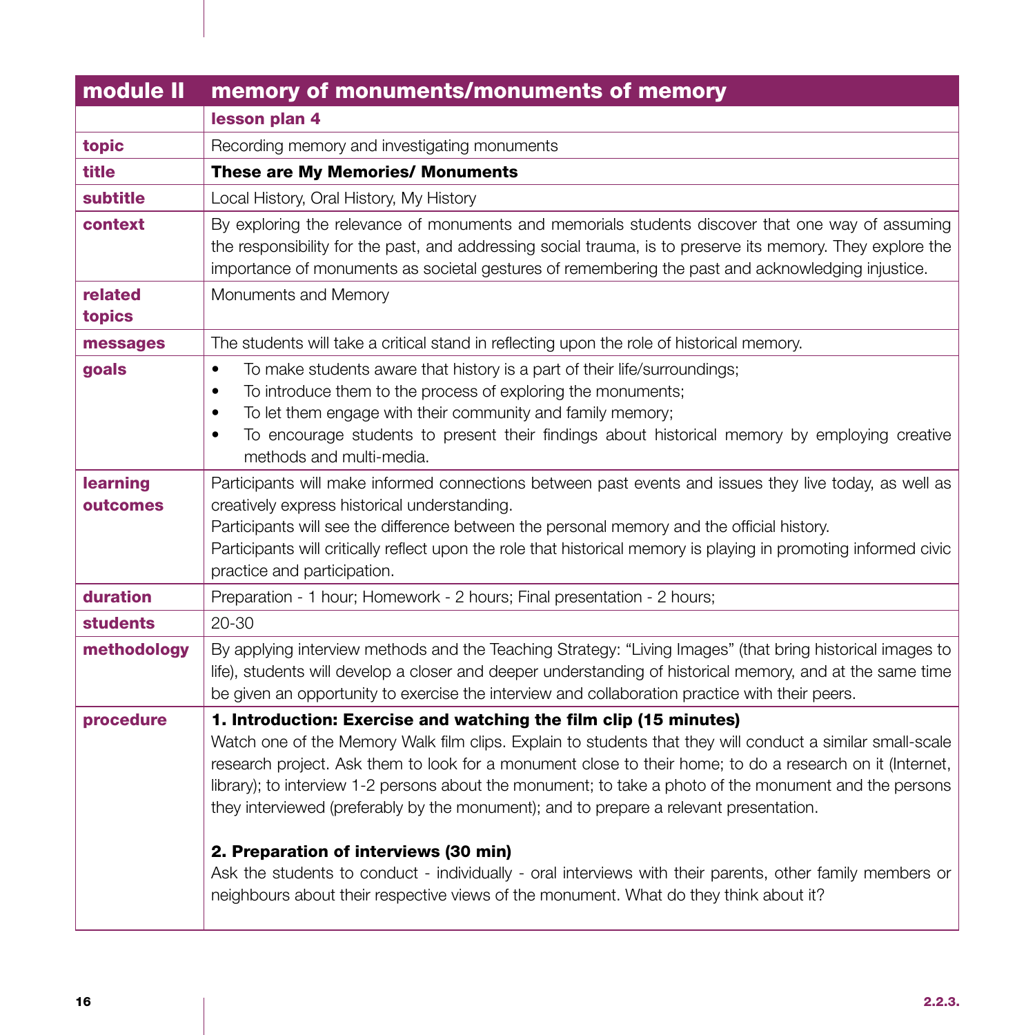| module II | memory of monuments/monuments of memory |
|---|---|
| | **lesson plan 4** |
| **topic** | Recording memory and investigating monuments |
| **title** | **These are My Memories/ Monuments** |
| **subtitle** | Local History, Oral History, My History |
| **context** | By exploring the relevance of monuments and memorials students discover that one way of assuming the responsibility for the past, and addressing social trauma, is to preserve its memory. They explore the importance of monuments as societal gestures of remembering the past and acknowledging injustice. |
| **related topics** | Monuments and Memory |
| **messages** | The students will take a critical stand in reflecting upon the role of historical memory. |
| **goals** | • To make students aware that history is a part of their life/surroundings;<br>• To introduce them to the process of exploring the monuments;<br>• To let them engage with their community and family memory;<br>• To encourage students to present their findings about historical memory by employing creative methods and multi-media. |
| **learning outcomes** | Participants will make informed connections between past events and issues they live today, as well as creatively express historical understanding.<br>Participants will see the difference between the personal memory and the official history.<br>Participants will critically reflect upon the role that historical memory is playing in promoting informed civic practice and participation. |
| **duration** | Preparation - 1 hour; Homework - 2 hours; Final presentation - 2 hours; |
| **students** | 20-30 |
| **methodology** | By applying interview methods and the Teaching Strategy: "Living Images" (that bring historical images to life), students will develop a closer and deeper understanding of historical memory, and at the same time be given an opportunity to exercise the interview and collaboration practice with their peers. |
| **procedure** | **1. Introduction: Exercise and watching the film clip (15 minutes)**<br>Watch one of the Memory Walk film clips. Explain to students that they will conduct a similar small-scale research project. Ask them to look for a monument close to their home; to do a research on it (Internet, library); to interview 1-2 persons about the monument; to take a photo of the monument and the persons they interviewed (preferably by the monument); and to prepare a relevant presentation.<br><br>**2. Preparation of interviews (30 min)**<br>Ask the students to conduct - individually - oral interviews with their parents, other family members or neighbours about their respective views of the monument. What do they think about it? |

2.2.3.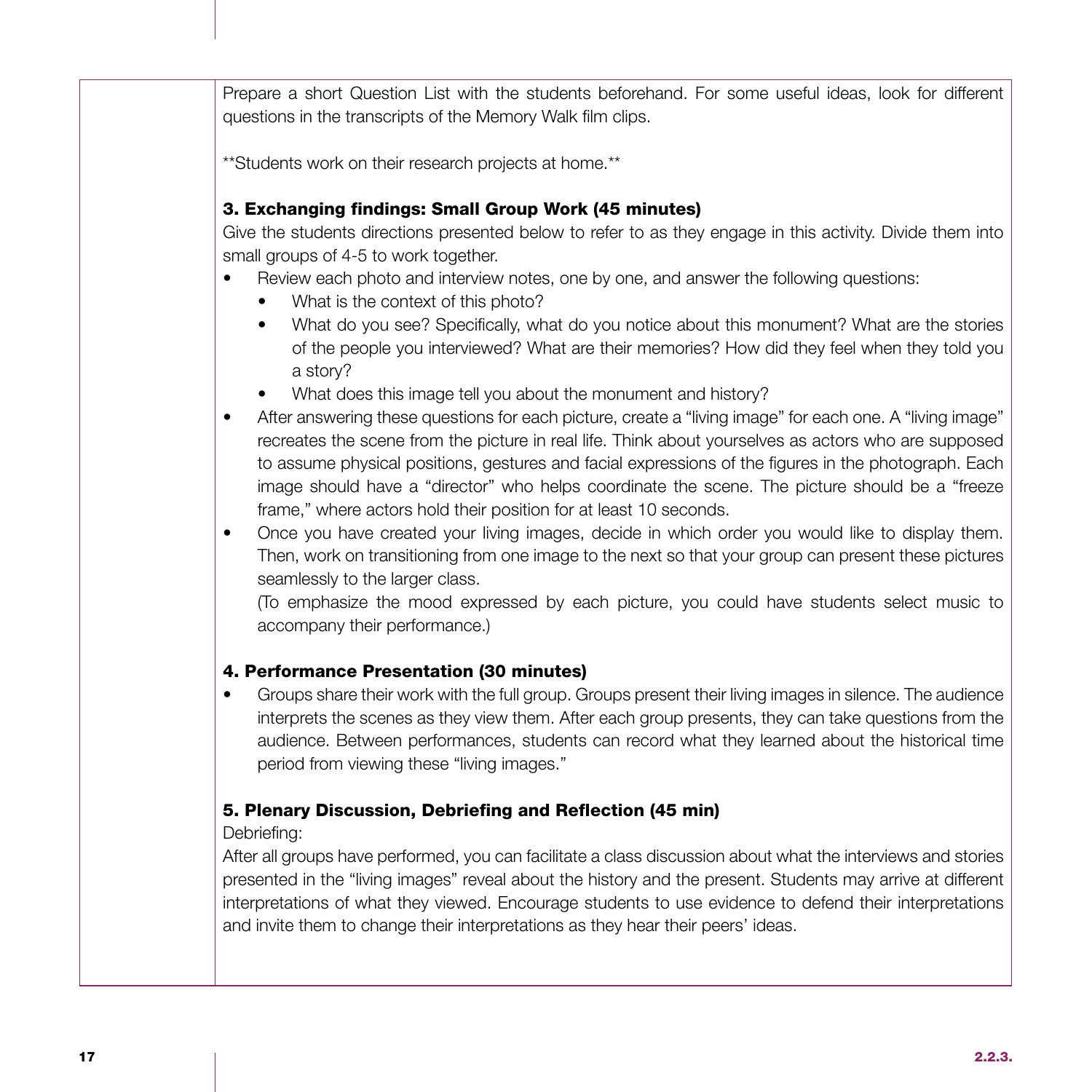Prepare a short Question List with the students beforehand. For some useful ideas, look for different questions in the transcripts of the Memory Walk film clips.

**Students work on their research projects at home.**

**3. Exchanging findings: Small Group Work (45 minutes)**

Give the students directions presented below to refer to as they engage in this activity. Divide them into small groups of 4-5 to work together.

- Review each photo and interview notes, one by one, and answer the following questions:
    - What is the context of this photo?
    - What do you see? Specifically, what do you notice about this monument? What are the stories of the people you interviewed? What are their memories? How did they feel when they told you a story?
    - What does this image tell you about the monument and history?
- After answering these questions for each picture, create a "living image" for each one. A "living image" recreates the scene from the picture in real life. Think about yourselves as actors who are supposed to assume physical positions, gestures and facial expressions of the figures in the photograph. Each image should have a "director" who helps coordinate the scene. The picture should be a "freeze frame," where actors hold their position for at least 10 seconds.
- Once you have created your living images, decide in which order you would like to display them. Then, work on transitioning from one image to the next so that your group can present these pictures seamlessly to the larger class.

  (To emphasize the mood expressed by each picture, you could have students select music to accompany their performance.)

**4. Performance Presentation (30 minutes)**

- Groups share their work with the full group. Groups present their living images in silence. The audience interprets the scenes as they view them. After each group presents, they can take questions from the audience. Between performances, students can record what they learned about the historical time period from viewing these "living images."

**5. Plenary Discussion, Debriefing and Reflection (45 min)**

Debriefing:

After all groups have performed, you can facilitate a class discussion about what the interviews and stories presented in the "living images" reveal about the history and the present. Students may arrive at different interpretations of what they viewed. Encourage students to use evidence to defend their interpretations and invite them to change their interpretations as they hear their peers' ideas.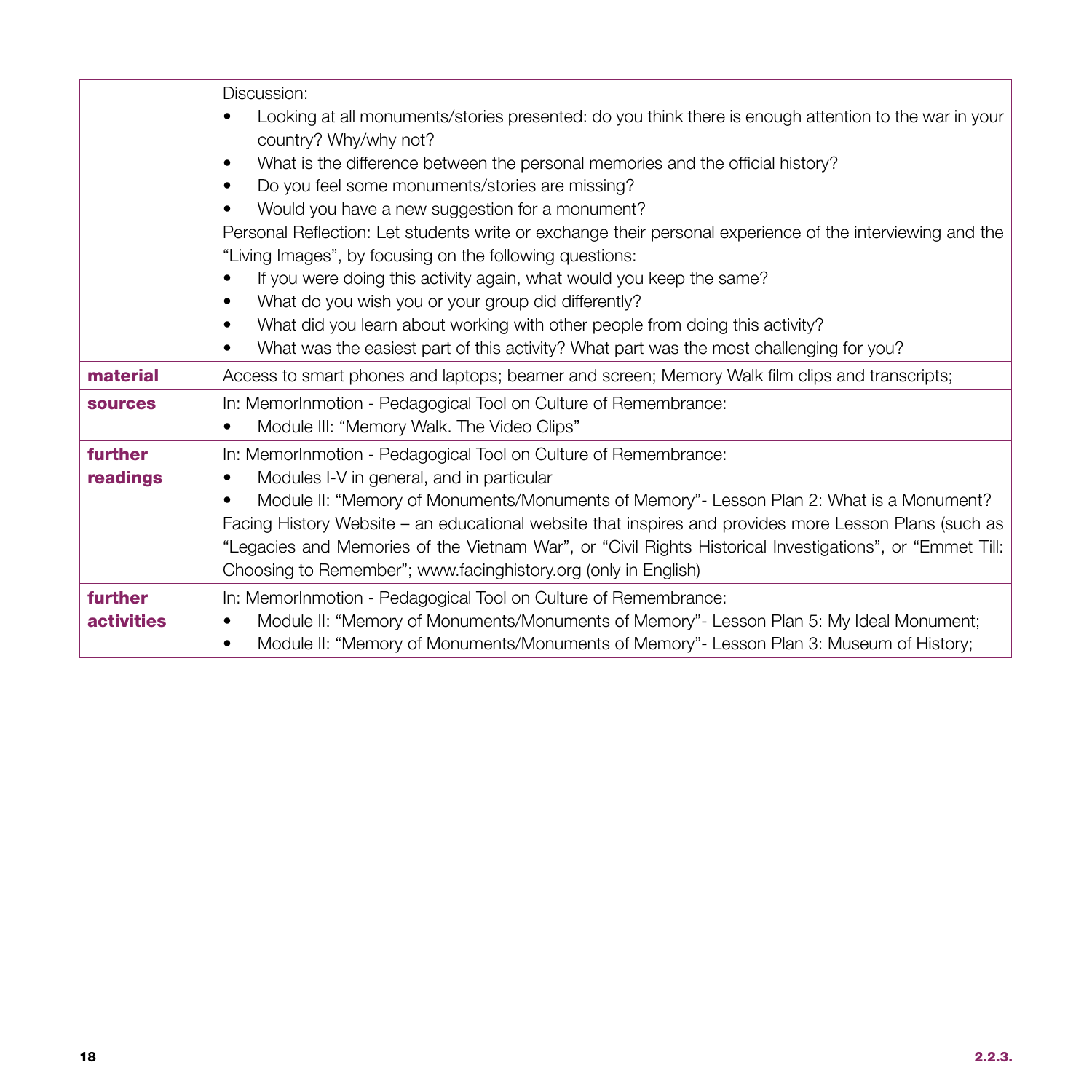| | |
|---|---|
| | Discussion:<br>• Looking at all monuments/stories presented: do you think there is enough attention to the war in your country? Why/why not?<br>• What is the difference between the personal memories and the official history?<br>• Do you feel some monuments/stories are missing?<br>• Would you have a new suggestion for a monument?<br>Personal Reflection: Let students write or exchange their personal experience of the interviewing and the "Living Images", by focusing on the following questions:<br>• If you were doing this activity again, what would you keep the same?<br>• What do you wish you or your group did differently?<br>• What did you learn about working with other people from doing this activity?<br>• What was the easiest part of this activity? What part was the most challenging for you? |
| **material** | Access to smart phones and laptops; beamer and screen; Memory Walk film clips and transcripts; |
| **sources** | In: MemorInmotion - Pedagogical Tool on Culture of Remembrance:<br>• Module III: "Memory Walk. The Video Clips" |
| **further readings** | In: MemorInmotion - Pedagogical Tool on Culture of Remembrance:<br>• Modules I-V in general, and in particular<br>• Module II: "Memory of Monuments/Monuments of Memory"- Lesson Plan 2: What is a Monument?<br>Facing History Website – an educational website that inspires and provides more Lesson Plans (such as "Legacies and Memories of the Vietnam War", or "Civil Rights Historical Investigations", or "Emmet Till: Choosing to Remember"; www.facinghistory.org (only in English) |
| **further activities** | In: MemorInmotion - Pedagogical Tool on Culture of Remembrance:<br>• Module II: "Memory of Monuments/Monuments of Memory"- Lesson Plan 5: My Ideal Monument;<br>• Module II: "Memory of Monuments/Monuments of Memory"- Lesson Plan 3: Museum of History; |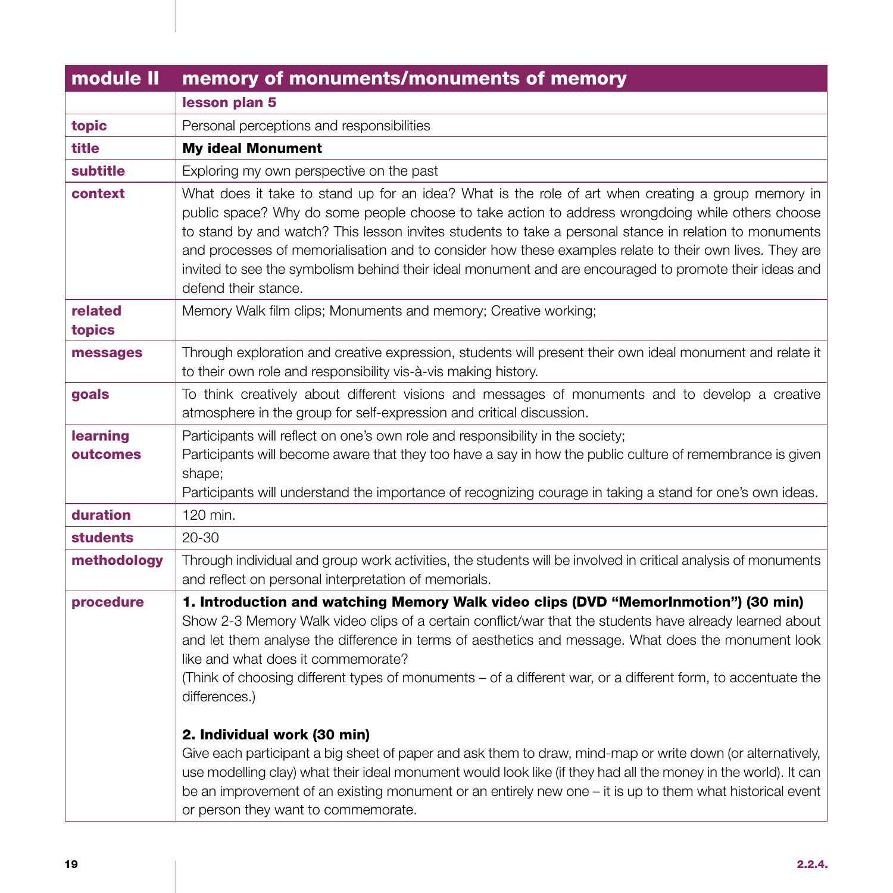| module II | memory of monuments/monuments of memory |
|---|---|
| | **lesson plan 5** |
| **topic** | Personal perceptions and responsibilities |
| **title** | **My ideal Monument** |
| **subtitle** | Exploring my own perspective on the past |
| **context** | What does it take to stand up for an idea? What is the role of art when creating a group memory in public space? Why do some people choose to take action to address wrongdoing while others choose to stand by and watch? This lesson invites students to take a personal stance in relation to monuments and processes of memorialisation and to consider how these examples relate to their own lives. They are invited to see the symbolism behind their ideal monument and are encouraged to promote their ideas and defend their stance. |
| **related topics** | Memory Walk film clips; Monuments and memory; Creative working; |
| **messages** | Through exploration and creative expression, students will present their own ideal monument and relate it to their own role and responsibility vis-à-vis making history. |
| **goals** | To think creatively about different visions and messages of monuments and to develop a creative atmosphere in the group for self-expression and critical discussion. |
| **learning outcomes** | Participants will reflect on one's own role and responsibility in the society;<br>Participants will become aware that they too have a say in how the public culture of remembrance is given shape;<br>Participants will understand the importance of recognizing courage in taking a stand for one's own ideas. |
| **duration** | 120 min. |
| **students** | 20-30 |
| **methodology** | Through individual and group work activities, the students will be involved in critical analysis of monuments and reflect on personal interpretation of memorials. |
| **procedure** | **1. Introduction and watching Memory Walk video clips (DVD "MemorInmotion") (30 min)**<br>Show 2-3 Memory Walk video clips of a certain conflict/war that the students have already learned about and let them analyse the difference in terms of aesthetics and message. What does the monument look like and what does it commemorate?<br>(Think of choosing different types of monuments – of a different war, or a different form, to accentuate the differences.)<br><br>**2. Individual work (30 min)**<br>Give each participant a big sheet of paper and ask them to draw, mind-map or write down (or alternatively, use modelling clay) what their ideal monument would look like (if they had all the money in the world). It can be an improvement of an existing monument or an entirely new one – it is up to them what historical event or person they want to commemorate. |

2.2.4.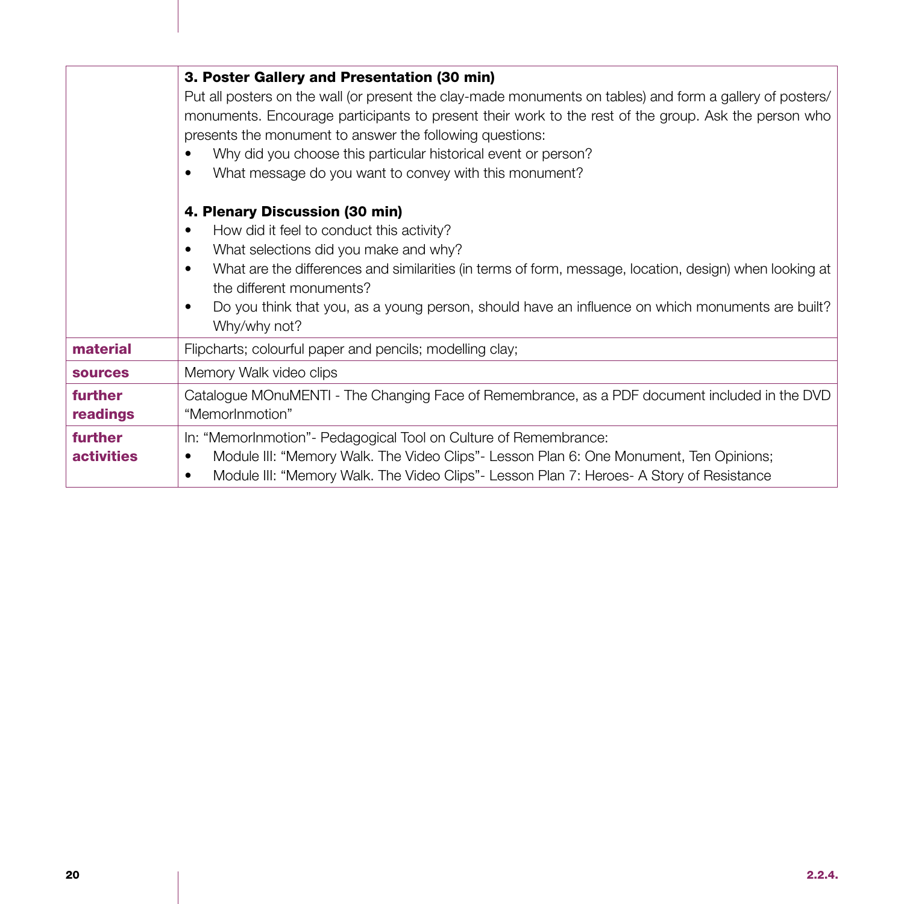| | |
|---|---|
| | **3. Poster Gallery and Presentation (30 min)**<br>Put all posters on the wall (or present the clay-made monuments on tables) and form a gallery of posters/ monuments. Encourage participants to present their work to the rest of the group. Ask the person who presents the monument to answer the following questions:<br>• Why did you choose this particular historical event or person?<br>• What message do you want to convey with this monument?<br><br>**4. Plenary Discussion (30 min)**<br>• How did it feel to conduct this activity?<br>• What selections did you make and why?<br>• What are the differences and similarities (in terms of form, message, location, design) when looking at the different monuments?<br>• Do you think that you, as a young person, should have an influence on which monuments are built? Why/why not? |
| **material** | Flipcharts; colourful paper and pencils; modelling clay; |
| **sources** | Memory Walk video clips |
| **further readings** | Catalogue MOnuMENTI - The Changing Face of Remembrance, as a PDF document included in the DVD “MemorInmotion” |
| **further activities** | In: “MemorInmotion”- Pedagogical Tool on Culture of Remembrance:<br>• Module III: “Memory Walk. The Video Clips”- Lesson Plan 6: One Monument, Ten Opinions;<br>• Module III: “Memory Walk. The Video Clips”- Lesson Plan 7: Heroes- A Story of Resistance |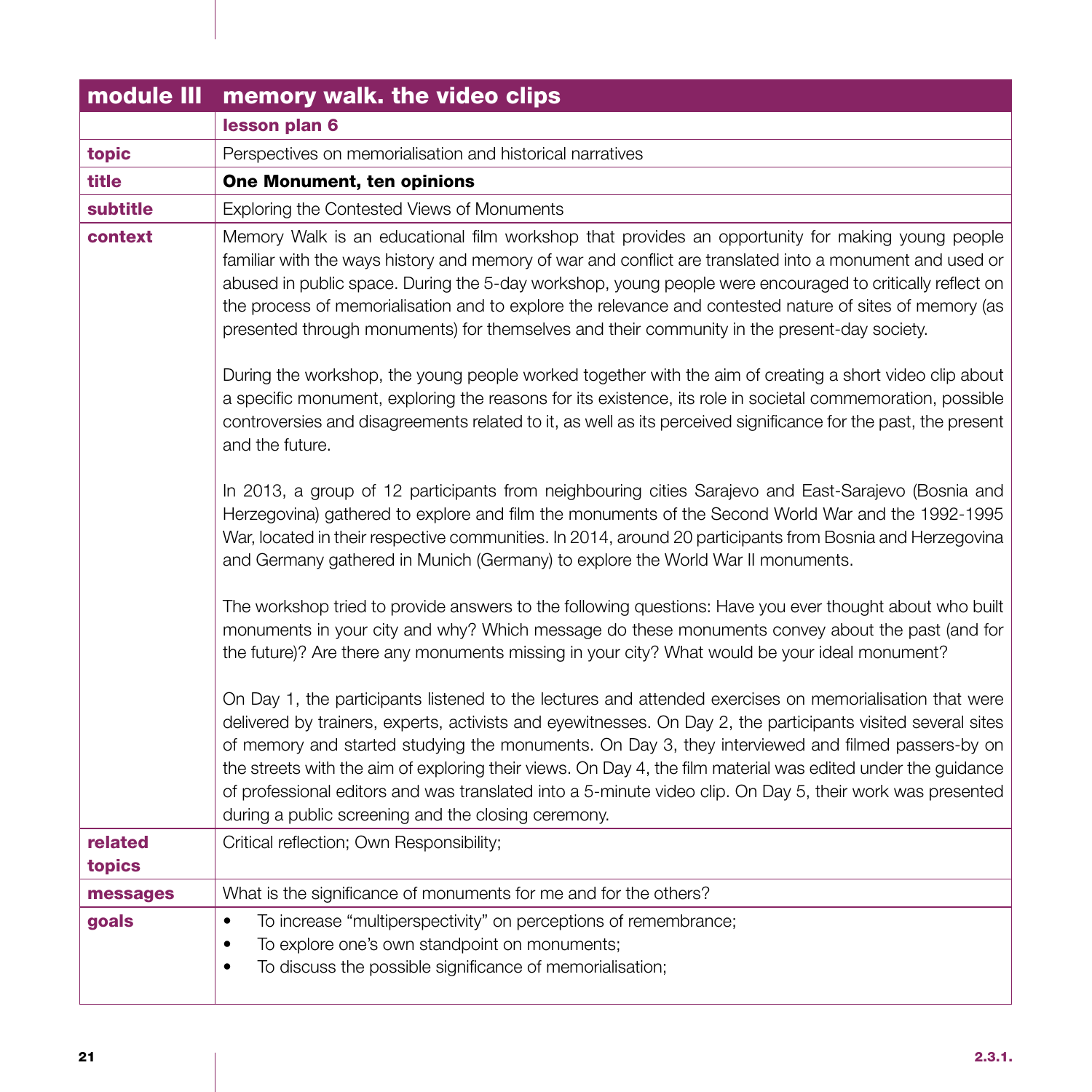| module III | memory walk. the video clips |
|---|---|
| | **lesson plan 6** |
| **topic** | Perspectives on memorialisation and historical narratives |
| **title** | **One Monument, ten opinions** |
| **subtitle** | Exploring the Contested Views of Monuments |
| **context** | Memory Walk is an educational film workshop that provides an opportunity for making young people familiar with the ways history and memory of war and conflict are translated into a monument and used or abused in public space. During the 5-day workshop, young people were encouraged to critically reflect on the process of memorialisation and to explore the relevance and contested nature of sites of memory (as presented through monuments) for themselves and their community in the present-day society.<br><br>During the workshop, the young people worked together with the aim of creating a short video clip about a specific monument, exploring the reasons for its existence, its role in societal commemoration, possible controversies and disagreements related to it, as well as its perceived significance for the past, the present and the future.<br><br>In 2013, a group of 12 participants from neighbouring cities Sarajevo and East-Sarajevo (Bosnia and Herzegovina) gathered to explore and film the monuments of the Second World War and the 1992-1995 War, located in their respective communities. In 2014, around 20 participants from Bosnia and Herzegovina and Germany gathered in Munich (Germany) to explore the World War II monuments.<br><br>The workshop tried to provide answers to the following questions: Have you ever thought about who built monuments in your city and why? Which message do these monuments convey about the past (and for the future)? Are there any monuments missing in your city? What would be your ideal monument?<br><br>On Day 1, the participants listened to the lectures and attended exercises on memorialisation that were delivered by trainers, experts, activists and eyewitnesses. On Day 2, the participants visited several sites of memory and started studying the monuments. On Day 3, they interviewed and filmed passers-by on the streets with the aim of exploring their views. On Day 4, the film material was edited under the guidance of professional editors and was translated into a 5-minute video clip. On Day 5, their work was presented during a public screening and the closing ceremony. |
| **related topics** | Critical reflection; Own Responsibility; |
| **messages** | What is the significance of monuments for me and for the others? |
| **goals** | • To increase "multiperspectivity" on perceptions of remembrance;<br>• To explore one's own standpoint on monuments;<br>• To discuss the possible significance of memorialisation; |

2.3.1.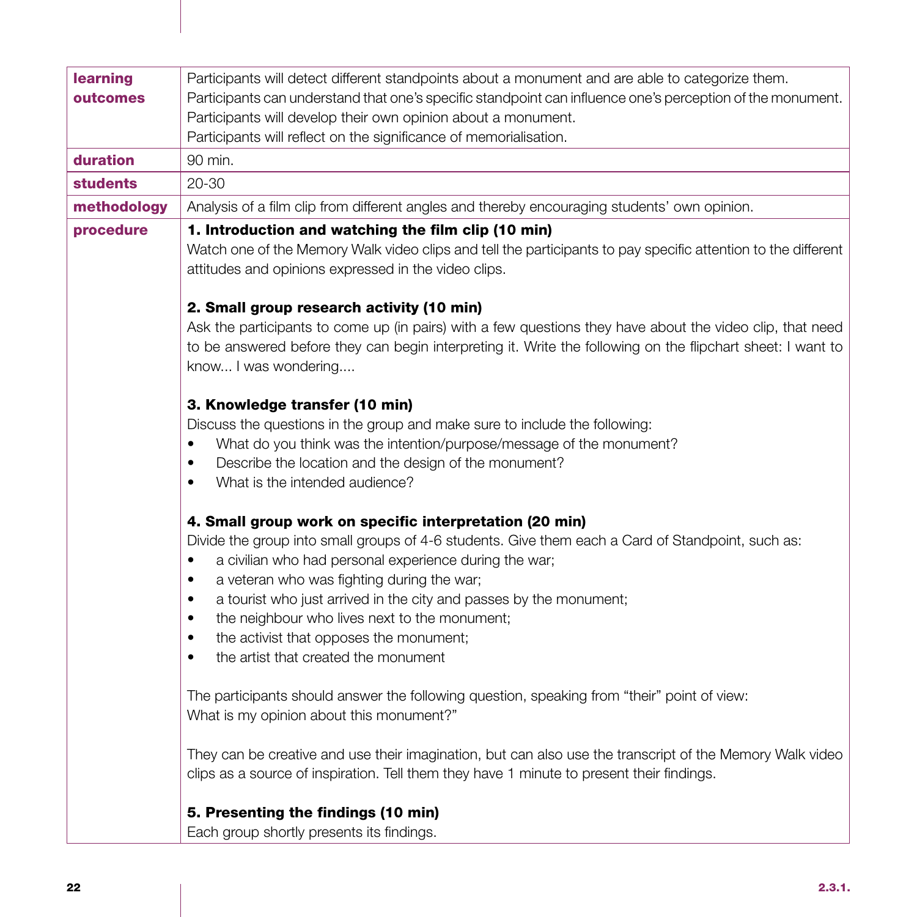| | |
|---|---|
| **learning outcomes** | Participants will detect different standpoints about a monument and are able to categorize them.<br>Participants can understand that one's specific standpoint can influence one's perception of the monument.<br>Participants will develop their own opinion about a monument.<br>Participants will reflect on the significance of memorialisation. |
| **duration** | 90 min. |
| **students** | 20-30 |
| **methodology** | Analysis of a film clip from different angles and thereby encouraging students' own opinion. |
| **procedure** | **1. Introduction and watching the film clip (10 min)**<br>Watch one of the Memory Walk video clips and tell the participants to pay specific attention to the different attitudes and opinions expressed in the video clips.<br><br>**2. Small group research activity (10 min)**<br>Ask the participants to come up (in pairs) with a few questions they have about the video clip, that need to be answered before they can begin interpreting it. Write the following on the flipchart sheet: I want to know... I was wondering....<br><br>**3. Knowledge transfer (10 min)**<br>Discuss the questions in the group and make sure to include the following:<br>• What do you think was the intention/purpose/message of the monument?<br>• Describe the location and the design of the monument?<br>• What is the intended audience?<br><br>**4. Small group work on specific interpretation (20 min)**<br>Divide the group into small groups of 4-6 students. Give them each a Card of Standpoint, such as:<br>• a civilian who had personal experience during the war;<br>• a veteran who was fighting during the war;<br>• a tourist who just arrived in the city and passes by the monument;<br>• the neighbour who lives next to the monument;<br>• the activist that opposes the monument;<br>• the artist that created the monument<br><br>The participants should answer the following question, speaking from "their" point of view:<br>What is my opinion about this monument?"<br><br>They can be creative and use their imagination, but can also use the transcript of the Memory Walk video clips as a source of inspiration. Tell them they have 1 minute to present their findings.<br><br>**5. Presenting the findings (10 min)**<br>Each group shortly presents its findings. |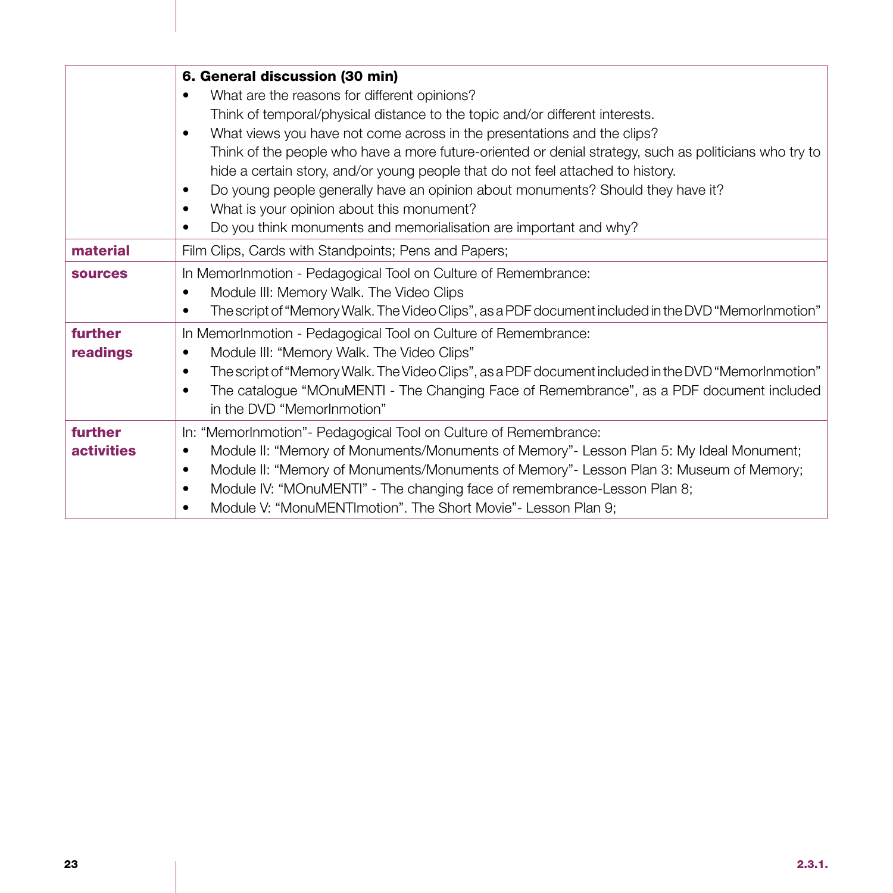| | |
|---|---|
| | **6. General discussion (30 min)**<br>• What are the reasons for different opinions?<br>Think of temporal/physical distance to the topic and/or different interests.<br>• What views you have not come across in the presentations and the clips?<br>Think of the people who have a more future-oriented or denial strategy, such as politicians who try to hide a certain story, and/or young people that do not feel attached to history.<br>• Do young people generally have an opinion about monuments? Should they have it?<br>• What is your opinion about this monument?<br>• Do you think monuments and memorialisation are important and why? |
| **material** | Film Clips, Cards with Standpoints; Pens and Papers; |
| **sources** | In MemorInmotion - Pedagogical Tool on Culture of Remembrance:<br>• Module III: Memory Walk. The Video Clips<br>• The script of "Memory Walk. The Video Clips", as a PDF document included in the DVD "MemorInmotion" |
| **further readings** | In MemorInmotion - Pedagogical Tool on Culture of Remembrance:<br>• Module III: "Memory Walk. The Video Clips"<br>• The script of "Memory Walk. The Video Clips", as a PDF document included in the DVD "MemorInmotion"<br>• The catalogue "MOnuMENTI - The Changing Face of Remembrance", as a PDF document included in the DVD "MemorInmotion" |
| **further activities** | In: "MemorInmotion"- Pedagogical Tool on Culture of Remembrance:<br>• Module II: "Memory of Monuments/Monuments of Memory"- Lesson Plan 5: My Ideal Monument;<br>• Module II: "Memory of Monuments/Monuments of Memory"- Lesson Plan 3: Museum of Memory;<br>• Module IV: "MOnuMENTI" - The changing face of remembrance-Lesson Plan 8;<br>• Module V: "MonuMENTImotion". The Short Movie"- Lesson Plan 9; |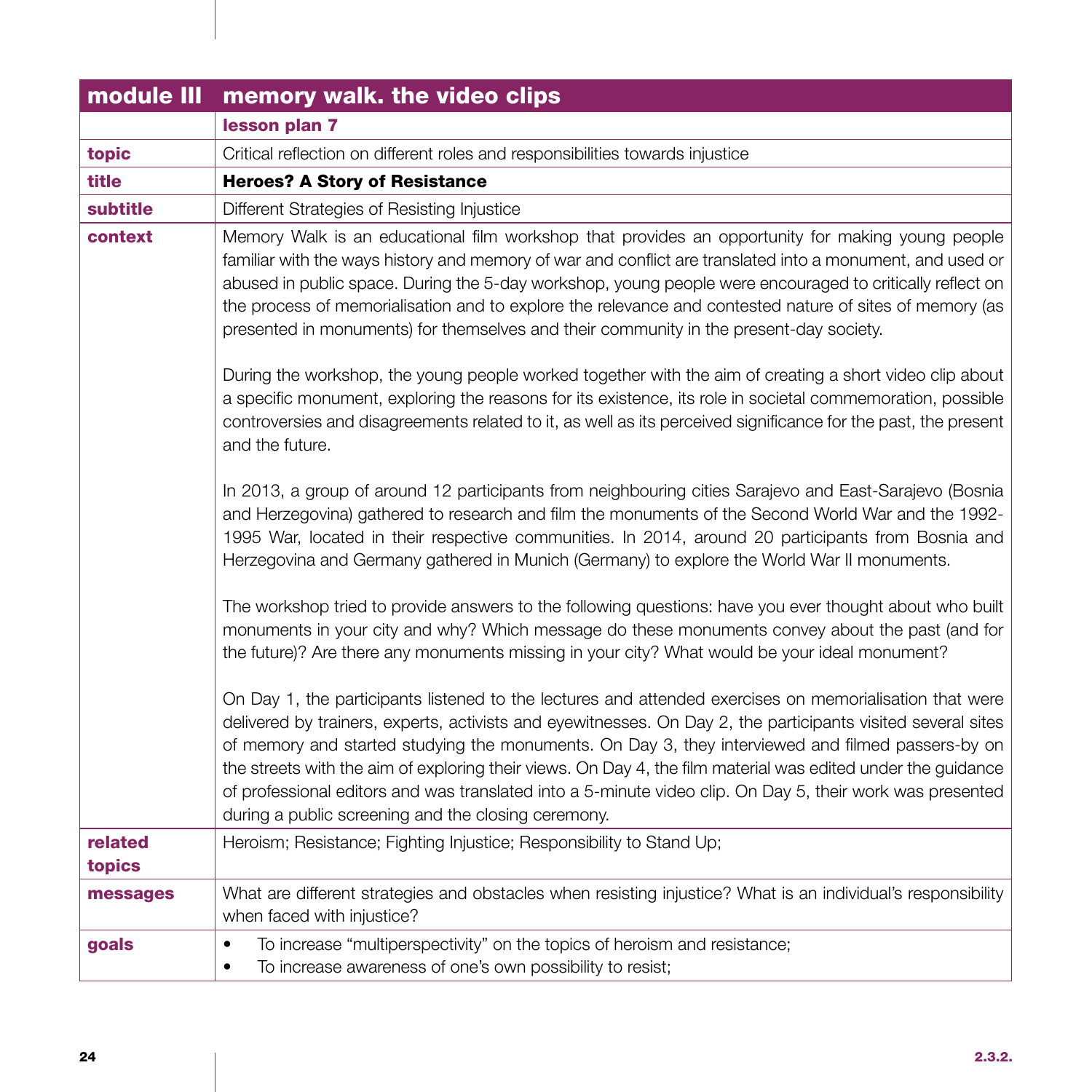| module III | memory walk. the video clips |
|---|---|
| | **lesson plan 7** |
| **topic** | Critical reflection on different roles and responsibilities towards injustice |
| **title** | **Heroes? A Story of Resistance** |
| **subtitle** | Different Strategies of Resisting Injustice |
| **context** | Memory Walk is an educational film workshop that provides an opportunity for making young people familiar with the ways history and memory of war and conflict are translated into a monument, and used or abused in public space. During the 5-day workshop, young people were encouraged to critically reflect on the process of memorialisation and to explore the relevance and contested nature of sites of memory (as presented in monuments) for themselves and their community in the present-day society.<br><br>During the workshop, the young people worked together with the aim of creating a short video clip about a specific monument, exploring the reasons for its existence, its role in societal commemoration, possible controversies and disagreements related to it, as well as its perceived significance for the past, the present and the future.<br><br>In 2013, a group of around 12 participants from neighbouring cities Sarajevo and East-Sarajevo (Bosnia and Herzegovina) gathered to research and film the monuments of the Second World War and the 1992-1995 War, located in their respective communities. In 2014, around 20 participants from Bosnia and Herzegovina and Germany gathered in Munich (Germany) to explore the World War II monuments.<br><br>The workshop tried to provide answers to the following questions: have you ever thought about who built monuments in your city and why? Which message do these monuments convey about the past (and for the future)? Are there any monuments missing in your city? What would be your ideal monument?<br><br>On Day 1, the participants listened to the lectures and attended exercises on memorialisation that were delivered by trainers, experts, activists and eyewitnesses. On Day 2, the participants visited several sites of memory and started studying the monuments. On Day 3, they interviewed and filmed passers-by on the streets with the aim of exploring their views. On Day 4, the film material was edited under the guidance of professional editors and was translated into a 5-minute video clip. On Day 5, their work was presented during a public screening and the closing ceremony. |
| **related topics** | Heroism; Resistance; Fighting Injustice; Responsibility to Stand Up; |
| **messages** | What are different strategies and obstacles when resisting injustice? What is an individual's responsibility when faced with injustice? |
| **goals** | • To increase "multiperspectivity" on the topics of heroism and resistance;<br>• To increase awareness of one's own possibility to resist; |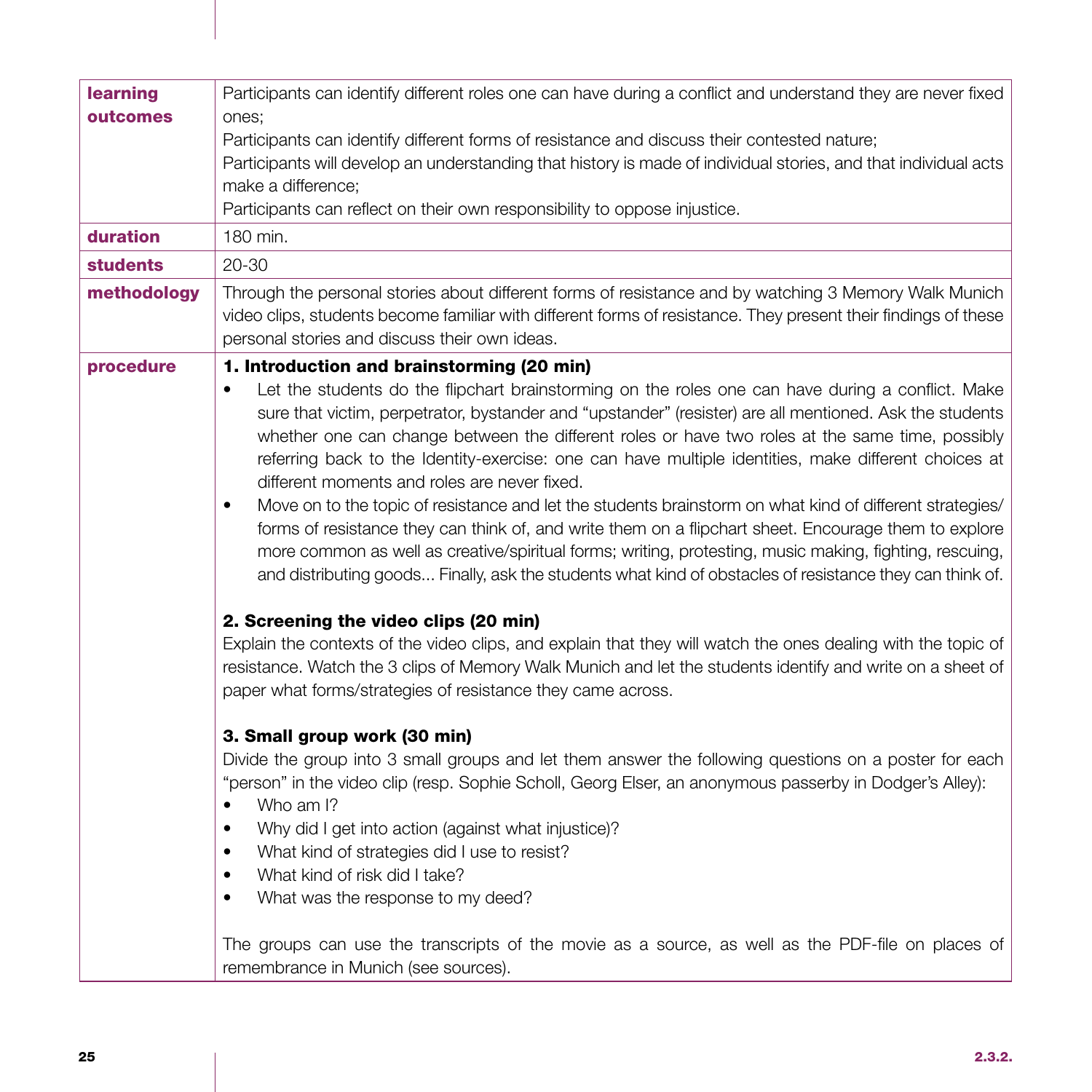| | |
|---|---|
| **learning outcomes** | Participants can identify different roles one can have during a conflict and understand they are never fixed ones;<br>Participants can identify different forms of resistance and discuss their contested nature;<br>Participants will develop an understanding that history is made of individual stories, and that individual acts make a difference;<br>Participants can reflect on their own responsibility to oppose injustice. |
| **duration** | 180 min. |
| **students** | 20-30 |
| **methodology** | Through the personal stories about different forms of resistance and by watching 3 Memory Walk Munich video clips, students become familiar with different forms of resistance. They present their findings of these personal stories and discuss their own ideas. |
| **procedure** | **1. Introduction and brainstorming (20 min)**<br>• Let the students do the flipchart brainstorming on the roles one can have during a conflict. Make sure that victim, perpetrator, bystander and "upstander" (resister) are all mentioned. Ask the students whether one can change between the different roles or have two roles at the same time, possibly referring back to the Identity-exercise: one can have multiple identities, make different choices at different moments and roles are never fixed.<br>• Move on to the topic of resistance and let the students brainstorm on what kind of different strategies/forms of resistance they can think of, and write them on a flipchart sheet. Encourage them to explore more common as well as creative/spiritual forms; writing, protesting, music making, fighting, rescuing, and distributing goods... Finally, ask the students what kind of obstacles of resistance they can think of.<br><br>**2. Screening the video clips (20 min)**<br>Explain the contexts of the video clips, and explain that they will watch the ones dealing with the topic of resistance. Watch the 3 clips of Memory Walk Munich and let the students identify and write on a sheet of paper what forms/strategies of resistance they came across.<br><br>**3. Small group work (30 min)**<br>Divide the group into 3 small groups and let them answer the following questions on a poster for each "person" in the video clip (resp. Sophie Scholl, Georg Elser, an anonymous passerby in Dodger's Alley):<br>• Who am I?<br>• Why did I get into action (against what injustice)?<br>• What kind of strategies did I use to resist?<br>• What kind of risk did I take?<br>• What was the response to my deed?<br><br>The groups can use the transcripts of the movie as a source, as well as the PDF-file on places of remembrance in Munich (see sources). |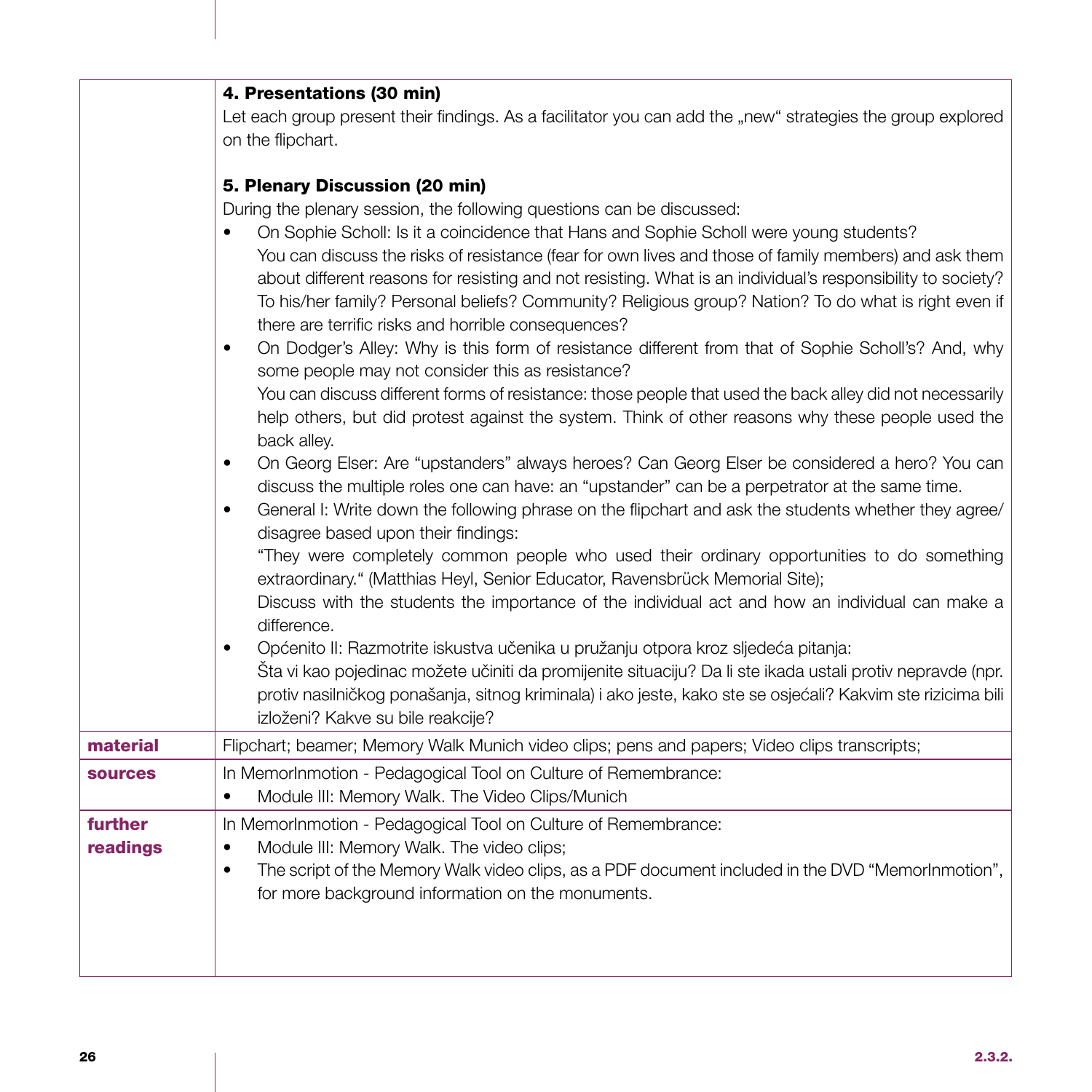| | |
|---|---|
| | **4. Presentations (30 min)**<br>Let each group present their findings. As a facilitator you can add the „new" strategies the group explored on the flipchart.<br><br>**5. Plenary Discussion (20 min)**<br>During the plenary session, the following questions can be discussed:<br>• On Sophie Scholl: Is it a coincidence that Hans and Sophie Scholl were young students? You can discuss the risks of resistance (fear for own lives and those of family members) and ask them about different reasons for resisting and not resisting. What is an individual's responsibility to society? To his/her family? Personal beliefs? Community? Religious group? Nation? To do what is right even if there are terrific risks and horrible consequences?<br>• On Dodger's Alley: Why is this form of resistance different from that of Sophie Scholl's? And, why some people may not consider this as resistance? You can discuss different forms of resistance: those people that used the back alley did not necessarily help others, but did protest against the system. Think of other reasons why these people used the back alley.<br>• On Georg Elser: Are "upstanders" always heroes? Can Georg Elser be considered a hero? You can discuss the multiple roles one can have: an "upstander" can be a perpetrator at the same time.<br>• General I: Write down the following phrase on the flipchart and ask the students whether they agree/disagree based upon their findings: "They were completely common people who used their ordinary opportunities to do something extraordinary." (Matthias Heyl, Senior Educator, Ravensbrück Memorial Site); Discuss with the students the importance of the individual act and how an individual can make a difference.<br>• Općenito II: Razmotrite iskustva učenika u pružanju otpora kroz sljedeća pitanja: Šta vi kao pojedinac možete učiniti da promijenite situaciju? Da li ste ikada ustali protiv nepravde (npr. protiv nasilničkog ponašanja, sitnog kriminala) i ako jeste, kako ste se osjećali? Kakvim ste rizicima bili izloženi? Kakve su bile reakcije? |
| **material** | Flipchart; beamer; Memory Walk Munich video clips; pens and papers; Video clips transcripts; |
| **sources** | In MemorInmotion - Pedagogical Tool on Culture of Remembrance:<br>• Module III: Memory Walk. The Video Clips/Munich |
| **further readings** | In MemorInmotion - Pedagogical Tool on Culture of Remembrance:<br>• Module III: Memory Walk. The video clips;<br>• The script of the Memory Walk video clips, as a PDF document included in the DVD "MemorInmotion", for more background information on the monuments. |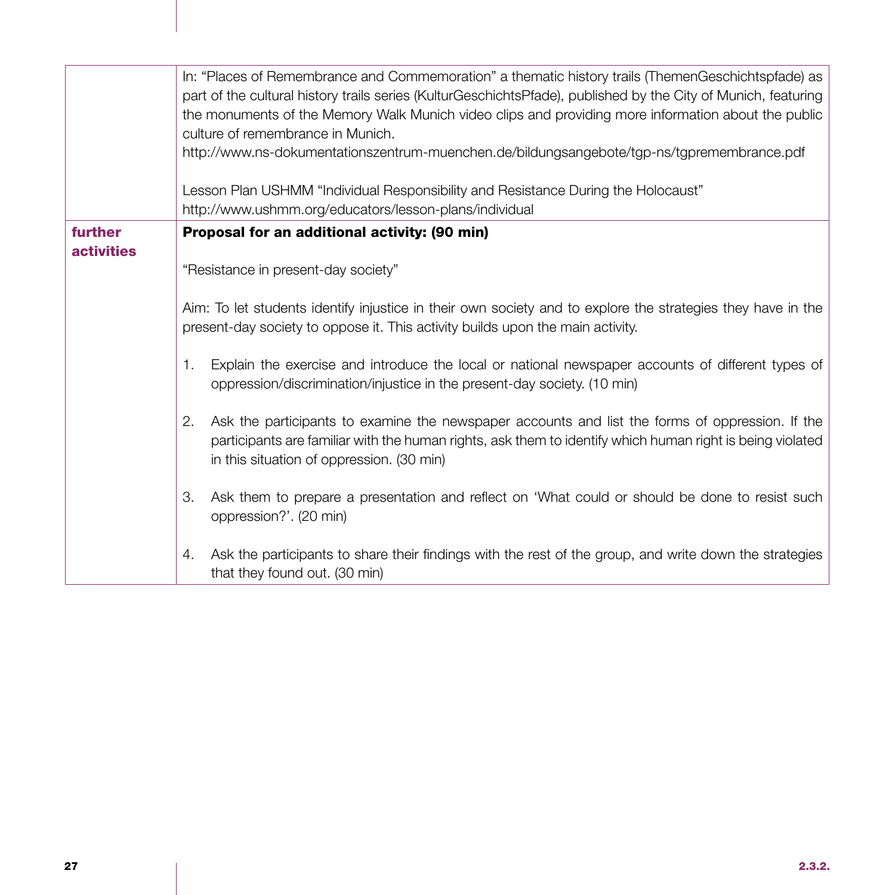| | |
|---|---|
| | In: "Places of Remembrance and Commemoration" a thematic history trails (ThemenGeschichtspfade) as part of the cultural history trails series (KulturGeschichtsPfade), published by the City of Munich, featuring the monuments of the Memory Walk Munich video clips and providing more information about the public culture of remembrance in Munich.<br>http://www.ns-dokumentationszentrum-muenchen.de/bildungsangebote/tgp-ns/tgpremembrance.pdf<br><br>Lesson Plan USHMM "Individual Responsibility and Resistance During the Holocaust"<br>http://www.ushmm.org/educators/lesson-plans/individual |
| **further activities** | **Proposal for an additional activity: (90 min)**<br><br>"Resistance in present-day society"<br><br>Aim: To let students identify injustice in their own society and to explore the strategies they have in the present-day society to oppose it. This activity builds upon the main activity.<br><br>1. Explain the exercise and introduce the local or national newspaper accounts of different types of oppression/discrimination/injustice in the present-day society. (10 min)<br><br>2. Ask the participants to examine the newspaper accounts and list the forms of oppression. If the participants are familiar with the human rights, ask them to identify which human right is being violated in this situation of oppression. (30 min)<br><br>3. Ask them to prepare a presentation and reflect on 'What could or should be done to resist such oppression?'. (20 min)<br><br>4. Ask the participants to share their findings with the rest of the group, and write down the strategies that they found out. (30 min) |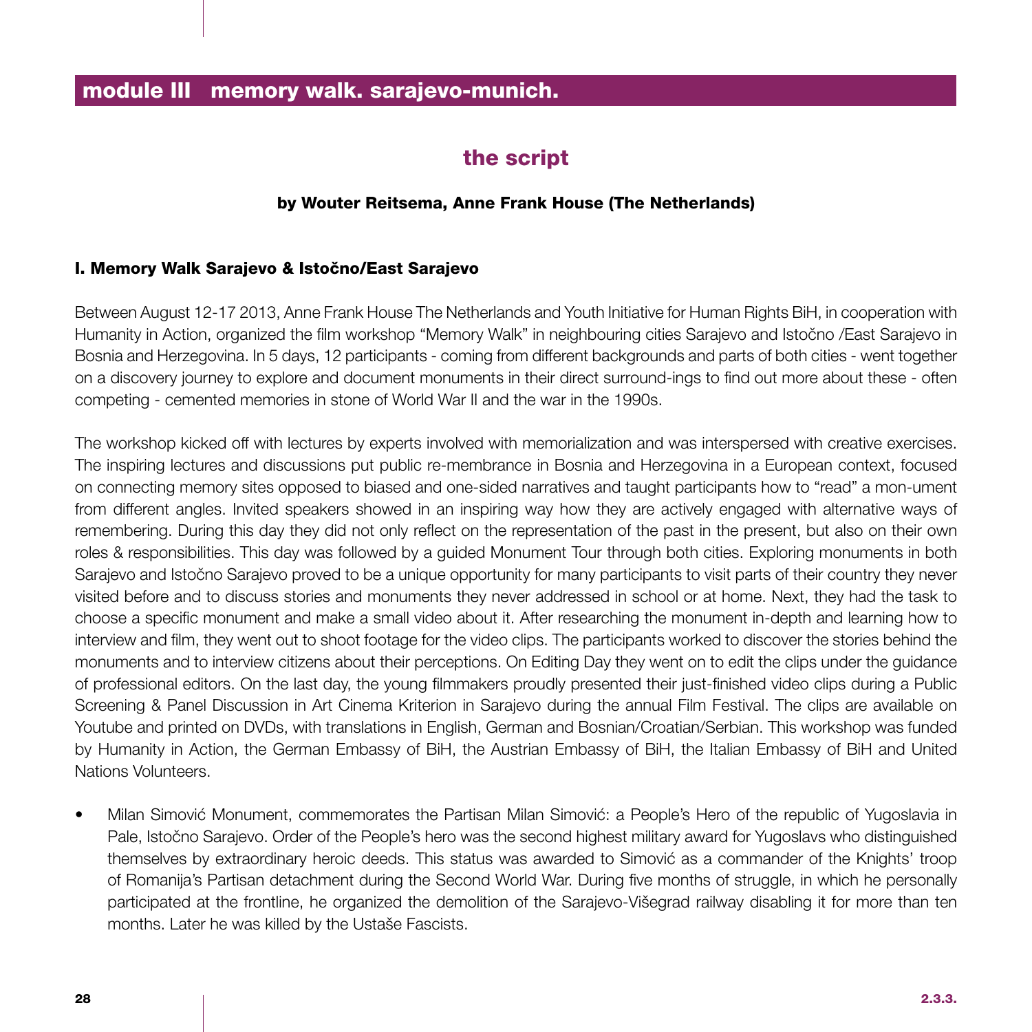## module III memory walk. sarajevo-munich.

# the script

**by Wouter Reitsema, Anne Frank House (The Netherlands)**

### I. Memory Walk Sarajevo & Istočno/East Sarajevo

Between August 12-17 2013, Anne Frank House The Netherlands and Youth Initiative for Human Rights BiH, in cooperation with Humanity in Action, organized the film workshop "Memory Walk" in neighbouring cities Sarajevo and Istočno /East Sarajevo in Bosnia and Herzegovina. In 5 days, 12 participants - coming from different backgrounds and parts of both cities - went together on a discovery journey to explore and document monuments in their direct surround-ings to find out more about these - often competing - cemented memories in stone of World War II and the war in the 1990s.

The workshop kicked off with lectures by experts involved with memorialization and was interspersed with creative exercises. The inspiring lectures and discussions put public re-membrance in Bosnia and Herzegovina in a European context, focused on connecting memory sites opposed to biased and one-sided narratives and taught participants how to "read" a mon-ument from different angles. Invited speakers showed in an inspiring way how they are actively engaged with alternative ways of remembering. During this day they did not only reflect on the representation of the past in the present, but also on their own roles & responsibilities. This day was followed by a guided Monument Tour through both cities. Exploring monuments in both Sarajevo and Istočno Sarajevo proved to be a unique opportunity for many participants to visit parts of their country they never visited before and to discuss stories and monuments they never addressed in school or at home. Next, they had the task to choose a specific monument and make a small video about it. After researching the monument in-depth and learning how to interview and film, they went out to shoot footage for the video clips. The participants worked to discover the stories behind the monuments and to interview citizens about their perceptions. On Editing Day they went on to edit the clips under the guidance of professional editors. On the last day, the young filmmakers proudly presented their just-finished video clips during a Public Screening & Panel Discussion in Art Cinema Kriterion in Sarajevo during the annual Film Festival. The clips are available on Youtube and printed on DVDs, with translations in English, German and Bosnian/Croatian/Serbian. This workshop was funded by Humanity in Action, the German Embassy of BiH, the Austrian Embassy of BiH, the Italian Embassy of BiH and United Nations Volunteers.

- Milan Simović Monument, commemorates the Partisan Milan Simović: a People's Hero of the republic of Yugoslavia in Pale, Istočno Sarajevo. Order of the People's hero was the second highest military award for Yugoslavs who distinguished themselves by extraordinary heroic deeds. This status was awarded to Simović as a commander of the Knights' troop of Romanija's Partisan detachment during the Second World War. During five months of struggle, in which he personally participated at the frontline, he organized the demolition of the Sarajevo-Višegrad railway disabling it for more than ten months. Later he was killed by the Ustaše Fascists.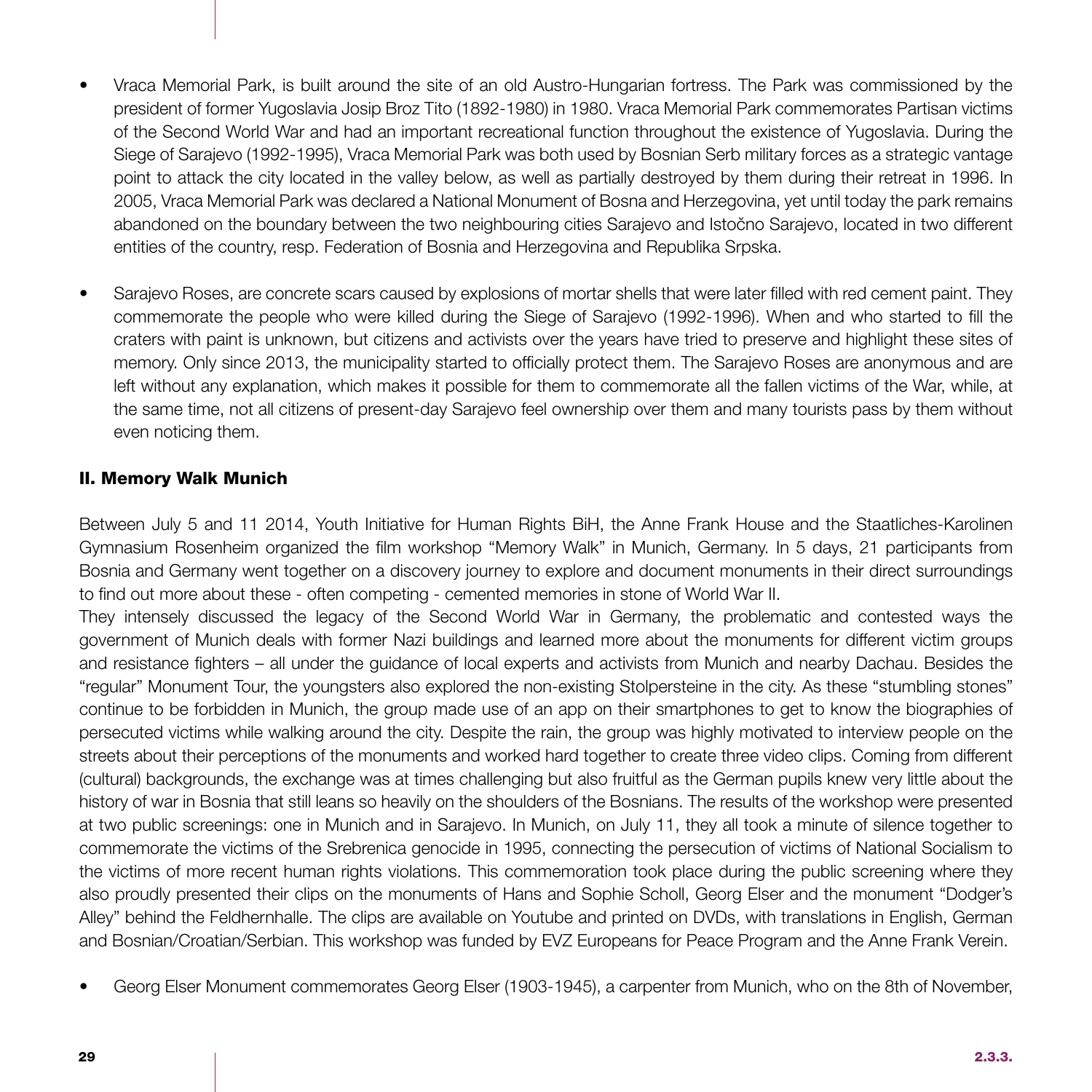- Vraca Memorial Park, is built around the site of an old Austro-Hungarian fortress. The Park was commissioned by the president of former Yugoslavia Josip Broz Tito (1892-1980) in 1980. Vraca Memorial Park commemorates Partisan victims of the Second World War and had an important recreational function throughout the existence of Yugoslavia. During the Siege of Sarajevo (1992-1995), Vraca Memorial Park was both used by Bosnian Serb military forces as a strategic vantage point to attack the city located in the valley below, as well as partially destroyed by them during their retreat in 1996. In 2005, Vraca Memorial Park was declared a National Monument of Bosna and Herzegovina, yet until today the park remains abandoned on the boundary between the two neighbouring cities Sarajevo and Istočno Sarajevo, located in two different entities of the country, resp. Federation of Bosnia and Herzegovina and Republika Srpska.

- Sarajevo Roses, are concrete scars caused by explosions of mortar shells that were later filled with red cement paint. They commemorate the people who were killed during the Siege of Sarajevo (1992-1996). When and who started to fill the craters with paint is unknown, but citizens and activists over the years have tried to preserve and highlight these sites of memory. Only since 2013, the municipality started to officially protect them. The Sarajevo Roses are anonymous and are left without any explanation, which makes it possible for them to commemorate all the fallen victims of the War, while, at the same time, not all citizens of present-day Sarajevo feel ownership over them and many tourists pass by them without even noticing them.

## II. Memory Walk Munich

Between July 5 and 11 2014, Youth Initiative for Human Rights BiH, the Anne Frank House and the Staatliches-Karolinen Gymnasium Rosenheim organized the film workshop "Memory Walk" in Munich, Germany. In 5 days, 21 participants from Bosnia and Germany went together on a discovery journey to explore and document monuments in their direct surroundings to find out more about these - often competing - cemented memories in stone of World War II.

They intensely discussed the legacy of the Second World War in Germany, the problematic and contested ways the government of Munich deals with former Nazi buildings and learned more about the monuments for different victim groups and resistance fighters – all under the guidance of local experts and activists from Munich and nearby Dachau. Besides the "regular" Monument Tour, the youngsters also explored the non-existing Stolpersteine in the city. As these "stumbling stones" continue to be forbidden in Munich, the group made use of an app on their smartphones to get to know the biographies of persecuted victims while walking around the city. Despite the rain, the group was highly motivated to interview people on the streets about their perceptions of the monuments and worked hard together to create three video clips. Coming from different (cultural) backgrounds, the exchange was at times challenging but also fruitful as the German pupils knew very little about the history of war in Bosnia that still leans so heavily on the shoulders of the Bosnians. The results of the workshop were presented at two public screenings: one in Munich and in Sarajevo. In Munich, on July 11, they all took a minute of silence together to commemorate the victims of the Srebrenica genocide in 1995, connecting the persecution of victims of National Socialism to the victims of more recent human rights violations. This commemoration took place during the public screening where they also proudly presented their clips on the monuments of Hans and Sophie Scholl, Georg Elser and the monument "Dodger's Alley" behind the Feldhernhalle. The clips are available on Youtube and printed on DVDs, with translations in English, German and Bosnian/Croatian/Serbian. This workshop was funded by EVZ Europeans for Peace Program and the Anne Frank Verein.

- Georg Elser Monument commemorates Georg Elser (1903-1945), a carpenter from Munich, who on the 8th of November,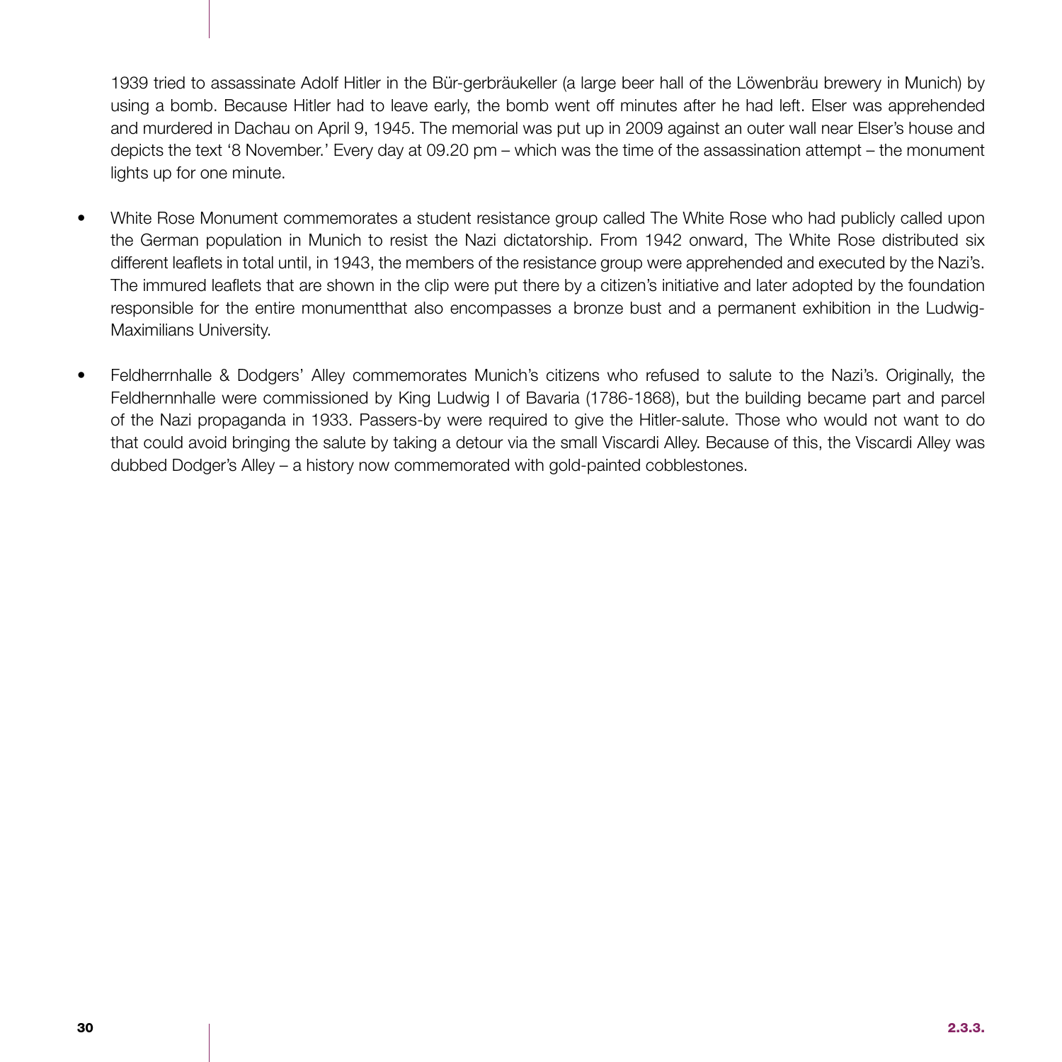1939 tried to assassinate Adolf Hitler in the Bür-gerbräukeller (a large beer hall of the Löwenbräu brewery in Munich) by using a bomb. Because Hitler had to leave early, the bomb went off minutes after he had left. Elser was apprehended and murdered in Dachau on April 9, 1945. The memorial was put up in 2009 against an outer wall near Elser's house and depicts the text '8 November.' Every day at 09.20 pm – which was the time of the assassination attempt – the monument lights up for one minute.

- White Rose Monument commemorates a student resistance group called The White Rose who had publicly called upon the German population in Munich to resist the Nazi dictatorship. From 1942 onward, The White Rose distributed six different leaflets in total until, in 1943, the members of the resistance group were apprehended and executed by the Nazi's. The immured leaflets that are shown in the clip were put there by a citizen's initiative and later adopted by the foundation responsible for the entire monumentthat also encompasses a bronze bust and a permanent exhibition in the Ludwig-Maximilians University.

- Feldherrnhalle & Dodgers' Alley commemorates Munich's citizens who refused to salute to the Nazi's. Originally, the Feldhernnhalle were commissioned by King Ludwig I of Bavaria (1786-1868), but the building became part and parcel of the Nazi propaganda in 1933. Passers-by were required to give the Hitler-salute. Those who would not want to do that could avoid bringing the salute by taking a detour via the small Viscardi Alley. Because of this, the Viscardi Alley was dubbed Dodger's Alley – a history now commemorated with gold-painted cobblestones.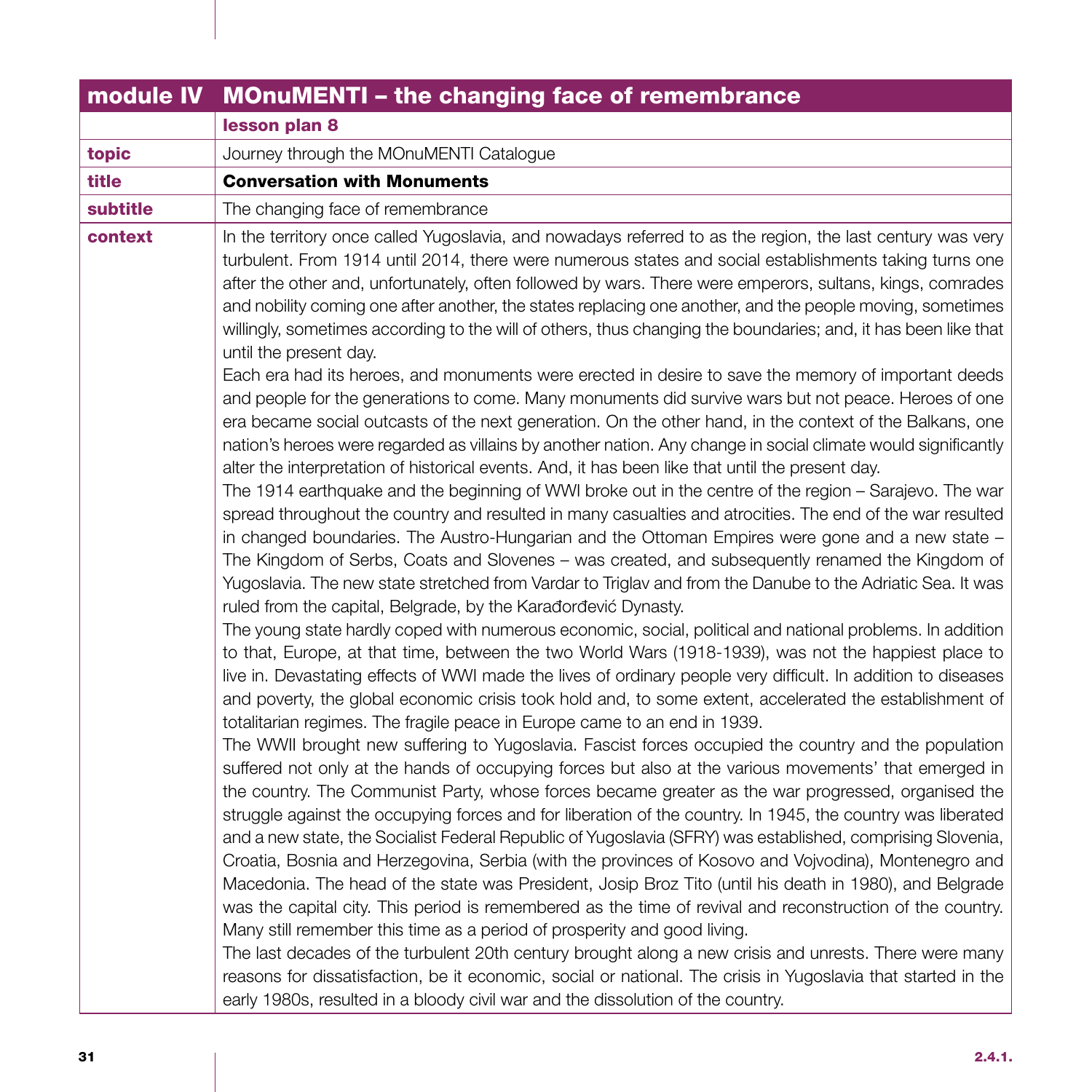| module IV | MOnuMENTI – the changing face of remembrance |
|---|---|
| | **lesson plan 8** |
| **topic** | Journey through the MOnuMENTI Catalogue |
| **title** | **Conversation with Monuments** |
| **subtitle** | The changing face of remembrance |
| **context** | In the territory once called Yugoslavia, and nowadays referred to as the region, the last century was very turbulent. From 1914 until 2014, there were numerous states and social establishments taking turns one after the other and, unfortunately, often followed by wars. There were emperors, sultans, kings, comrades and nobility coming one after another, the states replacing one another, and the people moving, sometimes willingly, sometimes according to the will of others, thus changing the boundaries; and, it has been like that until the present day.<br>Each era had its heroes, and monuments were erected in desire to save the memory of important deeds and people for the generations to come. Many monuments did survive wars but not peace. Heroes of one era became social outcasts of the next generation. On the other hand, in the context of the Balkans, one nation's heroes were regarded as villains by another nation. Any change in social climate would significantly alter the interpretation of historical events. And, it has been like that until the present day.<br>The 1914 earthquake and the beginning of WWI broke out in the centre of the region – Sarajevo. The war spread throughout the country and resulted in many casualties and atrocities. The end of the war resulted in changed boundaries. The Austro-Hungarian and the Ottoman Empires were gone and a new state – The Kingdom of Serbs, Coats and Slovenes – was created, and subsequently renamed the Kingdom of Yugoslavia. The new state stretched from Vardar to Triglav and from the Danube to the Adriatic Sea. It was ruled from the capital, Belgrade, by the Karađorđević Dynasty.<br>The young state hardly coped with numerous economic, social, political and national problems. In addition to that, Europe, at that time, between the two World Wars (1918-1939), was not the happiest place to live in. Devastating effects of WWI made the lives of ordinary people very difficult. In addition to diseases and poverty, the global economic crisis took hold and, to some extent, accelerated the establishment of totalitarian regimes. The fragile peace in Europe came to an end in 1939.<br>The WWII brought new suffering to Yugoslavia. Fascist forces occupied the country and the population suffered not only at the hands of occupying forces but also at the various movements' that emerged in the country. The Communist Party, whose forces became greater as the war progressed, organised the struggle against the occupying forces and for liberation of the country. In 1945, the country was liberated and a new state, the Socialist Federal Republic of Yugoslavia (SFRY) was established, comprising Slovenia, Croatia, Bosnia and Herzegovina, Serbia (with the provinces of Kosovo and Vojvodina), Montenegro and Macedonia. The head of the state was President, Josip Broz Tito (until his death in 1980), and Belgrade was the capital city. This period is remembered as the time of revival and reconstruction of the country. Many still remember this time as a period of prosperity and good living.<br>The last decades of the turbulent 20th century brought along a new crisis and unrests. There were many reasons for dissatisfaction, be it economic, social or national. The crisis in Yugoslavia that started in the early 1980s, resulted in a bloody civil war and the dissolution of the country. |

2.4.1.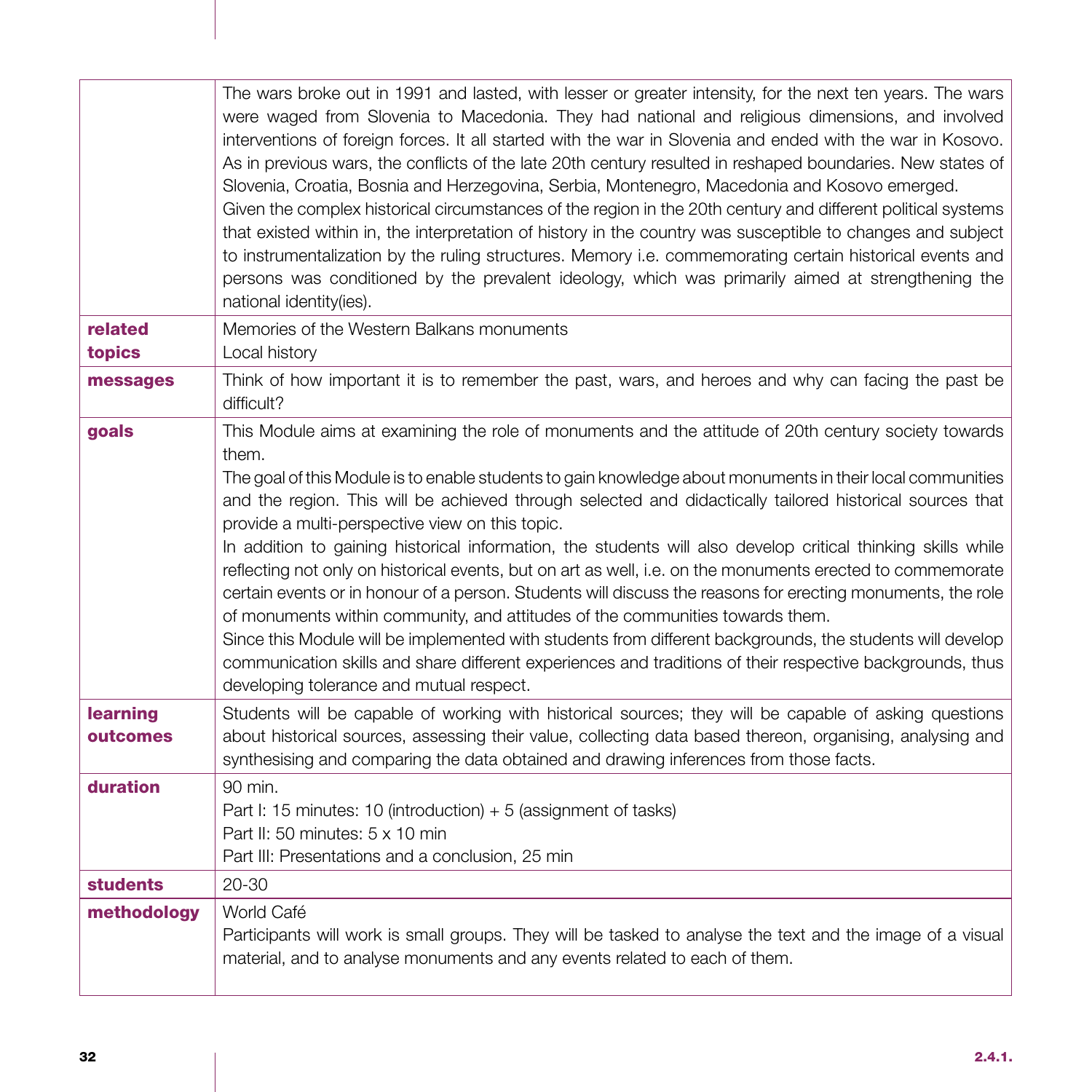| | |
|---|---|
| | The wars broke out in 1991 and lasted, with lesser or greater intensity, for the next ten years. The wars were waged from Slovenia to Macedonia. They had national and religious dimensions, and involved interventions of foreign forces. It all started with the war in Slovenia and ended with the war in Kosovo. As in previous wars, the conflicts of the late 20th century resulted in reshaped boundaries. New states of Slovenia, Croatia, Bosnia and Herzegovina, Serbia, Montenegro, Macedonia and Kosovo emerged.<br>Given the complex historical circumstances of the region in the 20th century and different political systems that existed within in, the interpretation of history in the country was susceptible to changes and subject to instrumentalization by the ruling structures. Memory i.e. commemorating certain historical events and persons was conditioned by the prevalent ideology, which was primarily aimed at strengthening the national identity(ies). |
| **related topics** | Memories of the Western Balkans monuments<br>Local history |
| **messages** | Think of how important it is to remember the past, wars, and heroes and why can facing the past be difficult? |
| **goals** | This Module aims at examining the role of monuments and the attitude of 20th century society towards them.<br>The goal of this Module is to enable students to gain knowledge about monuments in their local communities and the region. This will be achieved through selected and didactically tailored historical sources that provide a multi-perspective view on this topic.<br>In addition to gaining historical information, the students will also develop critical thinking skills while reflecting not only on historical events, but on art as well, i.e. on the monuments erected to commemorate certain events or in honour of a person. Students will discuss the reasons for erecting monuments, the role of monuments within community, and attitudes of the communities towards them.<br>Since this Module will be implemented with students from different backgrounds, the students will develop communication skills and share different experiences and traditions of their respective backgrounds, thus developing tolerance and mutual respect. |
| **learning outcomes** | Students will be capable of working with historical sources; they will be capable of asking questions about historical sources, assessing their value, collecting data based thereon, organising, analysing and synthesising and comparing the data obtained and drawing inferences from those facts. |
| **duration** | 90 min.<br>Part I: 15 minutes: 10 (introduction) + 5 (assignment of tasks)<br>Part II: 50 minutes: 5 x 10 min<br>Part III: Presentations and a conclusion, 25 min |
| **students** | 20-30 |
| **methodology** | World Café<br>Participants will work is small groups. They will be tasked to analyse the text and the image of a visual material, and to analyse monuments and any events related to each of them. |

2.4.1.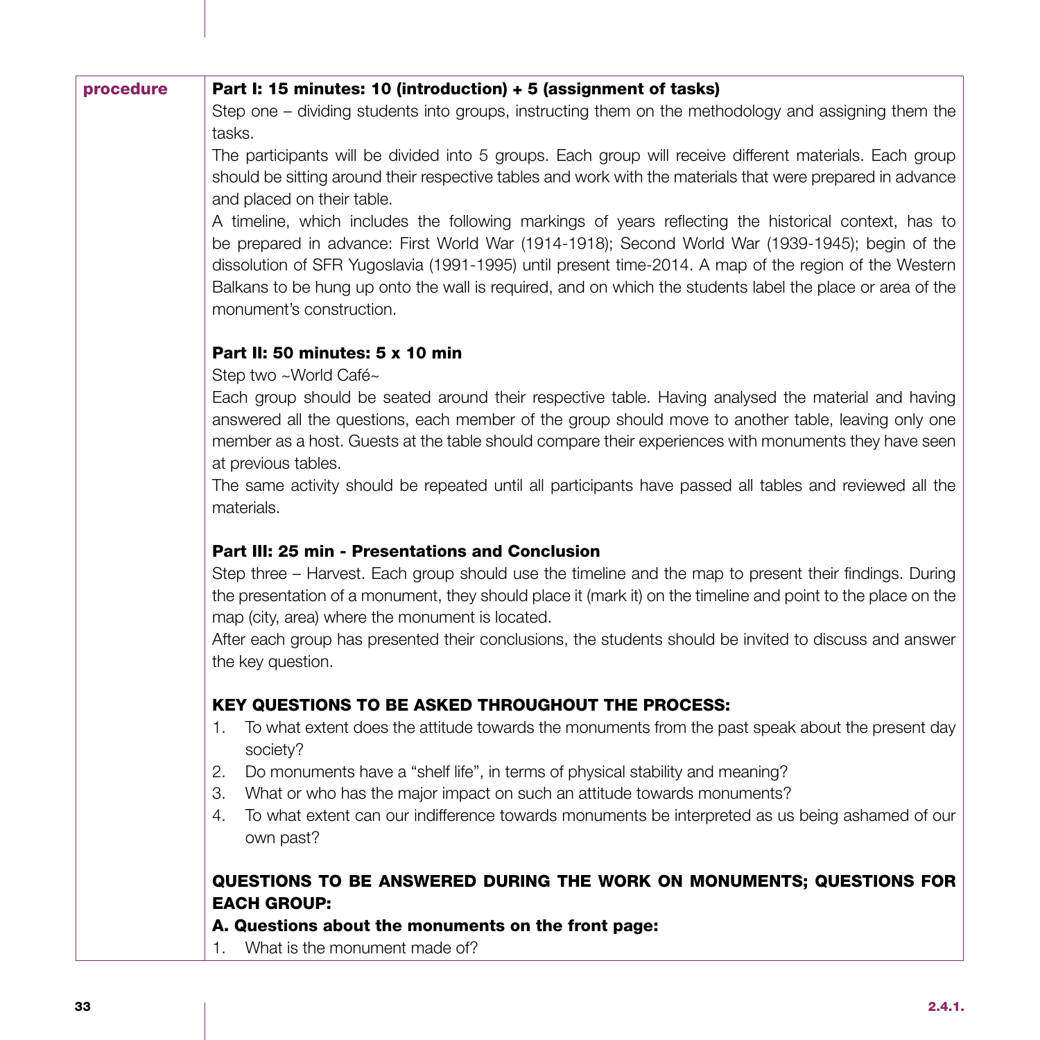**procedure**

**Part I: 15 minutes: 10 (introduction) + 5 (assignment of tasks)**

Step one – dividing students into groups, instructing them on the methodology and assigning them the tasks.

The participants will be divided into 5 groups. Each group will receive different materials. Each group should be sitting around their respective tables and work with the materials that were prepared in advance and placed on their table.

A timeline, which includes the following markings of years reflecting the historical context, has to be prepared in advance: First World War (1914-1918); Second World War (1939-1945); begin of the dissolution of SFR Yugoslavia (1991-1995) until present time-2014. A map of the region of the Western Balkans to be hung up onto the wall is required, and on which the students label the place or area of the monument's construction.

**Part II: 50 minutes: 5 x 10 min**

Step two ~World Café~

Each group should be seated around their respective table. Having analysed the material and having answered all the questions, each member of the group should move to another table, leaving only one member as a host. Guests at the table should compare their experiences with monuments they have seen at previous tables.

The same activity should be repeated until all participants have passed all tables and reviewed all the materials.

**Part III: 25 min - Presentations and Conclusion**

Step three – Harvest. Each group should use the timeline and the map to present their findings. During the presentation of a monument, they should place it (mark it) on the timeline and point to the place on the map (city, area) where the monument is located.

After each group has presented their conclusions, the students should be invited to discuss and answer the key question.

**KEY QUESTIONS TO BE ASKED THROUGHOUT THE PROCESS:**

1. To what extent does the attitude towards the monuments from the past speak about the present day society?
2. Do monuments have a "shelf life", in terms of physical stability and meaning?
3. What or who has the major impact on such an attitude towards monuments?
4. To what extent can our indifference towards monuments be interpreted as us being ashamed of our own past?

**QUESTIONS TO BE ANSWERED DURING THE WORK ON MONUMENTS; QUESTIONS FOR EACH GROUP:**

**A. Questions about the monuments on the front page:**

1. What is the monument made of?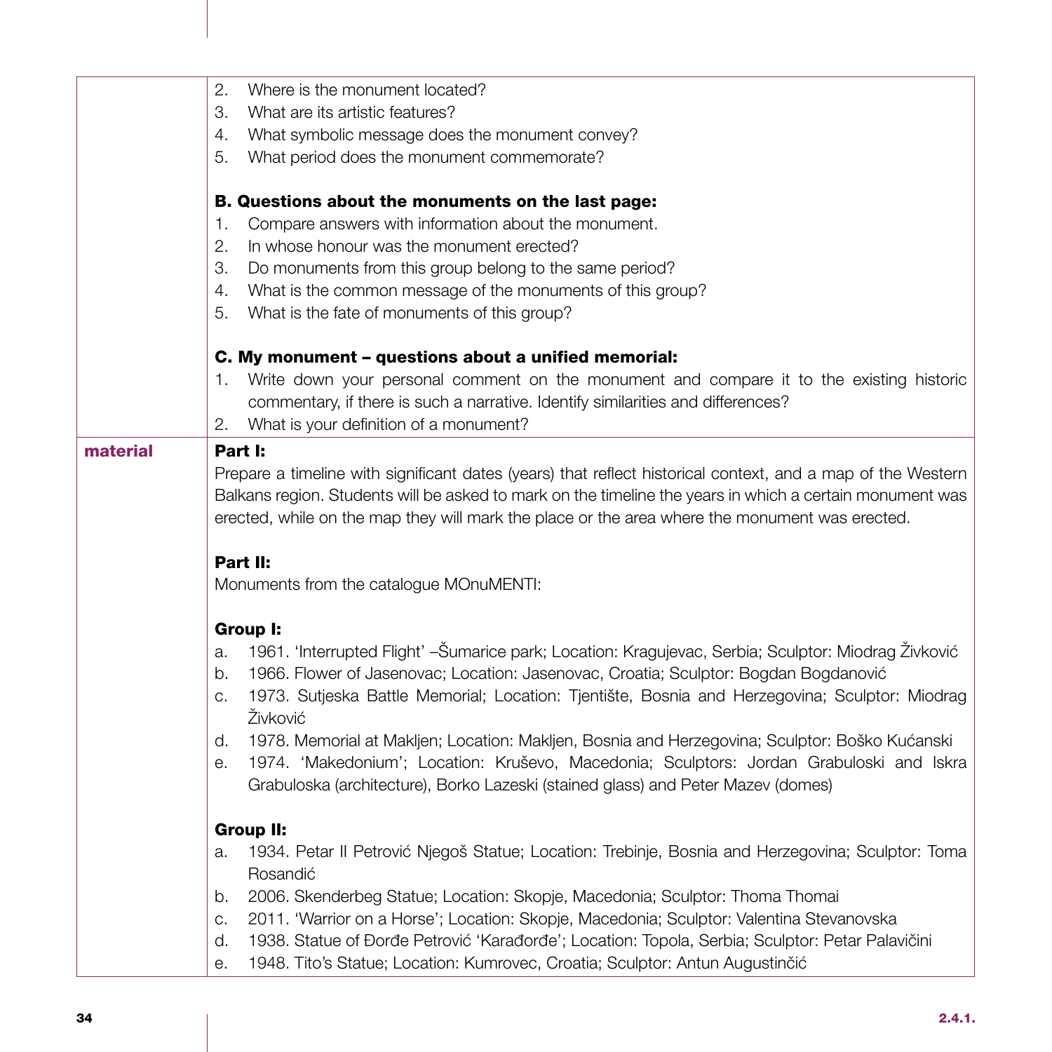| | |
|---|---|
| | 2. Where is the monument located?<br>3. What are its artistic features?<br>4. What symbolic message does the monument convey?<br>5. What period does the monument commemorate?<br><br>**B. Questions about the monuments on the last page:**<br>1. Compare answers with information about the monument.<br>2. In whose honour was the monument erected?<br>3. Do monuments from this group belong to the same period?<br>4. What is the common message of the monuments of this group?<br>5. What is the fate of monuments of this group?<br><br>**C. My monument – questions about a unified memorial:**<br>1. Write down your personal comment on the monument and compare it to the existing historic commentary, if there is such a narrative. Identify similarities and differences?<br>2. What is your definition of a monument? |
| **material** | **Part I:**<br>Prepare a timeline with significant dates (years) that reflect historical context, and a map of the Western Balkans region. Students will be asked to mark on the timeline the years in which a certain monument was erected, while on the map they will mark the place or the area where the monument was erected.<br><br>**Part II:**<br>Monuments from the catalogue MOnuMENTI:<br><br>**Group I:**<br>a. 1961. 'Interrupted Flight' –Šumarice park; Location: Kragujevac, Serbia; Sculptor: Miodrag Živković<br>b. 1966. Flower of Jasenovac; Location: Jasenovac, Croatia; Sculptor: Bogdan Bogdanović<br>c. 1973. Sutjeska Battle Memorial; Location: Tjentište, Bosnia and Herzegovina; Sculptor: Miodrag Živković<br>d. 1978. Memorial at Makljen; Location: Makljen, Bosnia and Herzegovina; Sculptor: Boško Kućanski<br>e. 1974. 'Makedonium'; Location: Kruševo, Macedonia; Sculptors: Jordan Grabuloski and Iskra Grabuloska (architecture), Borko Lazeski (stained glass) and Peter Mazev (domes)<br><br>**Group II:**<br>a. 1934. Petar II Petrović Njegoš Statue; Location: Trebinje, Bosnia and Herzegovina; Sculptor: Toma Rosandić<br>b. 2006. Skenderbeg Statue; Location: Skopje, Macedonia; Sculptor: Thoma Thomai<br>c. 2011. 'Warrior on a Horse'; Location: Skopje, Macedonia; Sculptor: Valentina Stevanovska<br>d. 1938. Statue of Đorđe Petrović 'Karađorđe'; Location: Topola, Serbia; Sculptor: Petar Palavičini<br>e. 1948. Tito's Statue; Location: Kumrovec, Croatia; Sculptor: Antun Augustinčić |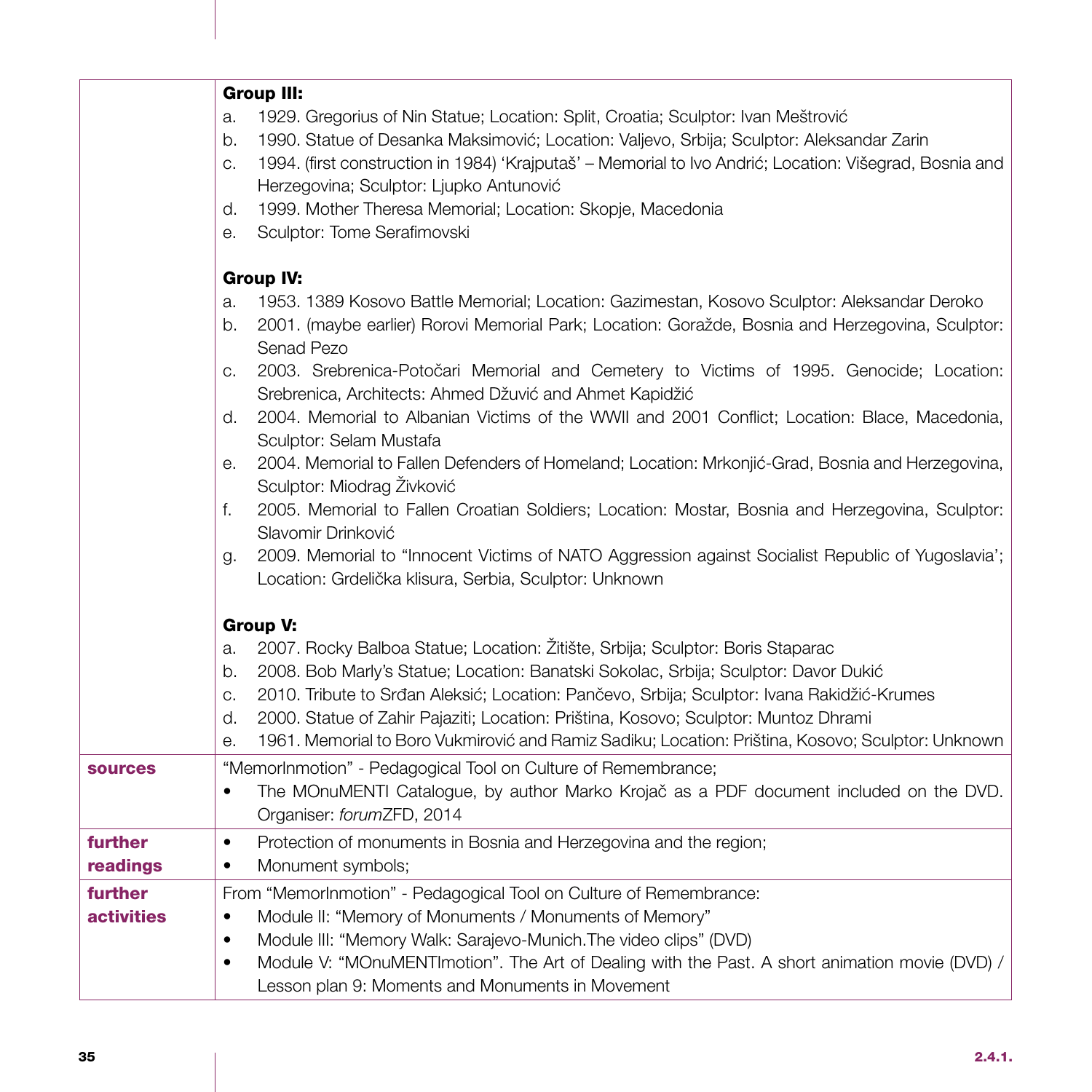| | |
|---|---|
| | **Group III:**<br>a. 1929. Gregorius of Nin Statue; Location: Split, Croatia; Sculptor: Ivan Meštrović<br>b. 1990. Statue of Desanka Maksimović; Location: Valjevo, Srbija; Sculptor: Aleksandar Zarin<br>c. 1994. (first construction in 1984) 'Krajputaš' – Memorial to Ivo Andrić; Location: Višegrad, Bosnia and Herzegovina; Sculptor: Ljupko Antunović<br>d. 1999. Mother Theresa Memorial; Location: Skopje, Macedonia<br>e. Sculptor: Tome Serafimovski<br><br>**Group IV:**<br>a. 1953. 1389 Kosovo Battle Memorial; Location: Gazimestan, Kosovo Sculptor: Aleksandar Deroko<br>b. 2001. (maybe earlier) Rorovi Memorial Park; Location: Goražde, Bosnia and Herzegovina, Sculptor: Senad Pezo<br>c. 2003. Srebrenica-Potočari Memorial and Cemetery to Victims of 1995. Genocide; Location: Srebrenica, Architects: Ahmed Džuvić and Ahmet Kapidžić<br>d. 2004. Memorial to Albanian Victims of the WWII and 2001 Conflict; Location: Blace, Macedonia, Sculptor: Selam Mustafa<br>e. 2004. Memorial to Fallen Defenders of Homeland; Location: Mrkonjić-Grad, Bosnia and Herzegovina, Sculptor: Miodrag Živković<br>f. 2005. Memorial to Fallen Croatian Soldiers; Location: Mostar, Bosnia and Herzegovina, Sculptor: Slavomir Drinković<br>g. 2009. Memorial to "Innocent Victims of NATO Aggression against Socialist Republic of Yugoslavia'; Location: Grdelička klisura, Serbia, Sculptor: Unknown<br><br>**Group V:**<br>a. 2007. Rocky Balboa Statue; Location: Žitište, Srbija; Sculptor: Boris Staparac<br>b. 2008. Bob Marly's Statue; Location: Banatski Sokolac, Srbija; Sculptor: Davor Dukić<br>c. 2010. Tribute to Srđan Aleksić; Location: Pančevo, Srbija; Sculptor: Ivana Rakidžić-Krumes<br>d. 2000. Statue of Zahir Pajaziti; Location: Priština, Kosovo; Sculptor: Muntoz Dhrami<br>e. 1961. Memorial to Boro Vukmirović and Ramiz Sadiku; Location: Priština, Kosovo; Sculptor: Unknown |
| **sources** | "MemorInmotion" - Pedagogical Tool on Culture of Remembrance;<br>• The MOnuMENTI Catalogue, by author Marko Krojač as a PDF document included on the DVD. Organiser: *forum*ZFD, 2014 |
| **further readings** | • Protection of monuments in Bosnia and Herzegovina and the region;<br>• Monument symbols; |
| **further activities** | From "MemorInmotion" - Pedagogical Tool on Culture of Remembrance:<br>• Module II: "Memory of Monuments / Monuments of Memory"<br>• Module III: "Memory Walk: Sarajevo-Munich.The video clips" (DVD)<br>• Module V: "MOnuMENTImotion". The Art of Dealing with the Past. A short animation movie (DVD) / Lesson plan 9: Moments and Monuments in Movement |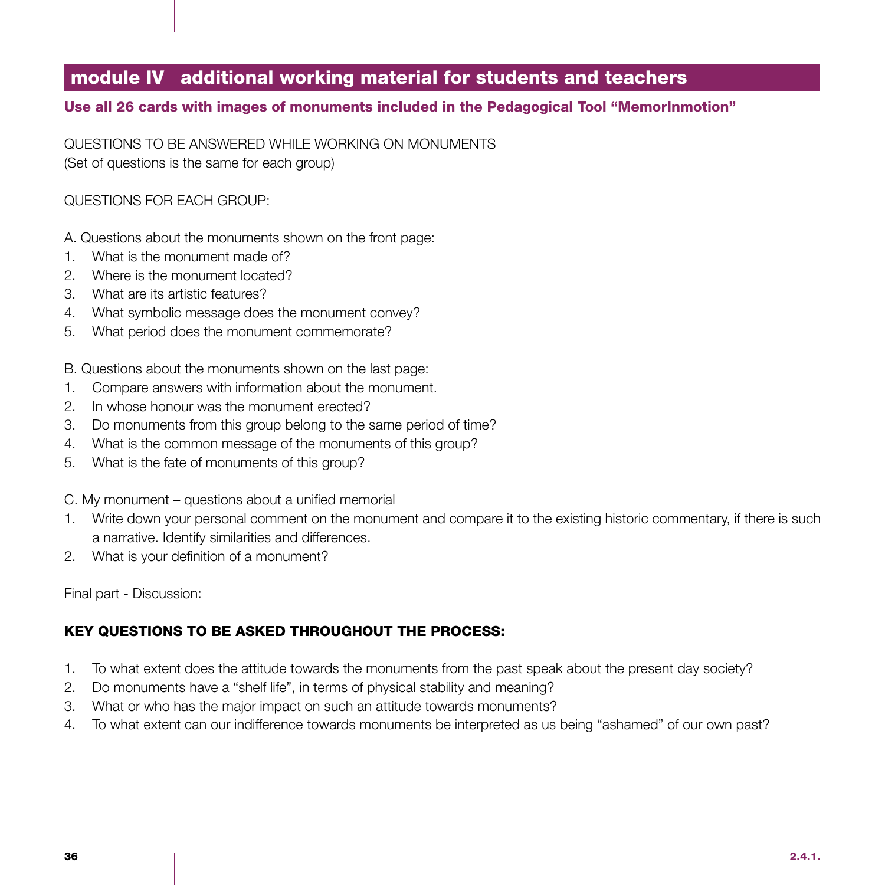## module IV additional working material for students and teachers

**Use all 26 cards with images of monuments included in the Pedagogical Tool “MemorInmotion”**

QUESTIONS TO BE ANSWERED WHILE WORKING ON MONUMENTS
(Set of questions is the same for each group)

QUESTIONS FOR EACH GROUP:

A. Questions about the monuments shown on the front page:

1. What is the monument made of?
2. Where is the monument located?
3. What are its artistic features?
4. What symbolic message does the monument convey?
5. What period does the monument commemorate?

B. Questions about the monuments shown on the last page:

1. Compare answers with information about the monument.
2. In whose honour was the monument erected?
3. Do monuments from this group belong to the same period of time?
4. What is the common message of the monuments of this group?
5. What is the fate of monuments of this group?

C. My monument – questions about a unified memorial

1. Write down your personal comment on the monument and compare it to the existing historic commentary, if there is such a narrative. Identify similarities and differences.
2. What is your definition of a monument?

Final part - Discussion:

**KEY QUESTIONS TO BE ASKED THROUGHOUT THE PROCESS:**

1. To what extent does the attitude towards the monuments from the past speak about the present day society?
2. Do monuments have a “shelf life”, in terms of physical stability and meaning?
3. What or who has the major impact on such an attitude towards monuments?
4. To what extent can our indifference towards monuments be interpreted as us being “ashamed” of our own past?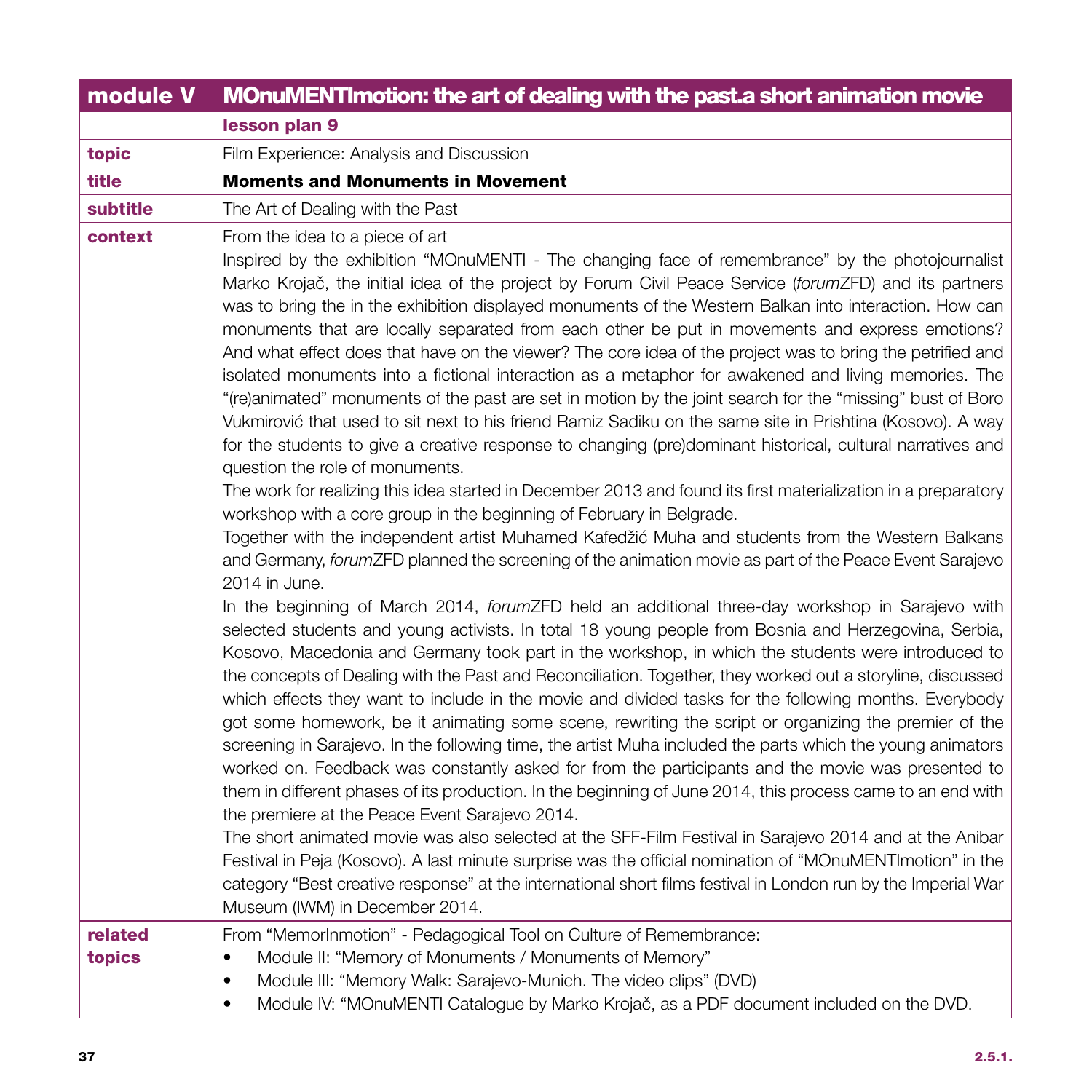| module V | MOnuMENTImotion: the art of dealing with the past.a short animation movie |
|---|---|
| | **lesson plan 9** |
| **topic** | Film Experience: Analysis and Discussion |
| **title** | **Moments and Monuments in Movement** |
| **subtitle** | The Art of Dealing with the Past |
| **context** | From the idea to a piece of art<br>Inspired by the exhibition "MOnuMENTI - The changing face of remembrance" by the photojournalist Marko Krojač, the initial idea of the project by Forum Civil Peace Service (*forum*ZFD) and its partners was to bring the in the exhibition displayed monuments of the Western Balkan into interaction. How can monuments that are locally separated from each other be put in movements and express emotions? And what effect does that have on the viewer? The core idea of the project was to bring the petrified and isolated monuments into a fictional interaction as a metaphor for awakened and living memories. The "(re)animated" monuments of the past are set in motion by the joint search for the "missing" bust of Boro Vukmirović that used to sit next to his friend Ramiz Sadiku on the same site in Prishtina (Kosovo). A way for the students to give a creative response to changing (pre)dominant historical, cultural narratives and question the role of monuments.<br>The work for realizing this idea started in December 2013 and found its first materialization in a preparatory workshop with a core group in the beginning of February in Belgrade.<br>Together with the independent artist Muhamed Kafedžić Muha and students from the Western Balkans and Germany, *forum*ZFD planned the screening of the animation movie as part of the Peace Event Sarajevo 2014 in June.<br>In the beginning of March 2014, *forum*ZFD held an additional three-day workshop in Sarajevo with selected students and young activists. In total 18 young people from Bosnia and Herzegovina, Serbia, Kosovo, Macedonia and Germany took part in the workshop, in which the students were introduced to the concepts of Dealing with the Past and Reconciliation. Together, they worked out a storyline, discussed which effects they want to include in the movie and divided tasks for the following months. Everybody got some homework, be it animating some scene, rewriting the script or organizing the premier of the screening in Sarajevo. In the following time, the artist Muha included the parts which the young animators worked on. Feedback was constantly asked for from the participants and the movie was presented to them in different phases of its production. In the beginning of June 2014, this process came to an end with the premiere at the Peace Event Sarajevo 2014.<br>The short animated movie was also selected at the SFF-Film Festival in Sarajevo 2014 and at the Anibar Festival in Peja (Kosovo). A last minute surprise was the official nomination of "MOnuMENTImotion" in the category "Best creative response" at the international short films festival in London run by the Imperial War Museum (IWM) in December 2014. |
| **related topics** | From "MemorInmotion" - Pedagogical Tool on Culture of Remembrance:<br>• Module II: "Memory of Monuments / Monuments of Memory"<br>• Module III: "Memory Walk: Sarajevo-Munich. The video clips" (DVD)<br>• Module IV: "MOnuMENTI Catalogue by Marko Krojač, as a PDF document included on the DVD. |

2.5.1.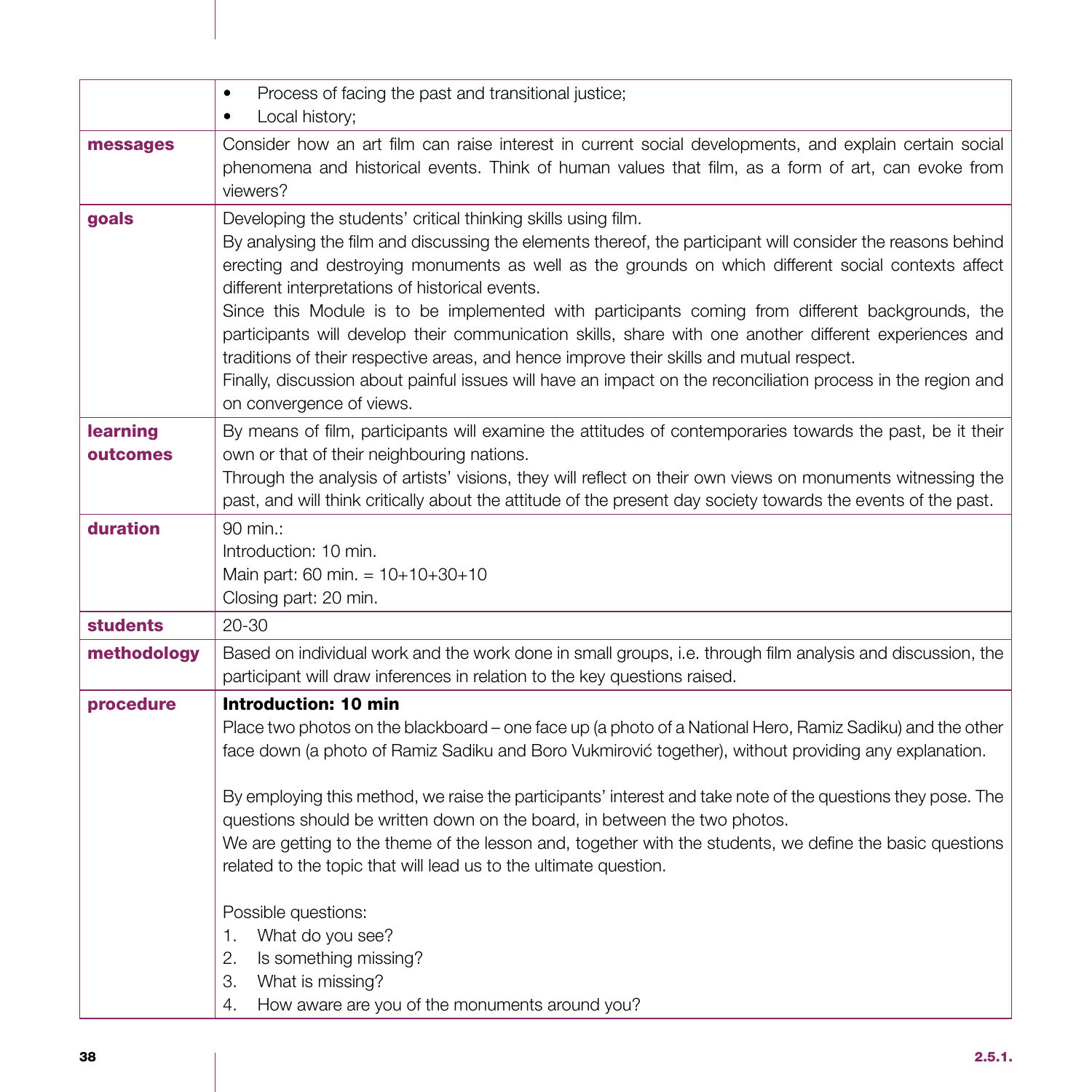| | |
|---|---|
| | • Process of facing the past and transitional justice;<br>• Local history; |
| **messages** | Consider how an art film can raise interest in current social developments, and explain certain social phenomena and historical events. Think of human values that film, as a form of art, can evoke from viewers? |
| **goals** | Developing the students' critical thinking skills using film.<br>By analysing the film and discussing the elements thereof, the participant will consider the reasons behind erecting and destroying monuments as well as the grounds on which different social contexts affect different interpretations of historical events.<br>Since this Module is to be implemented with participants coming from different backgrounds, the participants will develop their communication skills, share with one another different experiences and traditions of their respective areas, and hence improve their skills and mutual respect.<br>Finally, discussion about painful issues will have an impact on the reconciliation process in the region and on convergence of views. |
| **learning outcomes** | By means of film, participants will examine the attitudes of contemporaries towards the past, be it their own or that of their neighbouring nations.<br>Through the analysis of artists' visions, they will reflect on their own views on monuments witnessing the past, and will think critically about the attitude of the present day society towards the events of the past. |
| **duration** | 90 min.:<br>Introduction: 10 min.<br>Main part: 60 min. = 10+10+30+10<br>Closing part: 20 min. |
| **students** | 20-30 |
| **methodology** | Based on individual work and the work done in small groups, i.e. through film analysis and discussion, the participant will draw inferences in relation to the key questions raised. |
| **procedure** | **Introduction: 10 min**<br>Place two photos on the blackboard – one face up (a photo of a National Hero, Ramiz Sadiku) and the other face down (a photo of Ramiz Sadiku and Boro Vukmirović together), without providing any explanation.<br><br>By employing this method, we raise the participants' interest and take note of the questions they pose. The questions should be written down on the board, in between the two photos.<br>We are getting to the theme of the lesson and, together with the students, we define the basic questions related to the topic that will lead us to the ultimate question.<br><br>Possible questions:<br>1. What do you see?<br>2. Is something missing?<br>3. What is missing?<br>4. How aware are you of the monuments around you? |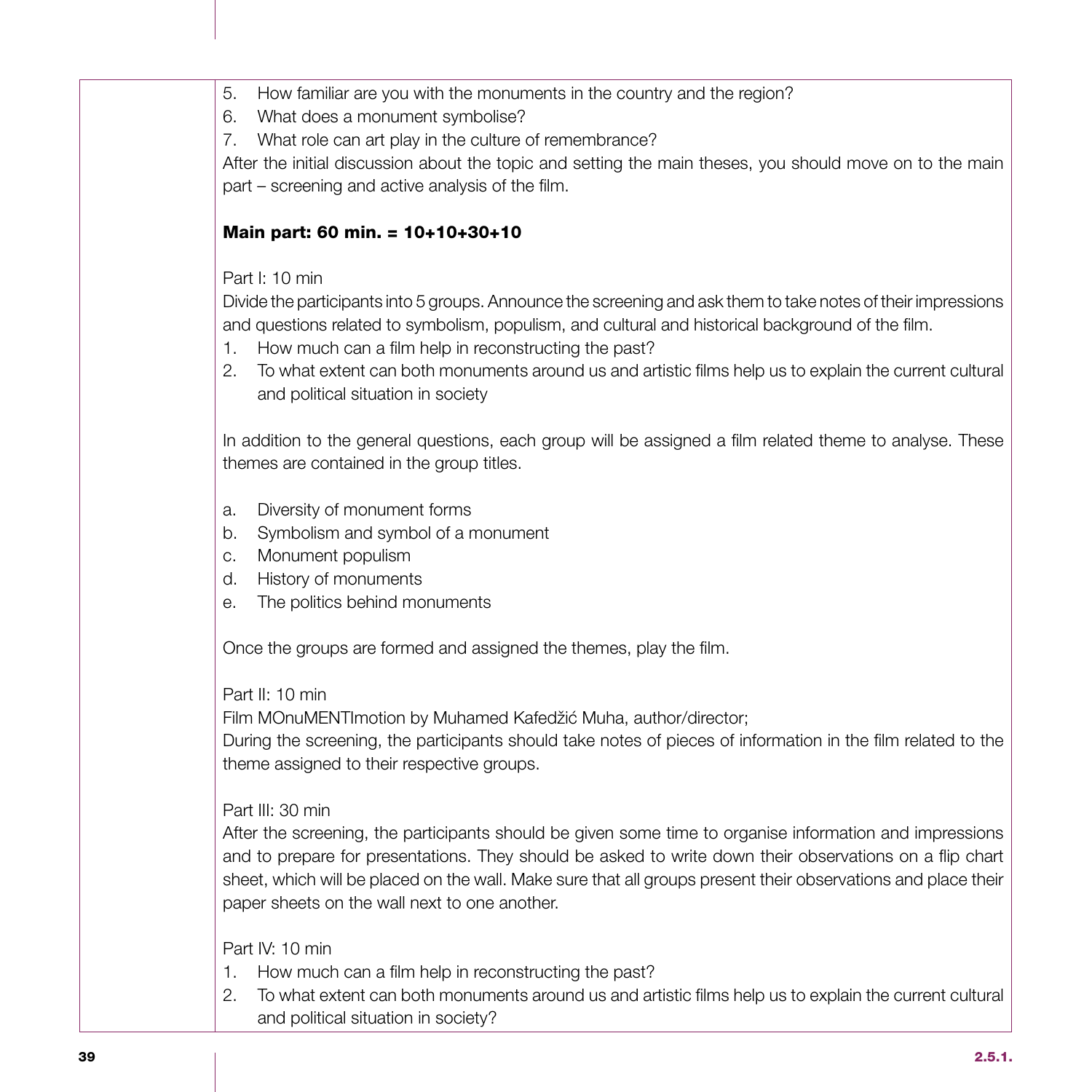5. How familiar are you with the monuments in the country and the region?
6. What does a monument symbolise?
7. What role can art play in the culture of remembrance?

After the initial discussion about the topic and setting the main theses, you should move on to the main part – screening and active analysis of the film.

**Main part: 60 min. = 10+10+30+10**

Part I: 10 min

Divide the participants into 5 groups. Announce the screening and ask them to take notes of their impressions and questions related to symbolism, populism, and cultural and historical background of the film.

1. How much can a film help in reconstructing the past?
2. To what extent can both monuments around us and artistic films help us to explain the current cultural and political situation in society

In addition to the general questions, each group will be assigned a film related theme to analyse. These themes are contained in the group titles.

a. Diversity of monument forms
b. Symbolism and symbol of a monument
c. Monument populism
d. History of monuments
e. The politics behind monuments

Once the groups are formed and assigned the themes, play the film.

Part II: 10 min

Film MOnuMENTImotion by Muhamed Kafedžić Muha, author/director;

During the screening, the participants should take notes of pieces of information in the film related to the theme assigned to their respective groups.

Part III: 30 min

After the screening, the participants should be given some time to organise information and impressions and to prepare for presentations. They should be asked to write down their observations on a flip chart sheet, which will be placed on the wall. Make sure that all groups present their observations and place their paper sheets on the wall next to one another.

Part IV: 10 min

1. How much can a film help in reconstructing the past?
2. To what extent can both monuments around us and artistic films help us to explain the current cultural and political situation in society?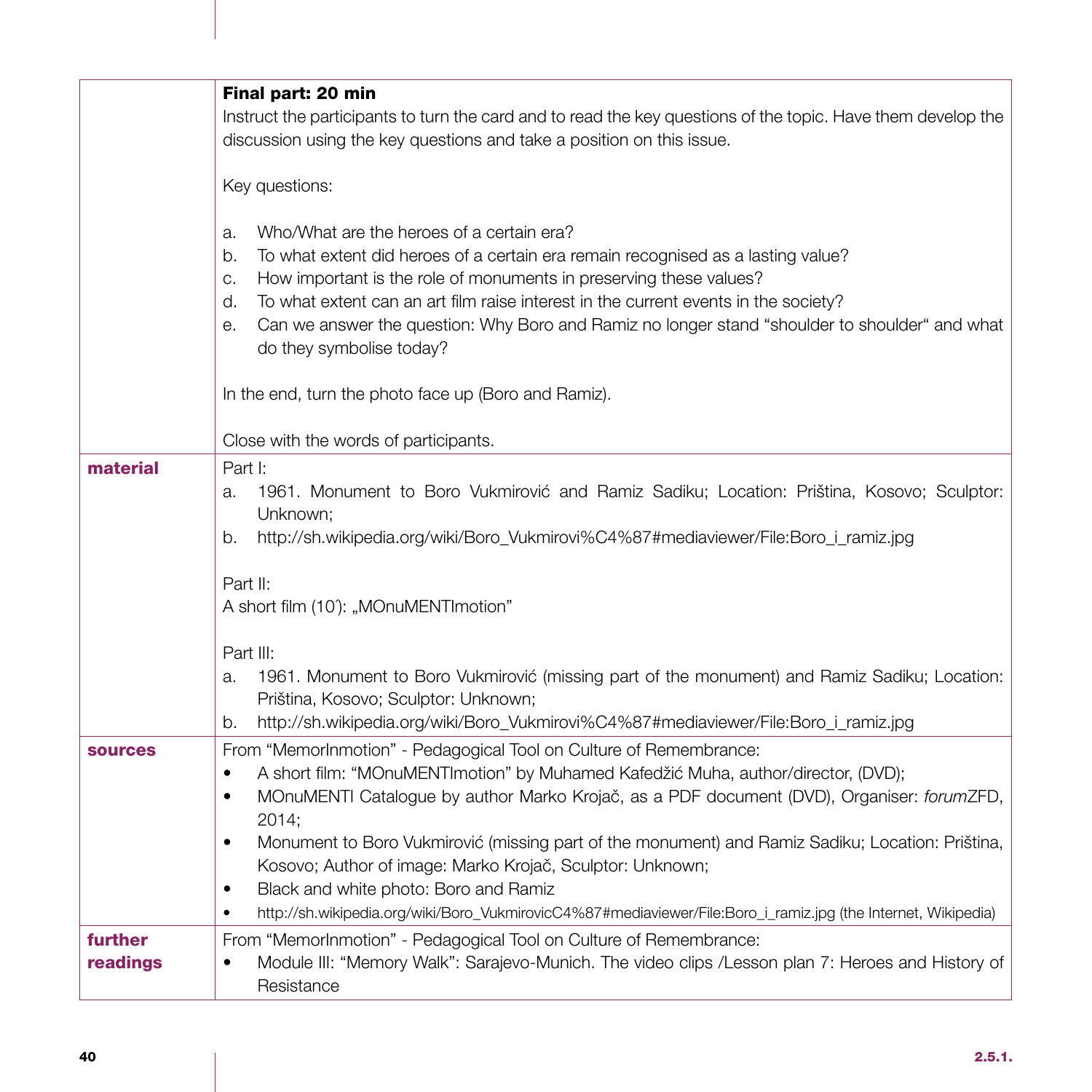| | |
|---|---|
| | **Final part: 20 min**<br>Instruct the participants to turn the card and to read the key questions of the topic. Have them develop the discussion using the key questions and take a position on this issue.<br><br>Key questions:<br><br>a. Who/What are the heroes of a certain era?<br>b. To what extent did heroes of a certain era remain recognised as a lasting value?<br>c. How important is the role of monuments in preserving these values?<br>d. To what extent can an art film raise interest in the current events in the society?<br>e. Can we answer the question: Why Boro and Ramiz no longer stand "shoulder to shoulder" and what do they symbolise today?<br><br>In the end, turn the photo face up (Boro and Ramiz).<br><br>Close with the words of participants. |
| **material** | Part I:<br>a. 1961. Monument to Boro Vukmirović and Ramiz Sadiku; Location: Priština, Kosovo; Sculptor: Unknown;<br>b. http://sh.wikipedia.org/wiki/Boro_Vukmirovi%C4%87#mediaviewer/File:Boro_i_ramiz.jpg<br><br>Part II:<br>A short film (10'): „MOnuMENTImotion"<br><br>Part III:<br>a. 1961. Monument to Boro Vukmirović (missing part of the monument) and Ramiz Sadiku; Location: Priština, Kosovo; Sculptor: Unknown;<br>b. http://sh.wikipedia.org/wiki/Boro_Vukmirovi%C4%87#mediaviewer/File:Boro_i_ramiz.jpg |
| **sources** | From "MemorInmotion" - Pedagogical Tool on Culture of Remembrance:<br>• A short film: "MOnuMENTImotion" by Muhamed Kafedžić Muha, author/director, (DVD);<br>• MOnuMENTI Catalogue by author Marko Krojač, as a PDF document (DVD), Organiser: *forum*ZFD, 2014;<br>• Monument to Boro Vukmirović (missing part of the monument) and Ramiz Sadiku; Location: Priština, Kosovo; Author of image: Marko Krojač, Sculptor: Unknown;<br>• Black and white photo: Boro and Ramiz<br>• http://sh.wikipedia.org/wiki/Boro_VukmirovicC4%87#mediaviewer/File:Boro_i_ramiz.jpg (the Internet, Wikipedia) |
| **further readings** | From "MemorInmotion" - Pedagogical Tool on Culture of Remembrance:<br>• Module III: "Memory Walk": Sarajevo-Munich. The video clips /Lesson plan 7: Heroes and History of Resistance |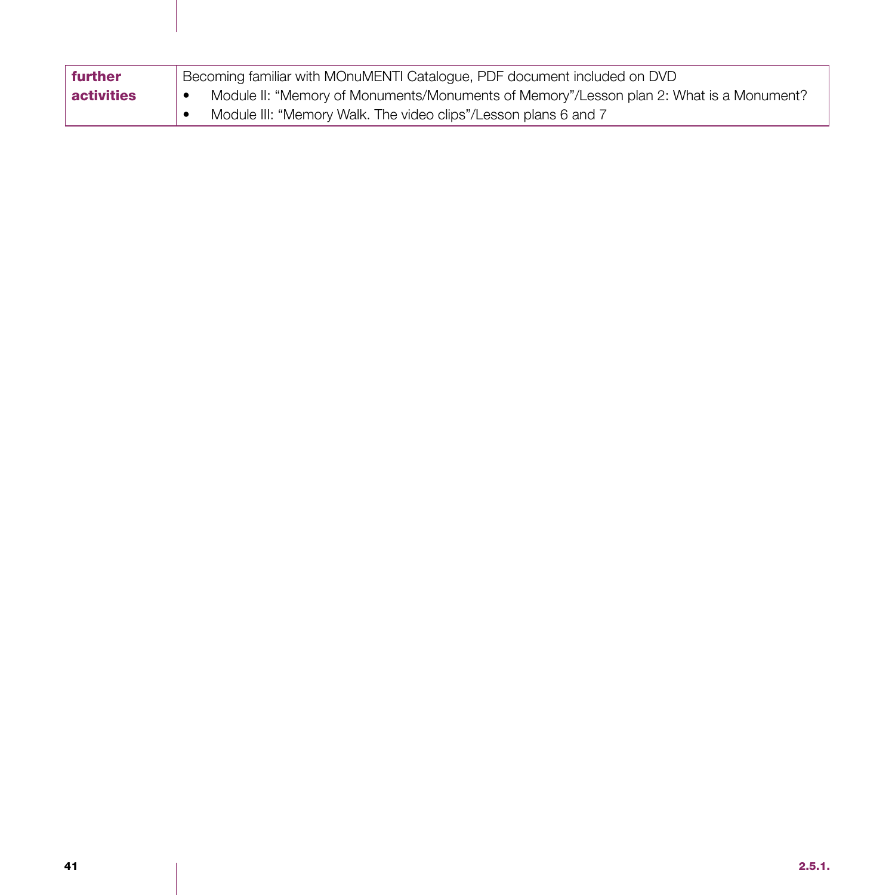| **further activities** | Becoming familiar with MOnuMENTI Catalogue, PDF document included on DVD<br>• Module II: "Memory of Monuments/Monuments of Memory"/Lesson plan 2: What is a Monument?<br>• Module III: "Memory Walk. The video clips"/Lesson plans 6 and 7 |
|---|---|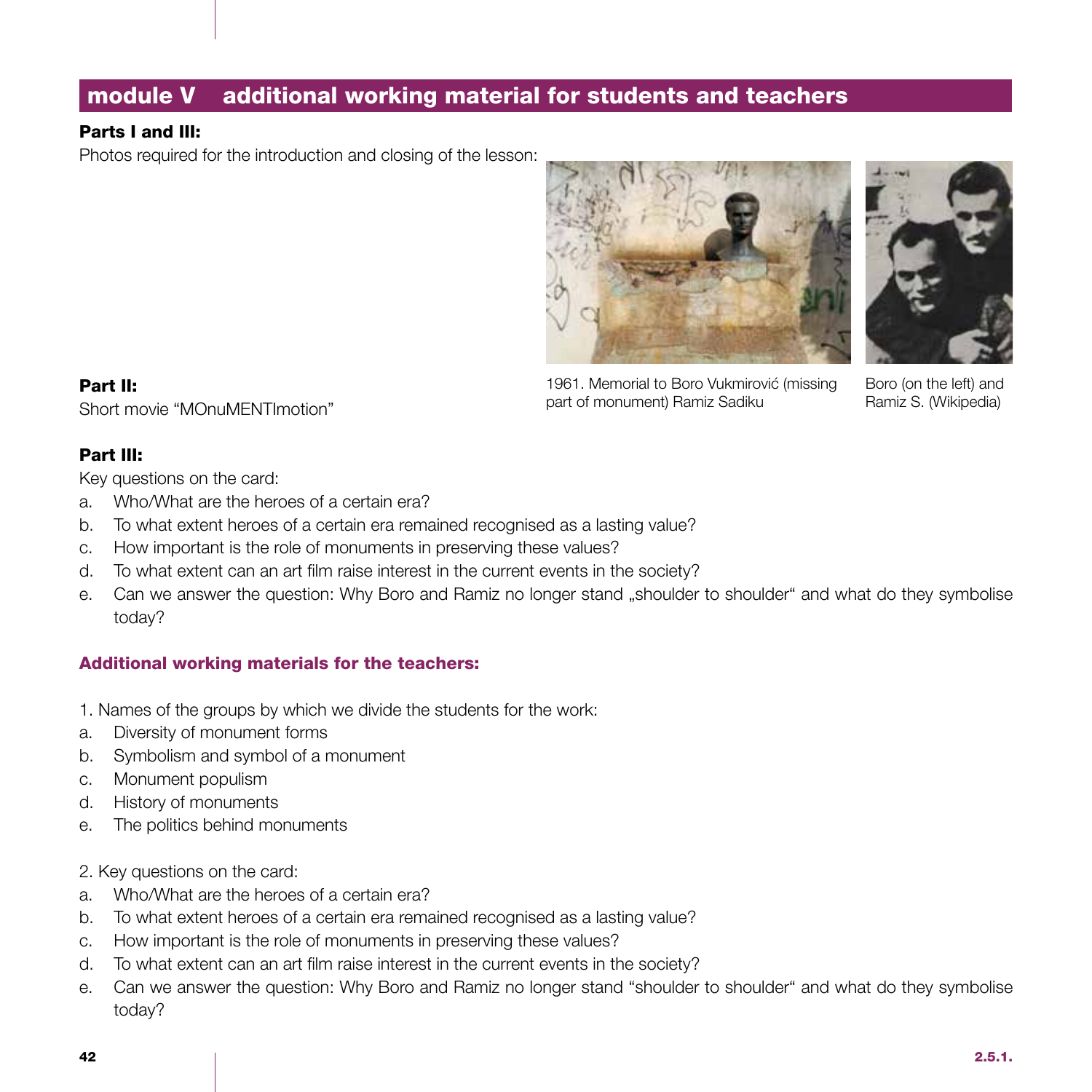## module V additional working material for students and teachers

**Parts I and III:**

Photos required for the introduction and closing of the lesson:

1961. Memorial to Boro Vukmirović (missing part of monument) Ramiz Sadiku

Boro (on the left) and Ramiz S. (Wikipedia)

**Part II:**

Short movie "MOnuMENTImotion"

**Part III:**

Key questions on the card:

a. Who/What are the heroes of a certain era?
b. To what extent heroes of a certain era remained recognised as a lasting value?
c. How important is the role of monuments in preserving these values?
d. To what extent can an art film raise interest in the current events in the society?
e. Can we answer the question: Why Boro and Ramiz no longer stand „shoulder to shoulder" and what do they symbolise today?

### Additional working materials for the teachers:

1. Names of the groups by which we divide the students for the work:

a. Diversity of monument forms
b. Symbolism and symbol of a monument
c. Monument populism
d. History of monuments
e. The politics behind monuments

2. Key questions on the card:

a. Who/What are the heroes of a certain era?
b. To what extent heroes of a certain era remained recognised as a lasting value?
c. How important is the role of monuments in preserving these values?
d. To what extent can an art film raise interest in the current events in the society?
e. Can we answer the question: Why Boro and Ramiz no longer stand "shoulder to shoulder" and what do they symbolise today?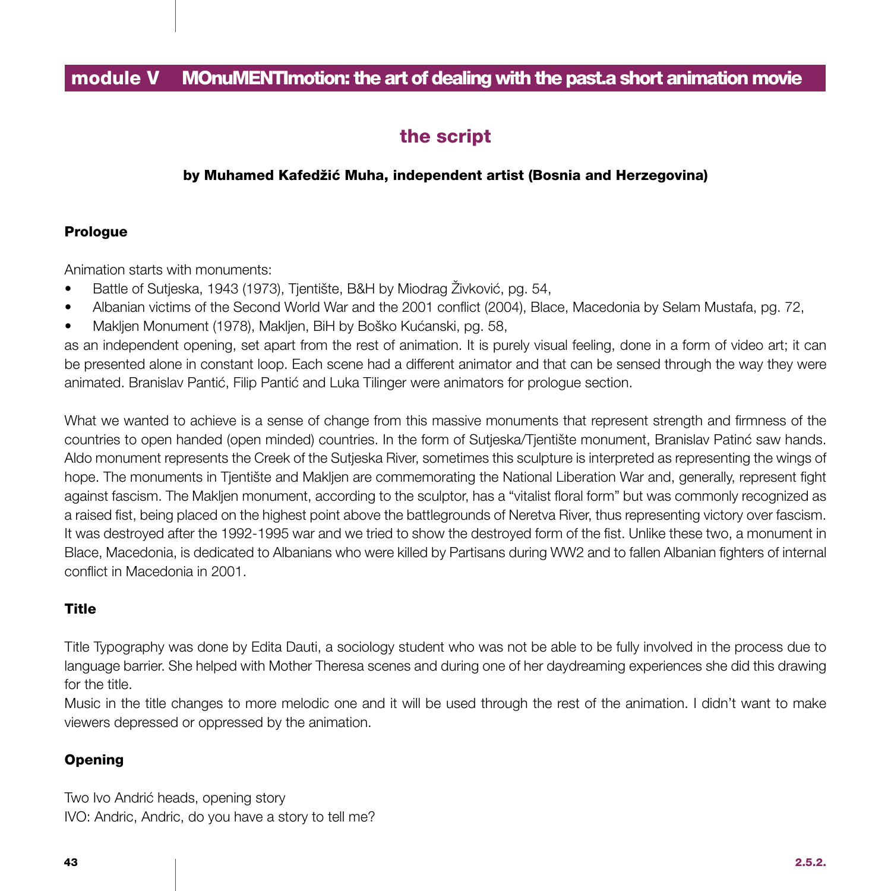## module V MOnuMENTImotion: the art of dealing with the past.a short animation movie

# the script

**by Muhamed Kafedžić Muha, independent artist (Bosnia and Herzegovina)**

### Prologue

Animation starts with monuments:

- Battle of Sutjeska, 1943 (1973), Tjentište, B&H by Miodrag Živković, pg. 54,
- Albanian victims of the Second World War and the 2001 conflict (2004), Blace, Macedonia by Selam Mustafa, pg. 72,
- Makljen Monument (1978), Makljen, BiH by Boško Kućanski, pg. 58,

as an independent opening, set apart from the rest of animation. It is purely visual feeling, done in a form of video art; it can be presented alone in constant loop. Each scene had a different animator and that can be sensed through the way they were animated. Branislav Pantić, Filip Pantić and Luka Tilinger were animators for prologue section.

What we wanted to achieve is a sense of change from this massive monuments that represent strength and firmness of the countries to open handed (open minded) countries. In the form of Sutjeska/Tjentište monument, Branislav Patinć saw hands. Aldo monument represents the Creek of the Sutjeska River, sometimes this sculpture is interpreted as representing the wings of hope. The monuments in Tjentište and Makljen are commemorating the National Liberation War and, generally, represent fight against fascism. The Makljen monument, according to the sculptor, has a "vitalist floral form" but was commonly recognized as a raised fist, being placed on the highest point above the battlegrounds of Neretva River, thus representing victory over fascism. It was destroyed after the 1992-1995 war and we tried to show the destroyed form of the fist. Unlike these two, a monument in Blace, Macedonia, is dedicated to Albanians who were killed by Partisans during WW2 and to fallen Albanian fighters of internal conflict in Macedonia in 2001.

### Title

Title Typography was done by Edita Dauti, a sociology student who was not be able to be fully involved in the process due to language barrier. She helped with Mother Theresa scenes and during one of her daydreaming experiences she did this drawing for the title.

Music in the title changes to more melodic one and it will be used through the rest of the animation. I didn't want to make viewers depressed or oppressed by the animation.

### Opening

Two Ivo Andrić heads, opening story

IVO: Andric, Andric, do you have a story to tell me?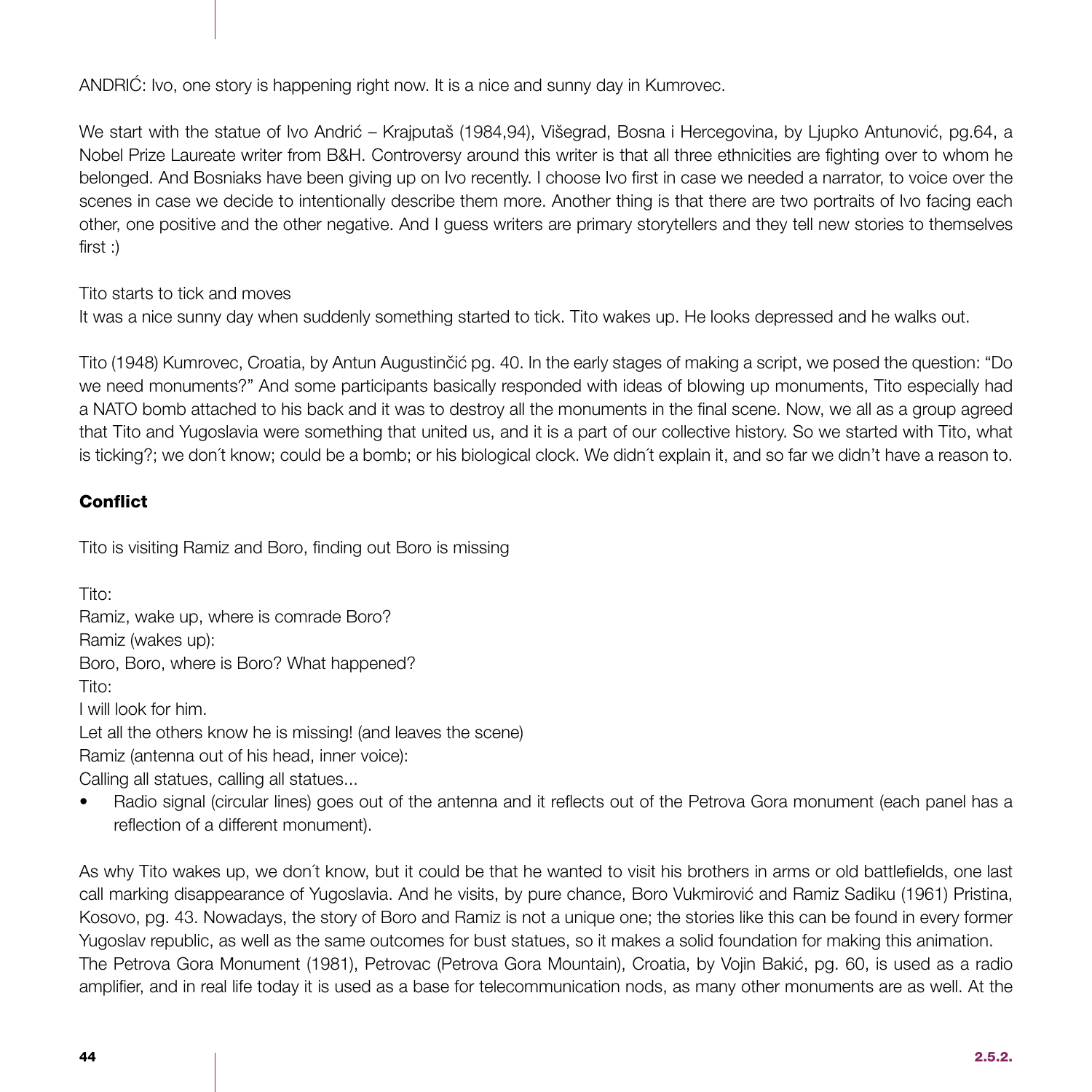ANDRIĆ: Ivo, one story is happening right now. It is a nice and sunny day in Kumrovec.

We start with the statue of Ivo Andrić – Krajputaš (1984,94), Višegrad, Bosna i Hercegovina, by Ljupko Antunović, pg.64, a Nobel Prize Laureate writer from B&H. Controversy around this writer is that all three ethnicities are fighting over to whom he belonged. And Bosniaks have been giving up on Ivo recently. I choose Ivo first in case we needed a narrator, to voice over the scenes in case we decide to intentionally describe them more. Another thing is that there are two portraits of Ivo facing each other, one positive and the other negative. And I guess writers are primary storytellers and they tell new stories to themselves first :)

Tito starts to tick and moves
It was a nice sunny day when suddenly something started to tick. Tito wakes up. He looks depressed and he walks out.

Tito (1948) Kumrovec, Croatia, by Antun Augustinčić pg. 40. In the early stages of making a script, we posed the question: "Do we need monuments?" And some participants basically responded with ideas of blowing up monuments, Tito especially had a NATO bomb attached to his back and it was to destroy all the monuments in the final scene. Now, we all as a group agreed that Tito and Yugoslavia were something that united us, and it is a part of our collective history. So we started with Tito, what is ticking?; we don´t know; could be a bomb; or his biological clock. We didn´t explain it, and so far we didn't have a reason to.

## Conflict

Tito is visiting Ramiz and Boro, finding out Boro is missing

Tito:
Ramiz, wake up, where is comrade Boro?
Ramiz (wakes up):
Boro, Boro, where is Boro? What happened?
Tito:
I will look for him.
Let all the others know he is missing! (and leaves the scene)
Ramiz (antenna out of his head, inner voice):
Calling all statues, calling all statues...

- Radio signal (circular lines) goes out of the antenna and it reflects out of the Petrova Gora monument (each panel has a reflection of a different monument).

As why Tito wakes up, we don´t know, but it could be that he wanted to visit his brothers in arms or old battlefields, one last call marking disappearance of Yugoslavia. And he visits, by pure chance, Boro Vukmirović and Ramiz Sadiku (1961) Pristina, Kosovo, pg. 43. Nowadays, the story of Boro and Ramiz is not a unique one; the stories like this can be found in every former Yugoslav republic, as well as the same outcomes for bust statues, so it makes a solid foundation for making this animation.
The Petrova Gora Monument (1981), Petrovac (Petrova Gora Mountain), Croatia, by Vojin Bakić, pg. 60, is used as a radio amplifier, and in real life today it is used as a base for telecommunication nods, as many other monuments are as well. At the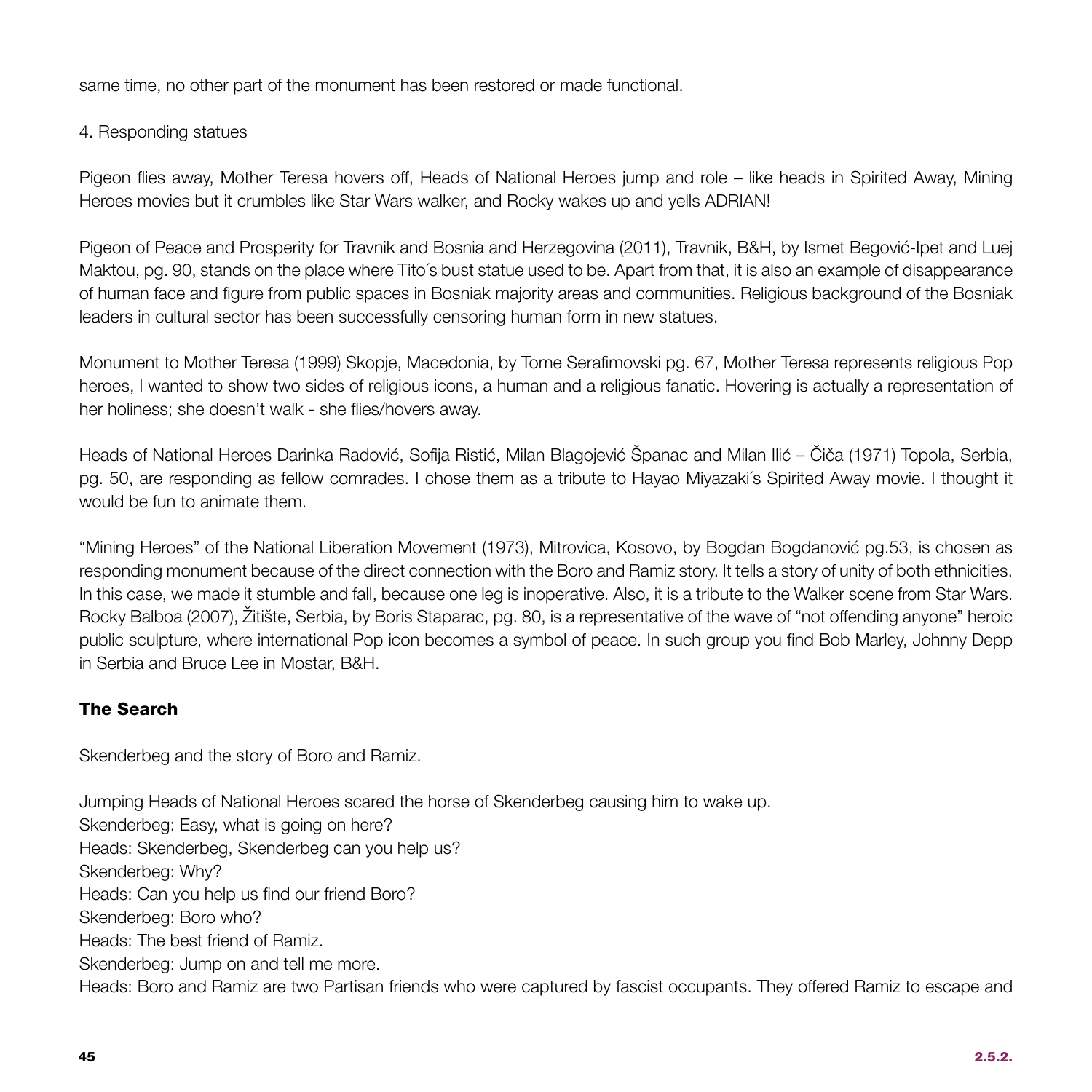same time, no other part of the monument has been restored or made functional.

4. Responding statues

Pigeon flies away, Mother Teresa hovers off, Heads of National Heroes jump and role – like heads in Spirited Away, Mining Heroes movies but it crumbles like Star Wars walker, and Rocky wakes up and yells ADRIAN!

Pigeon of Peace and Prosperity for Travnik and Bosnia and Herzegovina (2011), Travnik, B&H, by Ismet Begović-Ipet and Luej Maktou, pg. 90, stands on the place where Tito´s bust statue used to be. Apart from that, it is also an example of disappearance of human face and figure from public spaces in Bosniak majority areas and communities. Religious background of the Bosniak leaders in cultural sector has been successfully censoring human form in new statues.

Monument to Mother Teresa (1999) Skopje, Macedonia, by Tome Serafimovski pg. 67, Mother Teresa represents religious Pop heroes, I wanted to show two sides of religious icons, a human and a religious fanatic. Hovering is actually a representation of her holiness; she doesn't walk - she flies/hovers away.

Heads of National Heroes Darinka Radović, Sofija Ristić, Milan Blagojević Španac and Milan Ilić – Čiča (1971) Topola, Serbia, pg. 50, are responding as fellow comrades. I chose them as a tribute to Hayao Miyazaki´s Spirited Away movie. I thought it would be fun to animate them.

"Mining Heroes" of the National Liberation Movement (1973), Mitrovica, Kosovo, by Bogdan Bogdanović pg.53, is chosen as responding monument because of the direct connection with the Boro and Ramiz story. It tells a story of unity of both ethnicities. In this case, we made it stumble and fall, because one leg is inoperative. Also, it is a tribute to the Walker scene from Star Wars. Rocky Balboa (2007), Žitište, Serbia, by Boris Staparac, pg. 80, is a representative of the wave of "not offending anyone" heroic public sculpture, where international Pop icon becomes a symbol of peace. In such group you find Bob Marley, Johnny Depp in Serbia and Bruce Lee in Mostar, B&H.

### The Search

Skenderbeg and the story of Boro and Ramiz.

Jumping Heads of National Heroes scared the horse of Skenderbeg causing him to wake up.
Skenderbeg: Easy, what is going on here?
Heads: Skenderbeg, Skenderbeg can you help us?
Skenderbeg: Why?
Heads: Can you help us find our friend Boro?
Skenderbeg: Boro who?
Heads: The best friend of Ramiz.
Skenderbeg: Jump on and tell me more.
Heads: Boro and Ramiz are two Partisan friends who were captured by fascist occupants. They offered Ramiz to escape and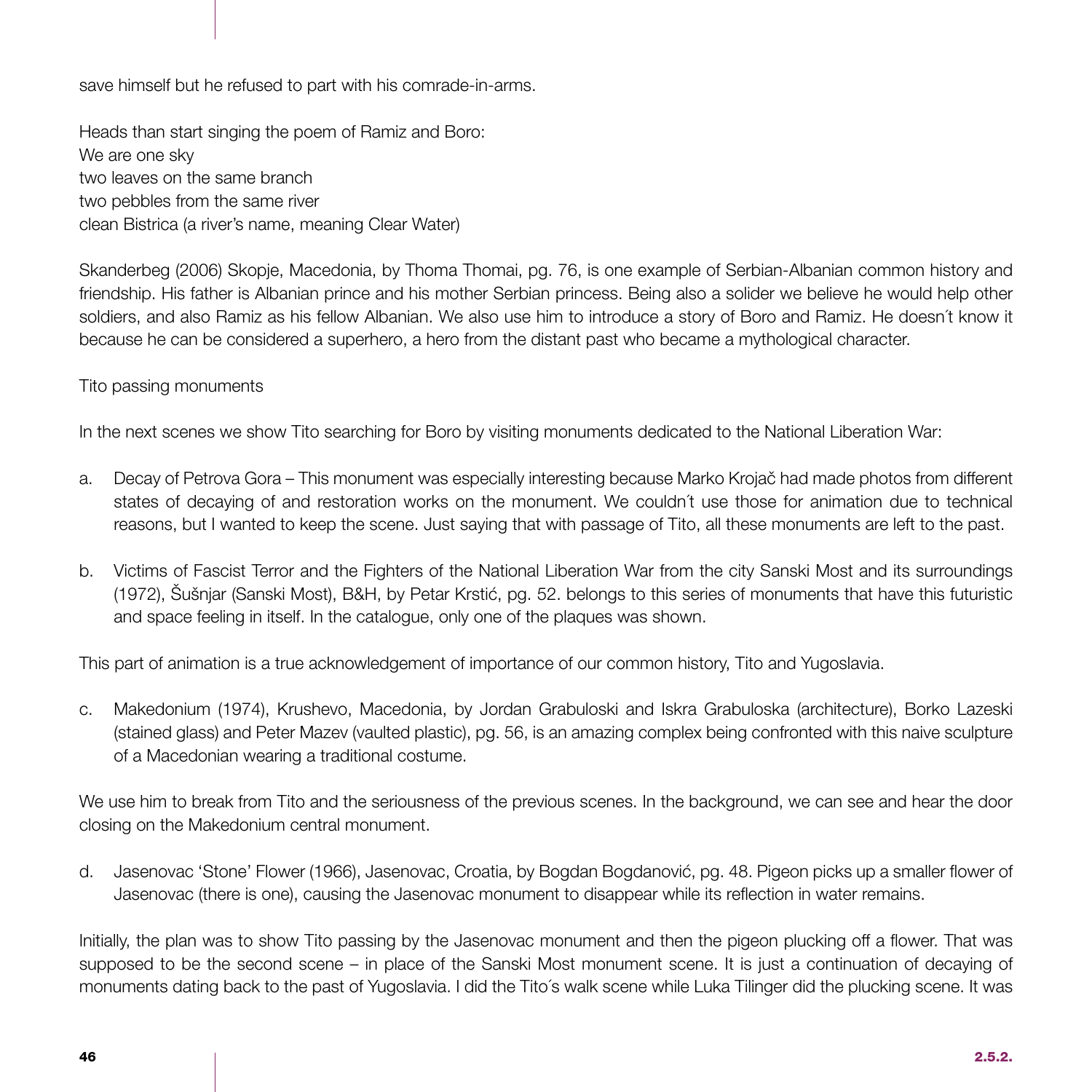save himself but he refused to part with his comrade-in-arms.

Heads than start singing the poem of Ramiz and Boro:
We are one sky
two leaves on the same branch
two pebbles from the same river
clean Bistrica (a river's name, meaning Clear Water)

Skanderbeg (2006) Skopje, Macedonia, by Thoma Thomai, pg. 76, is one example of Serbian-Albanian common history and friendship. His father is Albanian prince and his mother Serbian princess. Being also a solider we believe he would help other soldiers, and also Ramiz as his fellow Albanian. We also use him to introduce a story of Boro and Ramiz. He doesn´t know it because he can be considered a superhero, a hero from the distant past who became a mythological character.

Tito passing monuments

In the next scenes we show Tito searching for Boro by visiting monuments dedicated to the National Liberation War:

a. Decay of Petrova Gora – This monument was especially interesting because Marko Krojač had made photos from different states of decaying of and restoration works on the monument. We couldn´t use those for animation due to technical reasons, but I wanted to keep the scene. Just saying that with passage of Tito, all these monuments are left to the past.

b. Victims of Fascist Terror and the Fighters of the National Liberation War from the city Sanski Most and its surroundings (1972), Šušnjar (Sanski Most), B&H, by Petar Krstić, pg. 52. belongs to this series of monuments that have this futuristic and space feeling in itself. In the catalogue, only one of the plaques was shown.

This part of animation is a true acknowledgement of importance of our common history, Tito and Yugoslavia.

c. Makedonium (1974), Krushevo, Macedonia, by Jordan Grabuloski and Iskra Grabuloska (architecture), Borko Lazeski (stained glass) and Peter Mazev (vaulted plastic), pg. 56, is an amazing complex being confronted with this naive sculpture of a Macedonian wearing a traditional costume.

We use him to break from Tito and the seriousness of the previous scenes. In the background, we can see and hear the door closing on the Makedonium central monument.

d. Jasenovac 'Stone' Flower (1966), Jasenovac, Croatia, by Bogdan Bogdanović, pg. 48. Pigeon picks up a smaller flower of Jasenovac (there is one), causing the Jasenovac monument to disappear while its reflection in water remains.

Initially, the plan was to show Tito passing by the Jasenovac monument and then the pigeon plucking off a flower. That was supposed to be the second scene – in place of the Sanski Most monument scene. It is just a continuation of decaying of monuments dating back to the past of Yugoslavia. I did the Tito´s walk scene while Luka Tilinger did the plucking scene. It was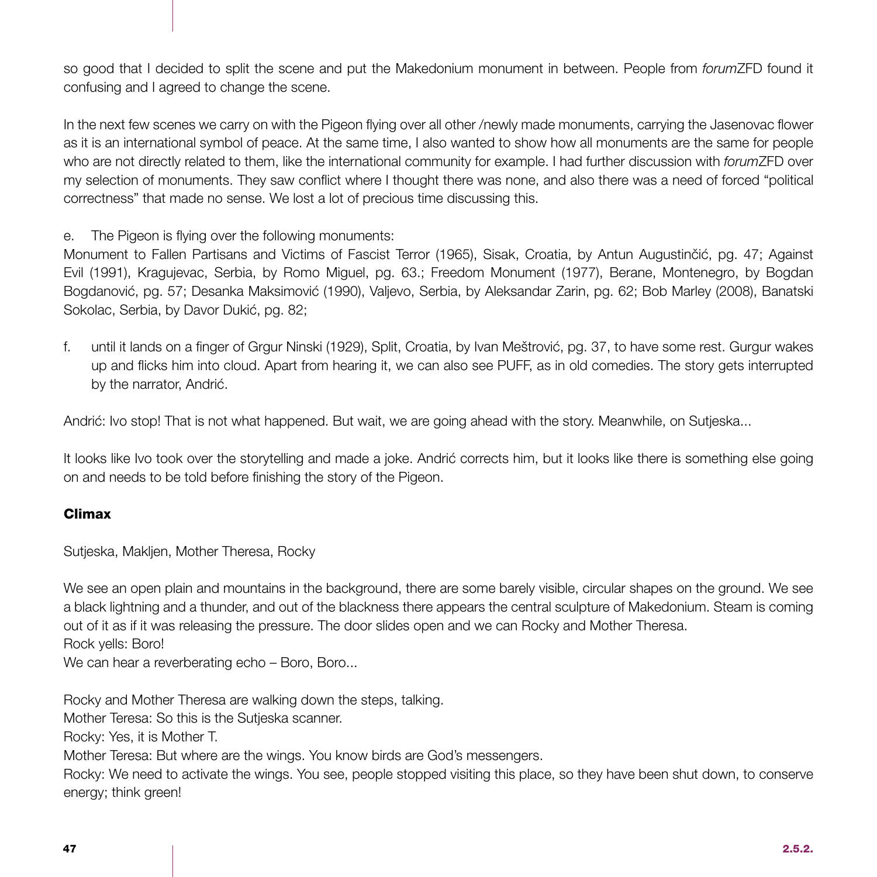so good that I decided to split the scene and put the Makedonium monument in between. People from *forum*ZFD found it confusing and I agreed to change the scene.

In the next few scenes we carry on with the Pigeon flying over all other /newly made monuments, carrying the Jasenovac flower as it is an international symbol of peace. At the same time, I also wanted to show how all monuments are the same for people who are not directly related to them, like the international community for example. I had further discussion with *forum*ZFD over my selection of monuments. They saw conflict where I thought there was none, and also there was a need of forced "political correctness" that made no sense. We lost a lot of precious time discussing this.

e. The Pigeon is flying over the following monuments:

Monument to Fallen Partisans and Victims of Fascist Terror (1965), Sisak, Croatia, by Antun Augustinčić, pg. 47; Against Evil (1991), Kragujevac, Serbia, by Romo Miguel, pg. 63.; Freedom Monument (1977), Berane, Montenegro, by Bogdan Bogdanović, pg. 57; Desanka Maksimović (1990), Valjevo, Serbia, by Aleksandar Zarin, pg. 62; Bob Marley (2008), Banatski Sokolac, Serbia, by Davor Dukić, pg. 82;

f. until it lands on a finger of Grgur Ninski (1929), Split, Croatia, by Ivan Meštrović, pg. 37, to have some rest. Gurgur wakes up and flicks him into cloud. Apart from hearing it, we can also see PUFF, as in old comedies. The story gets interrupted by the narrator, Andrić.

Andrić: Ivo stop! That is not what happened. But wait, we are going ahead with the story. Meanwhile, on Sutjeska...

It looks like Ivo took over the storytelling and made a joke. Andrić corrects him, but it looks like there is something else going on and needs to be told before finishing the story of the Pigeon.

### Climax

Sutjeska, Makljen, Mother Theresa, Rocky

We see an open plain and mountains in the background, there are some barely visible, circular shapes on the ground. We see a black lightning and a thunder, and out of the blackness there appears the central sculpture of Makedonium. Steam is coming out of it as if it was releasing the pressure. The door slides open and we can Rocky and Mother Theresa.
Rock yells: Boro!
We can hear a reverberating echo – Boro, Boro...

Rocky and Mother Theresa are walking down the steps, talking.
Mother Teresa: So this is the Sutjeska scanner.
Rocky: Yes, it is Mother T.
Mother Teresa: But where are the wings. You know birds are God's messengers.
Rocky: We need to activate the wings. You see, people stopped visiting this place, so they have been shut down, to conserve energy; think green!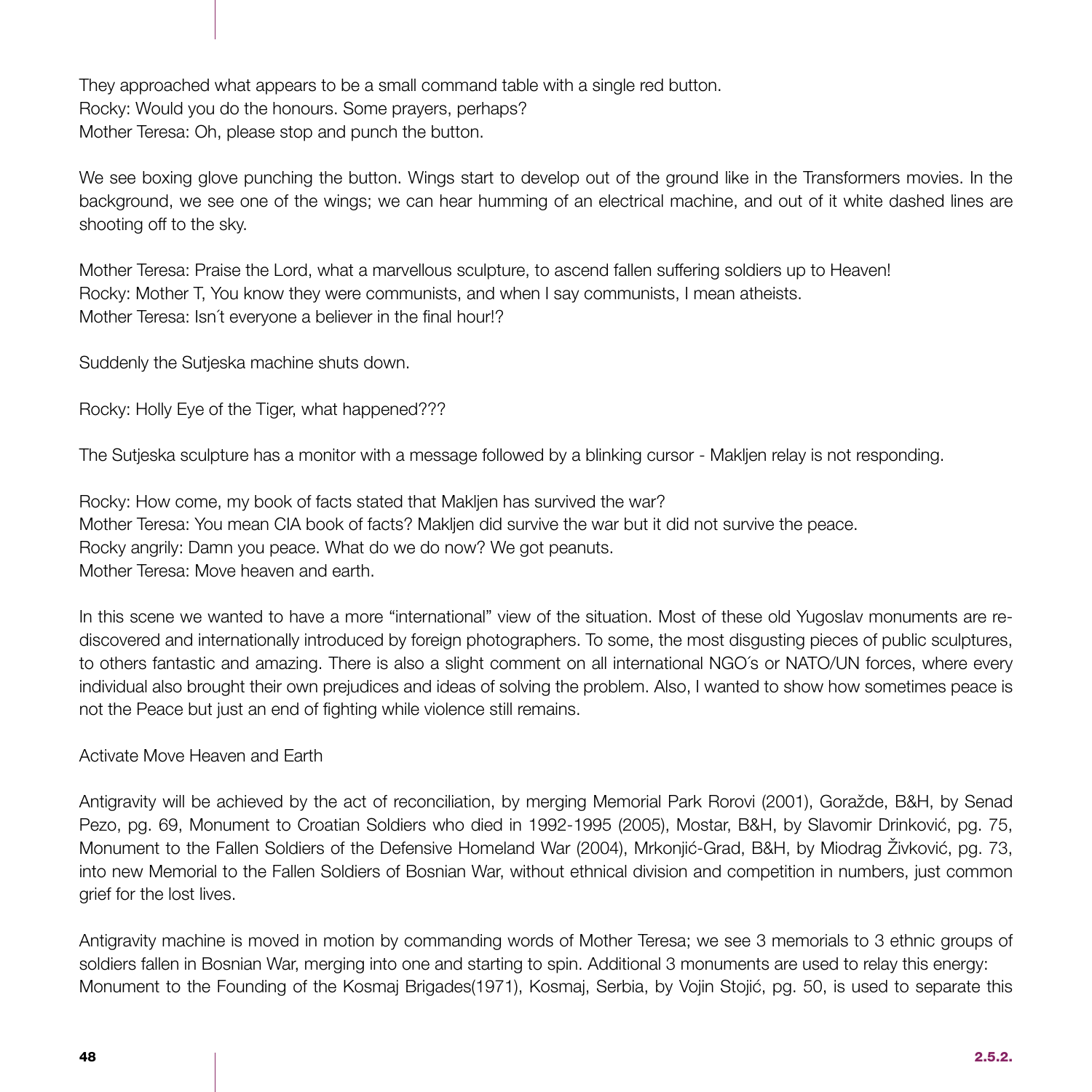They approached what appears to be a small command table with a single red button.
Rocky: Would you do the honours. Some prayers, perhaps?
Mother Teresa: Oh, please stop and punch the button.

We see boxing glove punching the button. Wings start to develop out of the ground like in the Transformers movies. In the background, we see one of the wings; we can hear humming of an electrical machine, and out of it white dashed lines are shooting off to the sky.

Mother Teresa: Praise the Lord, what a marvellous sculpture, to ascend fallen suffering soldiers up to Heaven!
Rocky: Mother T, You know they were communists, and when I say communists, I mean atheists.
Mother Teresa: Isn´t everyone a believer in the final hour!?

Suddenly the Sutjeska machine shuts down.

Rocky: Holly Eye of the Tiger, what happened???

The Sutjeska sculpture has a monitor with a message followed by a blinking cursor - Makljen relay is not responding.

Rocky: How come, my book of facts stated that Makljen has survived the war?
Mother Teresa: You mean CIA book of facts? Makljen did survive the war but it did not survive the peace.
Rocky angrily: Damn you peace. What do we do now? We got peanuts.
Mother Teresa: Move heaven and earth.

In this scene we wanted to have a more "international" view of the situation. Most of these old Yugoslav monuments are re-discovered and internationally introduced by foreign photographers. To some, the most disgusting pieces of public sculptures, to others fantastic and amazing. There is also a slight comment on all international NGO´s or NATO/UN forces, where every individual also brought their own prejudices and ideas of solving the problem. Also, I wanted to show how sometimes peace is not the Peace but just an end of fighting while violence still remains.

Activate Move Heaven and Earth

Antigravity will be achieved by the act of reconciliation, by merging Memorial Park Rorovi (2001), Goražde, B&H, by Senad Pezo, pg. 69, Monument to Croatian Soldiers who died in 1992-1995 (2005), Mostar, B&H, by Slavomir Drinković, pg. 75, Monument to the Fallen Soldiers of the Defensive Homeland War (2004), Mrkonjić-Grad, B&H, by Miodrag Živković, pg. 73, into new Memorial to the Fallen Soldiers of Bosnian War, without ethnical division and competition in numbers, just common grief for the lost lives.

Antigravity machine is moved in motion by commanding words of Mother Teresa; we see 3 memorials to 3 ethnic groups of soldiers fallen in Bosnian War, merging into one and starting to spin. Additional 3 monuments are used to relay this energy: Monument to the Founding of the Kosmaj Brigades(1971), Kosmaj, Serbia, by Vojin Stojić, pg. 50, is used to separate this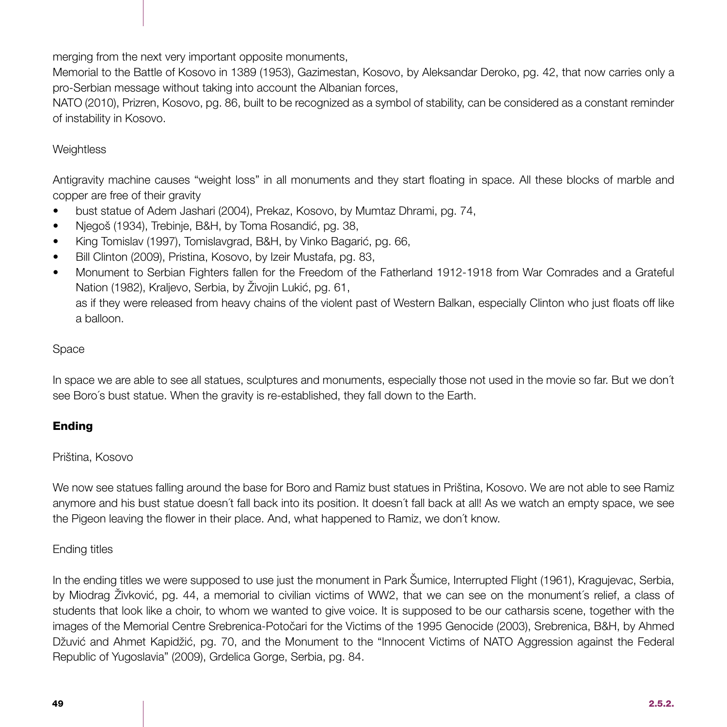merging from the next very important opposite monuments,

Memorial to the Battle of Kosovo in 1389 (1953), Gazimestan, Kosovo, by Aleksandar Deroko, pg. 42, that now carries only a pro-Serbian message without taking into account the Albanian forces,

NATO (2010), Prizren, Kosovo, pg. 86, built to be recognized as a symbol of stability, can be considered as a constant reminder of instability in Kosovo.

Weightless

Antigravity machine causes "weight loss" in all monuments and they start floating in space. All these blocks of marble and copper are free of their gravity

- bust statue of Adem Jashari (2004), Prekaz, Kosovo, by Mumtaz Dhrami, pg. 74,
- Njegoš (1934), Trebinje, B&H, by Toma Rosandić, pg. 38,
- King Tomislav (1997), Tomislavgrad, B&H, by Vinko Bagarić, pg. 66,
- Bill Clinton (2009), Pristina, Kosovo, by Izeir Mustafa, pg. 83,
- Monument to Serbian Fighters fallen for the Freedom of the Fatherland 1912-1918 from War Comrades and a Grateful Nation (1982), Kraljevo, Serbia, by Živojin Lukić, pg. 61,
  as if they were released from heavy chains of the violent past of Western Balkan, especially Clinton who just floats off like a balloon.

Space

In space we are able to see all statues, sculptures and monuments, especially those not used in the movie so far. But we don´t see Boro´s bust statue. When the gravity is re-established, they fall down to the Earth.

## Ending

Priština, Kosovo

We now see statues falling around the base for Boro and Ramiz bust statues in Priština, Kosovo. We are not able to see Ramiz anymore and his bust statue doesn´t fall back into its position. It doesn´t fall back at all! As we watch an empty space, we see the Pigeon leaving the flower in their place. And, what happened to Ramiz, we don´t know.

Ending titles

In the ending titles we were supposed to use just the monument in Park Šumice, Interrupted Flight (1961), Kragujevac, Serbia, by Miodrag Živković, pg. 44, a memorial to civilian victims of WW2, that we can see on the monument´s relief, a class of students that look like a choir, to whom we wanted to give voice. It is supposed to be our catharsis scene, together with the images of the Memorial Centre Srebrenica-Potočari for the Victims of the 1995 Genocide (2003), Srebrenica, B&H, by Ahmed Džuvić and Ahmet Kapidžić, pg. 70, and the Monument to the "Innocent Victims of NATO Aggression against the Federal Republic of Yugoslavia" (2009), Grdelica Gorge, Serbia, pg. 84.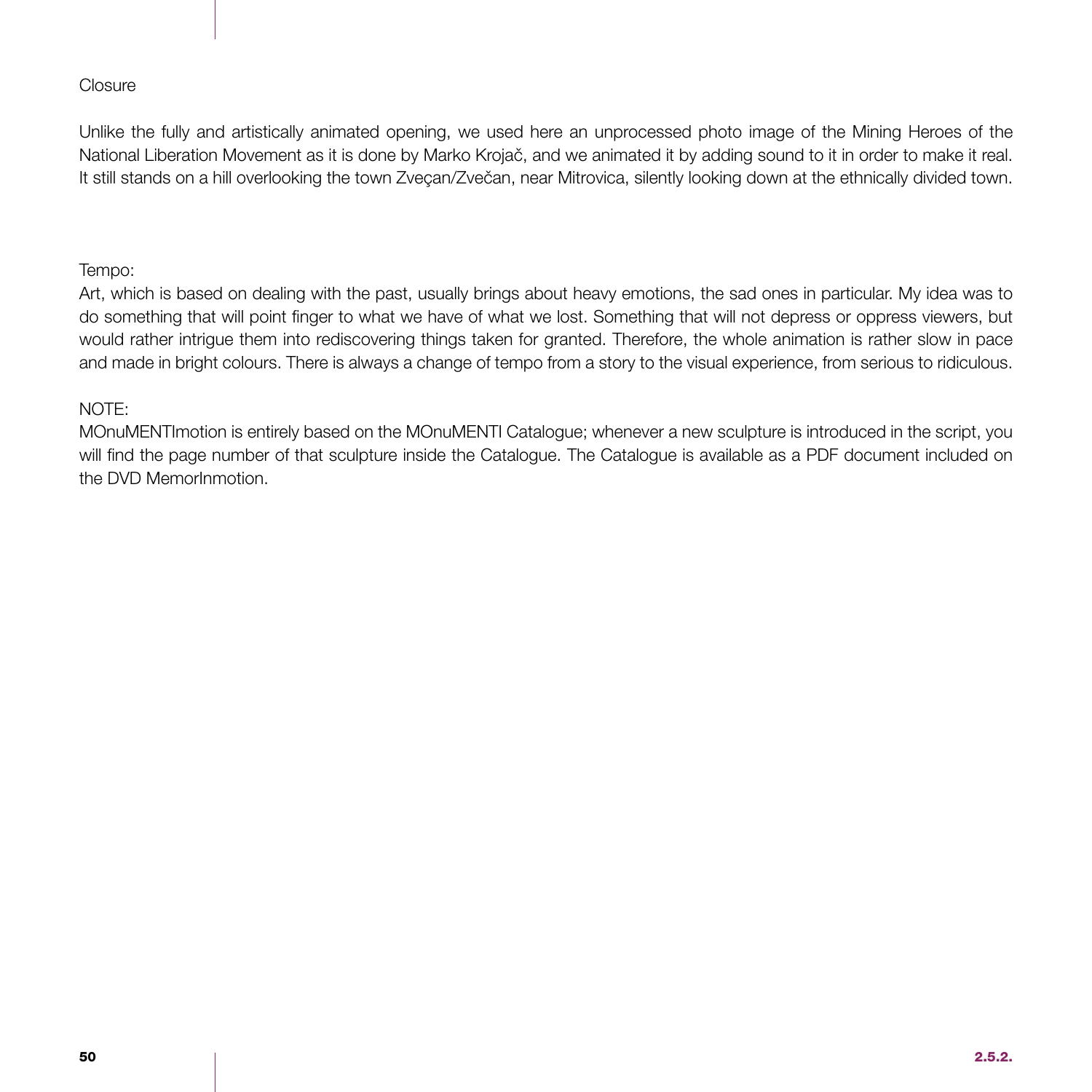Closure

Unlike the fully and artistically animated opening, we used here an unprocessed photo image of the Mining Heroes of the National Liberation Movement as it is done by Marko Krojač, and we animated it by adding sound to it in order to make it real. It still stands on a hill overlooking the town Zveçan/Zvečan, near Mitrovica, silently looking down at the ethnically divided town.

Tempo:
Art, which is based on dealing with the past, usually brings about heavy emotions, the sad ones in particular. My idea was to do something that will point finger to what we have of what we lost. Something that will not depress or oppress viewers, but would rather intrigue them into rediscovering things taken for granted. Therefore, the whole animation is rather slow in pace and made in bright colours. There is always a change of tempo from a story to the visual experience, from serious to ridiculous.

NOTE:
MOnuMENTImotion is entirely based on the MOnuMENTI Catalogue; whenever a new sculpture is introduced in the script, you will find the page number of that sculpture inside the Catalogue. The Catalogue is available as a PDF document included on the DVD MemorInmotion.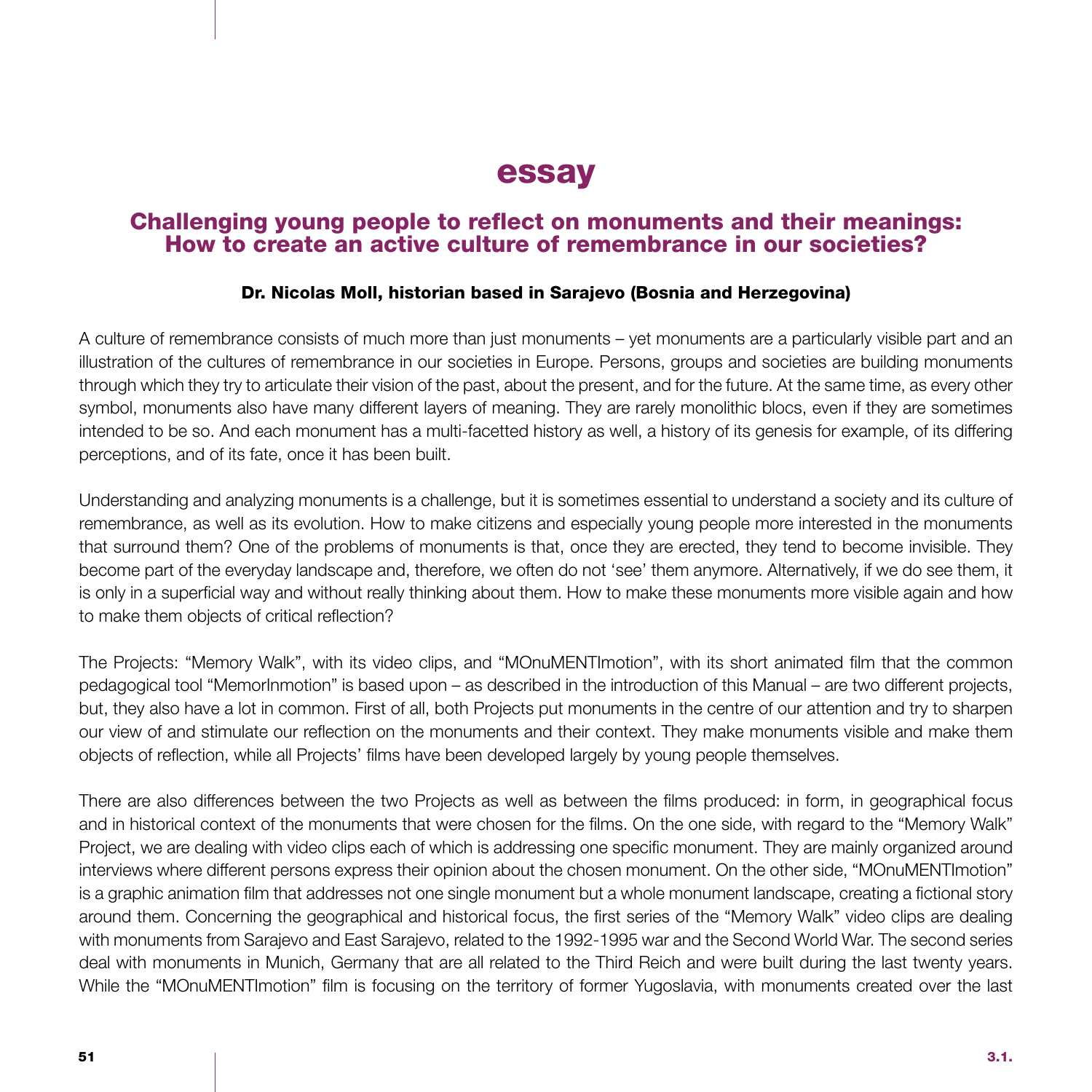# essay

## Challenging young people to reflect on monuments and their meanings: How to create an active culture of remembrance in our societies?

**Dr. Nicolas Moll, historian based in Sarajevo (Bosnia and Herzegovina)**

A culture of remembrance consists of much more than just monuments – yet monuments are a particularly visible part and an illustration of the cultures of remembrance in our societies in Europe. Persons, groups and societies are building monuments through which they try to articulate their vision of the past, about the present, and for the future. At the same time, as every other symbol, monuments also have many different layers of meaning. They are rarely monolithic blocs, even if they are sometimes intended to be so. And each monument has a multi-facetted history as well, a history of its genesis for example, of its differing perceptions, and of its fate, once it has been built.

Understanding and analyzing monuments is a challenge, but it is sometimes essential to understand a society and its culture of remembrance, as well as its evolution. How to make citizens and especially young people more interested in the monuments that surround them? One of the problems of monuments is that, once they are erected, they tend to become invisible. They become part of the everyday landscape and, therefore, we often do not 'see' them anymore. Alternatively, if we do see them, it is only in a superficial way and without really thinking about them. How to make these monuments more visible again and how to make them objects of critical reflection?

The Projects: "Memory Walk", with its video clips, and "MOnuMENTImotion", with its short animated film that the common pedagogical tool "MemorInmotion" is based upon – as described in the introduction of this Manual – are two different projects, but, they also have a lot in common. First of all, both Projects put monuments in the centre of our attention and try to sharpen our view of and stimulate our reflection on the monuments and their context. They make monuments visible and make them objects of reflection, while all Projects' films have been developed largely by young people themselves.

There are also differences between the two Projects as well as between the films produced: in form, in geographical focus and in historical context of the monuments that were chosen for the films. On the one side, with regard to the "Memory Walk" Project, we are dealing with video clips each of which is addressing one specific monument. They are mainly organized around interviews where different persons express their opinion about the chosen monument. On the other side, "MOnuMENTImotion" is a graphic animation film that addresses not one single monument but a whole monument landscape, creating a fictional story around them. Concerning the geographical and historical focus, the first series of the "Memory Walk" video clips are dealing with monuments from Sarajevo and East Sarajevo, related to the 1992-1995 war and the Second World War. The second series deal with monuments in Munich, Germany that are all related to the Third Reich and were built during the last twenty years. While the "MOnuMENTImotion" film is focusing on the territory of former Yugoslavia, with monuments created over the last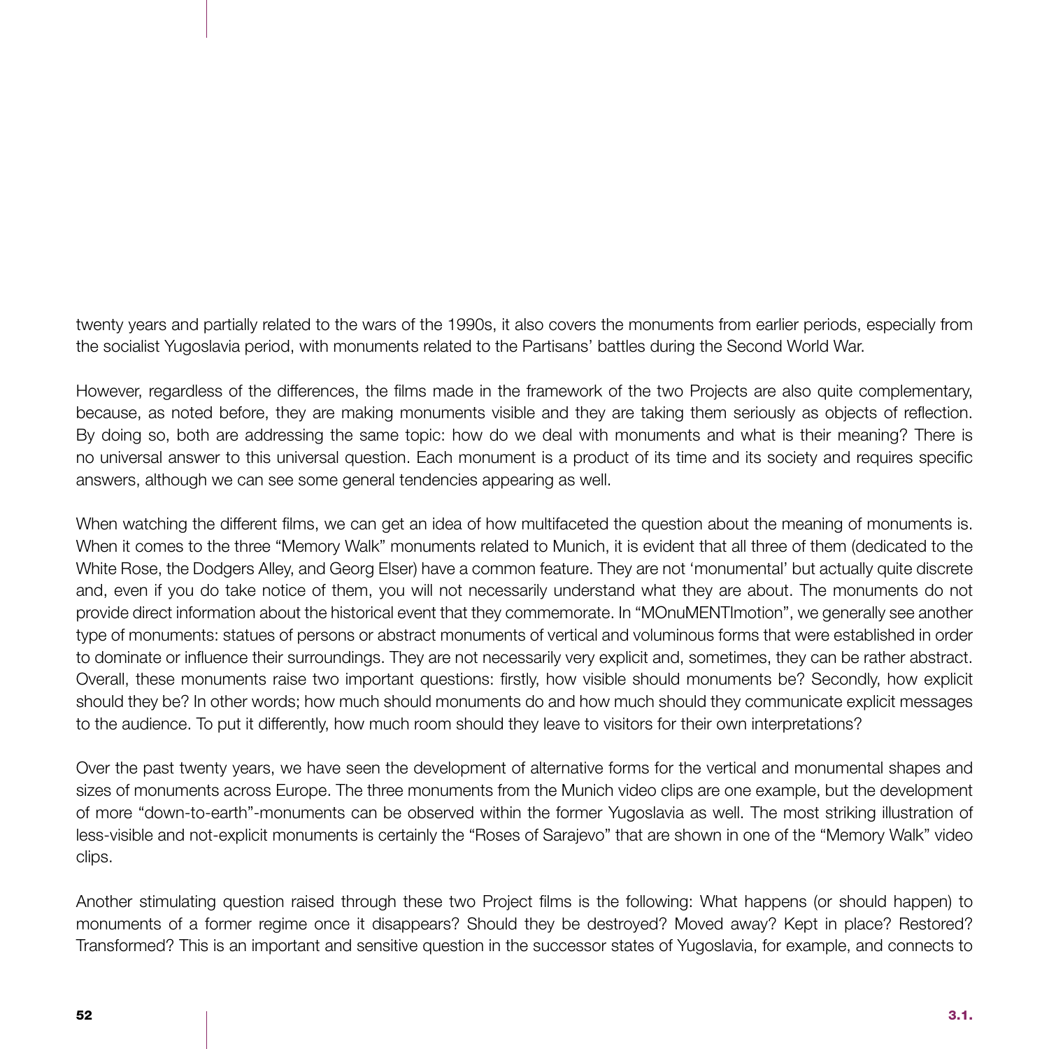twenty years and partially related to the wars of the 1990s, it also covers the monuments from earlier periods, especially from the socialist Yugoslavia period, with monuments related to the Partisans' battles during the Second World War.

However, regardless of the differences, the films made in the framework of the two Projects are also quite complementary, because, as noted before, they are making monuments visible and they are taking them seriously as objects of reflection. By doing so, both are addressing the same topic: how do we deal with monuments and what is their meaning? There is no universal answer to this universal question. Each monument is a product of its time and its society and requires specific answers, although we can see some general tendencies appearing as well.

When watching the different films, we can get an idea of how multifaceted the question about the meaning of monuments is. When it comes to the three "Memory Walk" monuments related to Munich, it is evident that all three of them (dedicated to the White Rose, the Dodgers Alley, and Georg Elser) have a common feature. They are not 'monumental' but actually quite discrete and, even if you do take notice of them, you will not necessarily understand what they are about. The monuments do not provide direct information about the historical event that they commemorate. In "MOnuMENTImotion", we generally see another type of monuments: statues of persons or abstract monuments of vertical and voluminous forms that were established in order to dominate or influence their surroundings. They are not necessarily very explicit and, sometimes, they can be rather abstract. Overall, these monuments raise two important questions: firstly, how visible should monuments be? Secondly, how explicit should they be? In other words; how much should monuments do and how much should they communicate explicit messages to the audience. To put it differently, how much room should they leave to visitors for their own interpretations?

Over the past twenty years, we have seen the development of alternative forms for the vertical and monumental shapes and sizes of monuments across Europe. The three monuments from the Munich video clips are one example, but the development of more "down-to-earth"-monuments can be observed within the former Yugoslavia as well. The most striking illustration of less-visible and not-explicit monuments is certainly the "Roses of Sarajevo" that are shown in one of the "Memory Walk" video clips.

Another stimulating question raised through these two Project films is the following: What happens (or should happen) to monuments of a former regime once it disappears? Should they be destroyed? Moved away? Kept in place? Restored? Transformed? This is an important and sensitive question in the successor states of Yugoslavia, for example, and connects to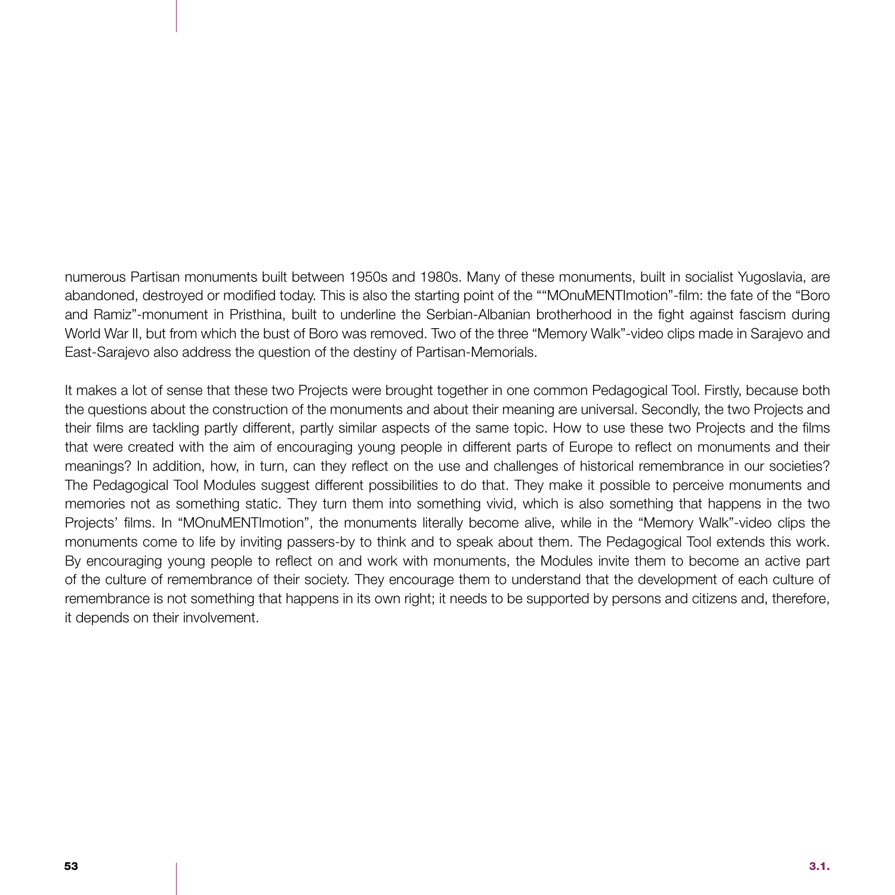numerous Partisan monuments built between 1950s and 1980s. Many of these monuments, built in socialist Yugoslavia, are abandoned, destroyed or modified today. This is also the starting point of the ""MOnuMENTImotion"-film: the fate of the "Boro and Ramiz"-monument in Pristhina, built to underline the Serbian-Albanian brotherhood in the fight against fascism during World War II, but from which the bust of Boro was removed. Two of the three "Memory Walk"-video clips made in Sarajevo and East-Sarajevo also address the question of the destiny of Partisan-Memorials.

It makes a lot of sense that these two Projects were brought together in one common Pedagogical Tool. Firstly, because both the questions about the construction of the monuments and about their meaning are universal. Secondly, the two Projects and their films are tackling partly different, partly similar aspects of the same topic. How to use these two Projects and the films that were created with the aim of encouraging young people in different parts of Europe to reflect on monuments and their meanings? In addition, how, in turn, can they reflect on the use and challenges of historical remembrance in our societies? The Pedagogical Tool Modules suggest different possibilities to do that. They make it possible to perceive monuments and memories not as something static. They turn them into something vivid, which is also something that happens in the two Projects' films. In "MOnuMENTImotion", the monuments literally become alive, while in the "Memory Walk"-video clips the monuments come to life by inviting passers-by to think and to speak about them. The Pedagogical Tool extends this work. By encouraging young people to reflect on and work with monuments, the Modules invite them to become an active part of the culture of remembrance of their society. They encourage them to understand that the development of each culture of remembrance is not something that happens in its own right; it needs to be supported by persons and citizens and, therefore, it depends on their involvement.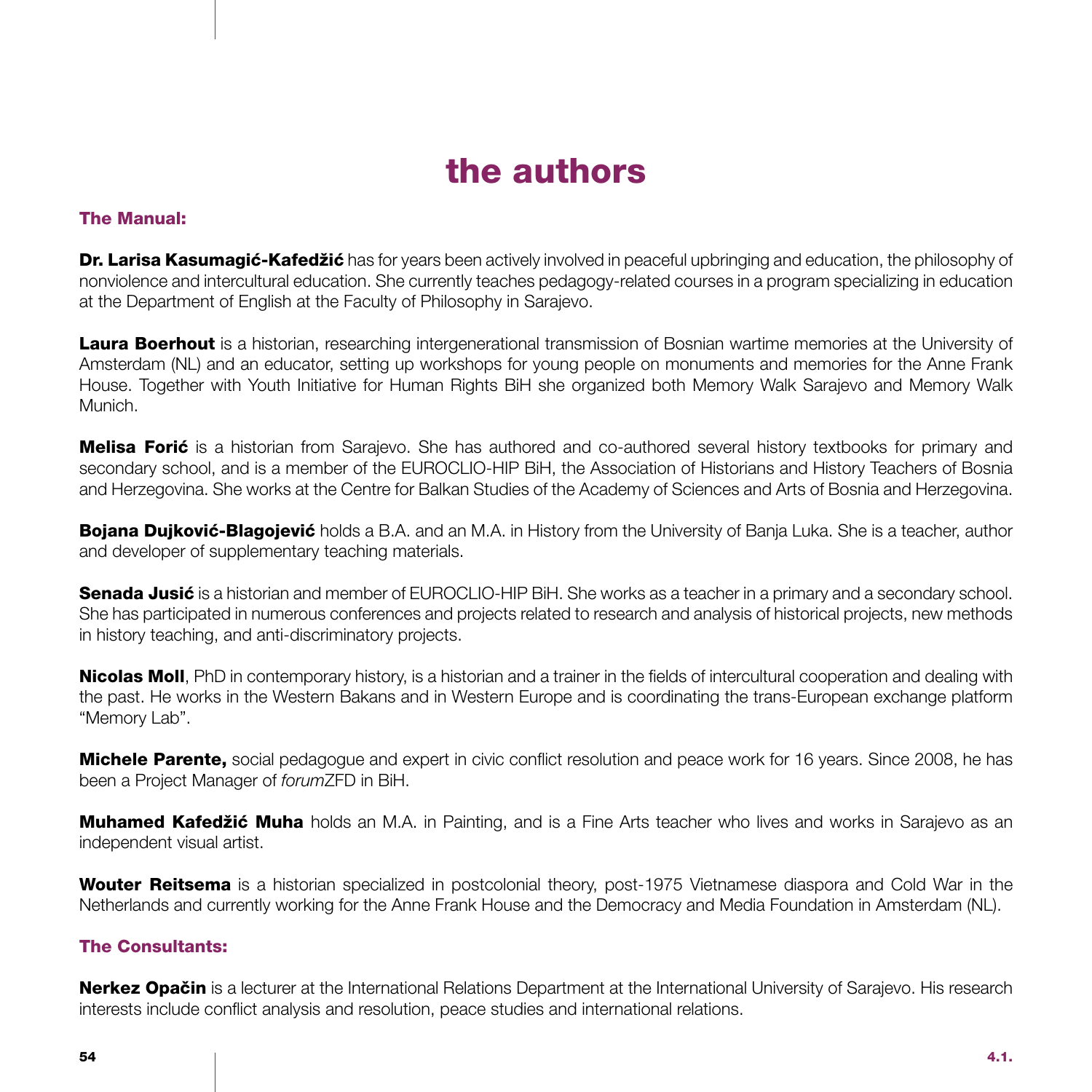# the authors

## The Manual:

**Dr. Larisa Kasumagić-Kafedžić** has for years been actively involved in peaceful upbringing and education, the philosophy of nonviolence and intercultural education. She currently teaches pedagogy-related courses in a program specializing in education at the Department of English at the Faculty of Philosophy in Sarajevo.

**Laura Boerhout** is a historian, researching intergenerational transmission of Bosnian wartime memories at the University of Amsterdam (NL) and an educator, setting up workshops for young people on monuments and memories for the Anne Frank House. Together with Youth Initiative for Human Rights BiH she organized both Memory Walk Sarajevo and Memory Walk Munich.

**Melisa Forić** is a historian from Sarajevo. She has authored and co-authored several history textbooks for primary and secondary school, and is a member of the EUROCLIO-HIP BiH, the Association of Historians and History Teachers of Bosnia and Herzegovina. She works at the Centre for Balkan Studies of the Academy of Sciences and Arts of Bosnia and Herzegovina.

**Bojana Dujković-Blagojević** holds a B.A. and an M.A. in History from the University of Banja Luka. She is a teacher, author and developer of supplementary teaching materials.

**Senada Jusić** is a historian and member of EUROCLIO-HIP BiH. She works as a teacher in a primary and a secondary school. She has participated in numerous conferences and projects related to research and analysis of historical projects, new methods in history teaching, and anti-discriminatory projects.

**Nicolas Moll**, PhD in contemporary history, is a historian and a trainer in the fields of intercultural cooperation and dealing with the past. He works in the Western Bakans and in Western Europe and is coordinating the trans-European exchange platform "Memory Lab".

**Michele Parente,** social pedagogue and expert in civic conflict resolution and peace work for 16 years. Since 2008, he has been a Project Manager of *forum*ZFD in BiH.

**Muhamed Kafedžić Muha** holds an M.A. in Painting, and is a Fine Arts teacher who lives and works in Sarajevo as an independent visual artist.

**Wouter Reitsema** is a historian specialized in postcolonial theory, post-1975 Vietnamese diaspora and Cold War in the Netherlands and currently working for the Anne Frank House and the Democracy and Media Foundation in Amsterdam (NL).

## The Consultants:

**Nerkez Opačin** is a lecturer at the International Relations Department at the International University of Sarajevo. His research interests include conflict analysis and resolution, peace studies and international relations.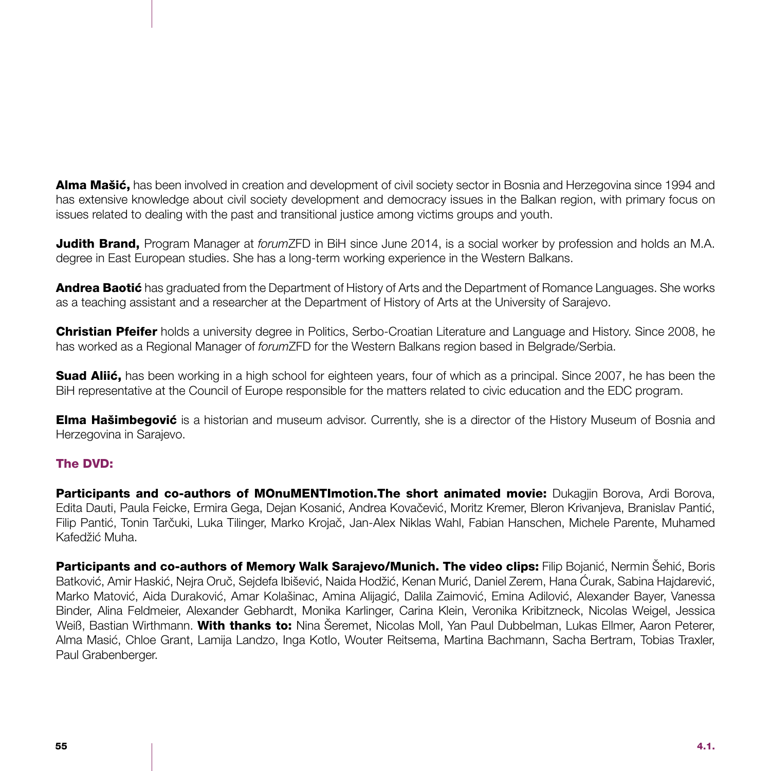**Alma Mašić,** has been involved in creation and development of civil society sector in Bosnia and Herzegovina since 1994 and has extensive knowledge about civil society development and democracy issues in the Balkan region, with primary focus on issues related to dealing with the past and transitional justice among victims groups and youth.

**Judith Brand,** Program Manager at *forum*ZFD in BiH since June 2014, is a social worker by profession and holds an M.A. degree in East European studies. She has a long-term working experience in the Western Balkans.

**Andrea Baotić** has graduated from the Department of History of Arts and the Department of Romance Languages. She works as a teaching assistant and a researcher at the Department of History of Arts at the University of Sarajevo.

**Christian Pfeifer** holds a university degree in Politics, Serbo-Croatian Literature and Language and History. Since 2008, he has worked as a Regional Manager of *forum*ZFD for the Western Balkans region based in Belgrade/Serbia.

**Suad Aliić,** has been working in a high school for eighteen years, four of which as a principal. Since 2007, he has been the BiH representative at the Council of Europe responsible for the matters related to civic education and the EDC program.

**Elma Hašimbegović** is a historian and museum advisor. Currently, she is a director of the History Museum of Bosnia and Herzegovina in Sarajevo.

## The DVD:

**Participants and co-authors of MOnuMENTImotion.The short animated movie:** Dukagjin Borova, Ardi Borova, Edita Dauti, Paula Feicke, Ermira Gega, Dejan Kosanić, Andrea Kovačević, Moritz Kremer, Bleron Krivanjeva, Branislav Pantić, Filip Pantić, Tonin Tarčuki, Luka Tilinger, Marko Krojač, Jan-Alex Niklas Wahl, Fabian Hanschen, Michele Parente, Muhamed Kafedžić Muha.

**Participants and co-authors of Memory Walk Sarajevo/Munich. The video clips:** Filip Bojanić, Nermin Šehić, Boris Batković, Amir Haskić, Nejra Oruč, Sejdefa Ibišević, Naida Hodžić, Kenan Murić, Daniel Zerem, Hana Ćurak, Sabina Hajdarević, Marko Matović, Aida Duraković, Amar Kolašinac, Amina Alijagić, Dalila Zaimović, Emina Adilović, Alexander Bayer, Vanessa Binder, Alina Feldmeier, Alexander Gebhardt, Monika Karlinger, Carina Klein, Veronika Kribitzneck, Nicolas Weigel, Jessica Weiß, Bastian Wirthmann. **With thanks to:** Nina Šeremet, Nicolas Moll, Yan Paul Dubbelman, Lukas Ellmer, Aaron Peterer, Alma Masić, Chloe Grant, Lamija Landzo, Inga Kotlo, Wouter Reitsema, Martina Bachmann, Sacha Bertram, Tobias Traxler, Paul Grabenberger.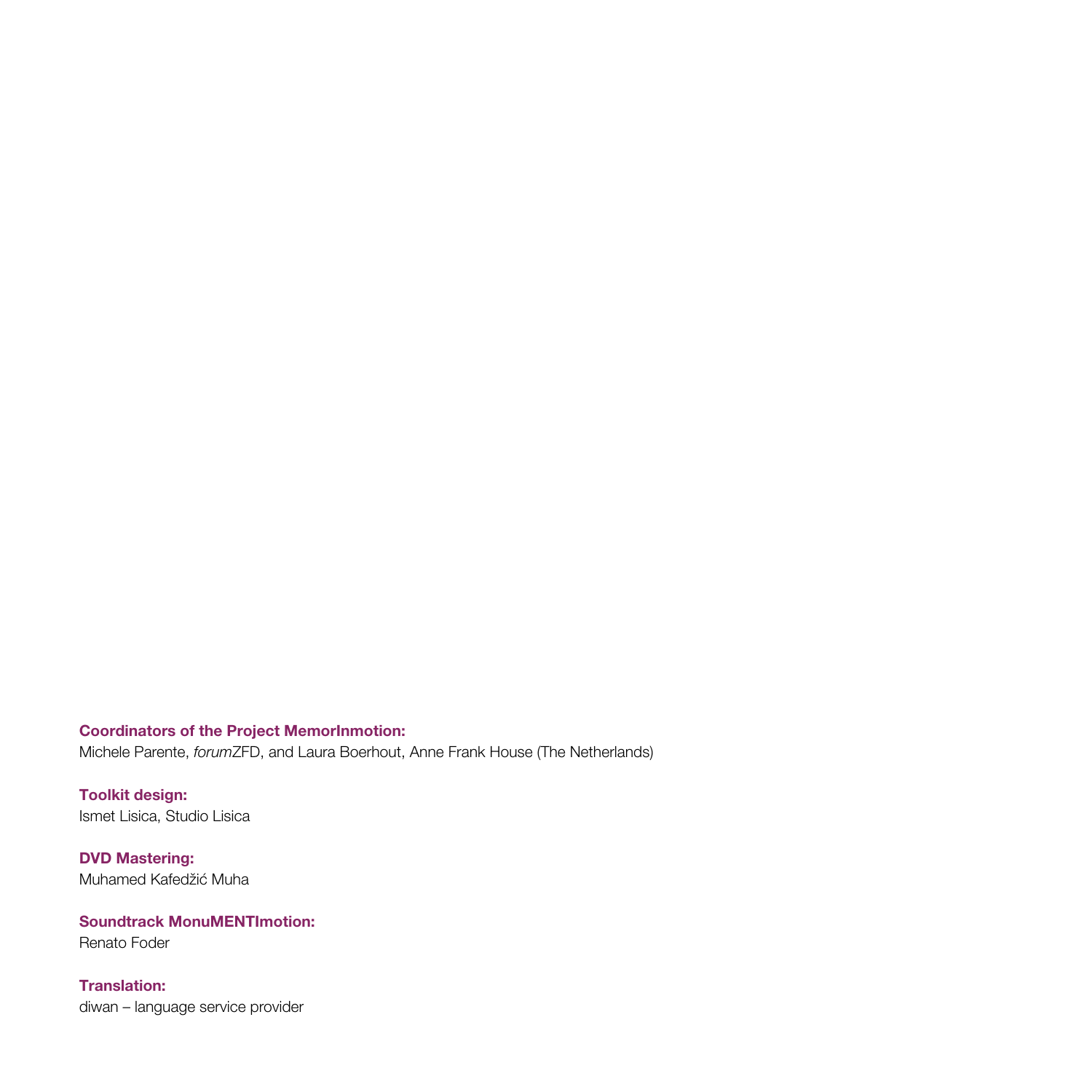**Coordinators of the Project MemorInmotion:**
Michele Parente, *forum*ZFD, and Laura Boerhout, Anne Frank House (The Netherlands)

**Toolkit design:**
Ismet Lisica, Studio Lisica

**DVD Mastering:**
Muhamed Kafedžić Muha

**Soundtrack MonuMENTImotion:**
Renato Foder

**Translation:**
diwan – language service provider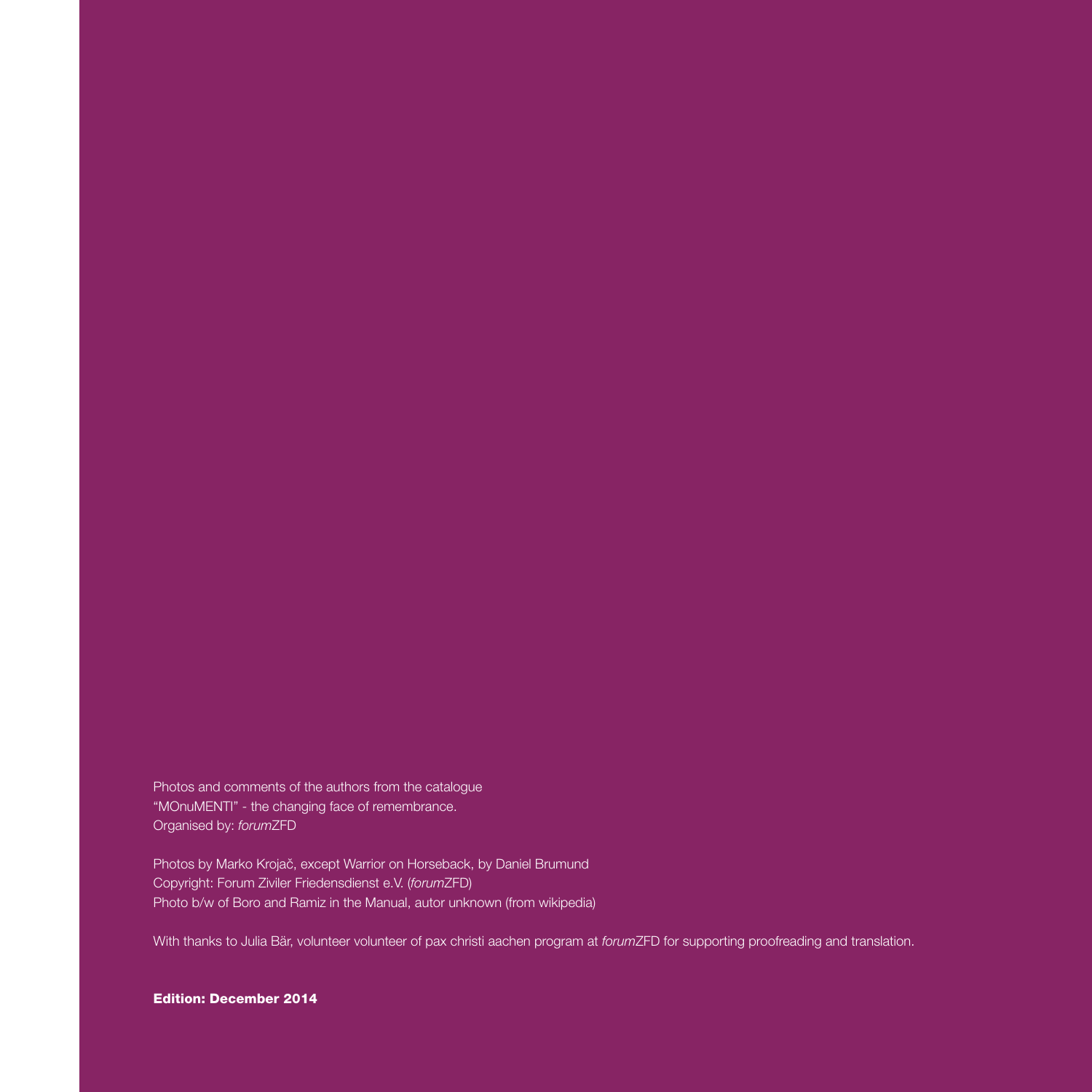Photos and comments of the authors from the catalogue
"MOnuMENTI" - the changing face of remembrance.
Organised by: *forum*ZFD

Photos by Marko Krojač, except Warrior on Horseback, by Daniel Brumund
Copyright: Forum Ziviler Friedensdienst e.V. (*forum*ZFD)
Photo b/w of Boro and Ramiz in the Manual, autor unknown (from wikipedia)

With thanks to Julia Bär, volunteer volunteer of pax christi aachen program at *forum*ZFD for supporting proofreading and translation.

**Edition: December 2014**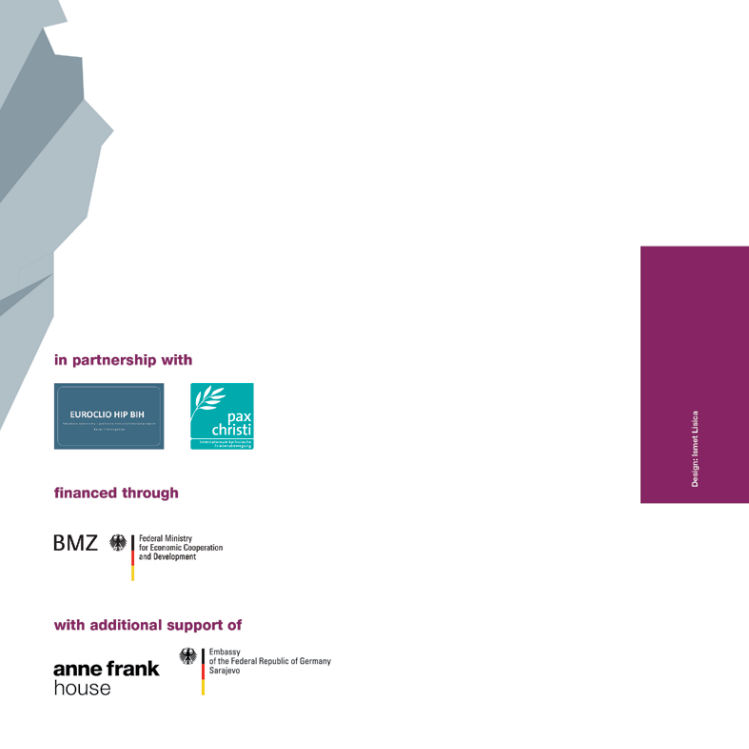**in partnership with**

EUROCLIO HIP BIH

pax christi

**financed through**

BMZ | Federal Ministry for Economic Cooperation and Development

**with additional support of**

anne frank house

Embassy of the Federal Republic of Germany Sarajevo

Design: Ismet Lisica